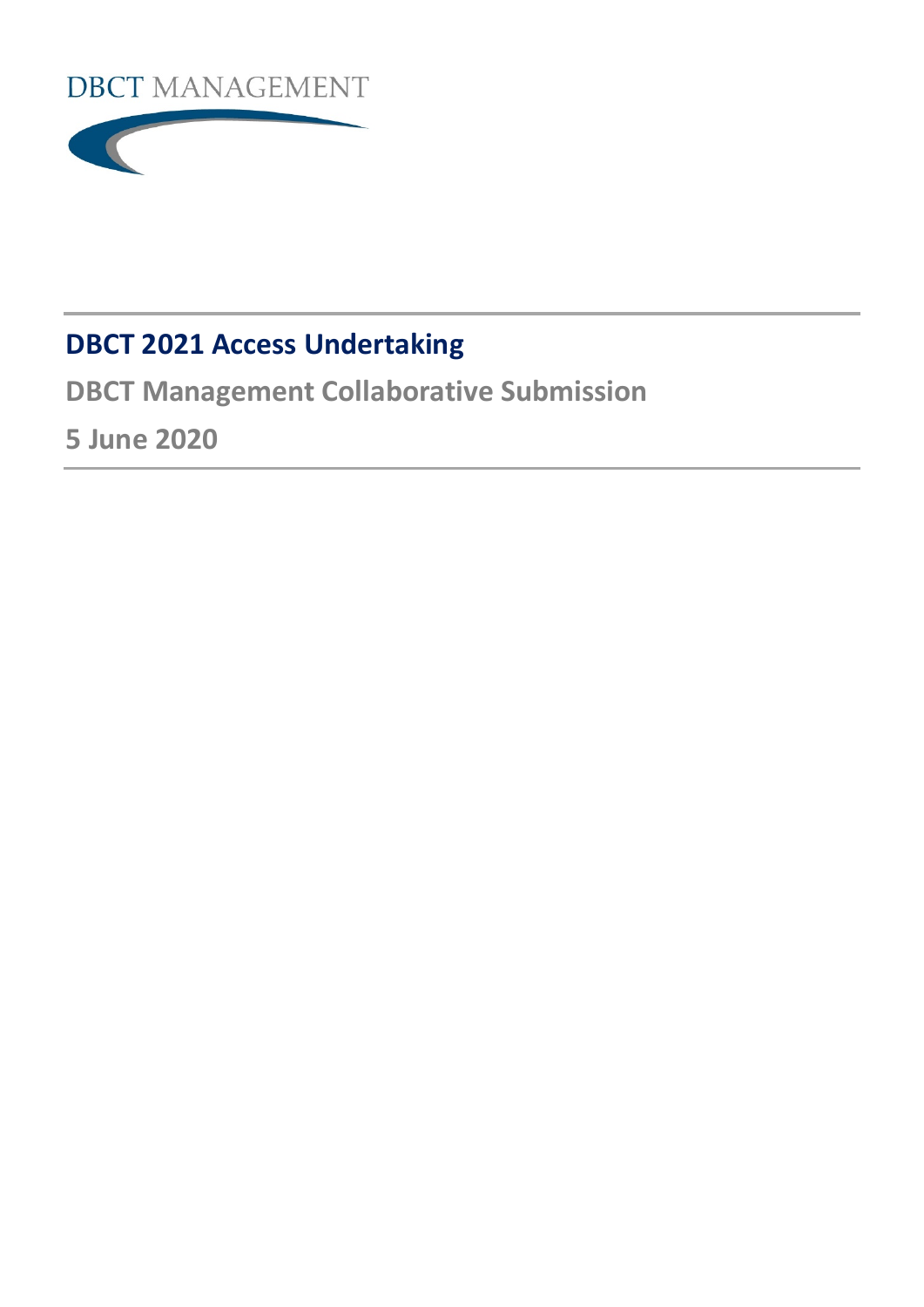DBCT MANAGEMENT

# DBCT 2021 Access Undertaking

## DBCT Management Collaborative Submission

## 5 June 2020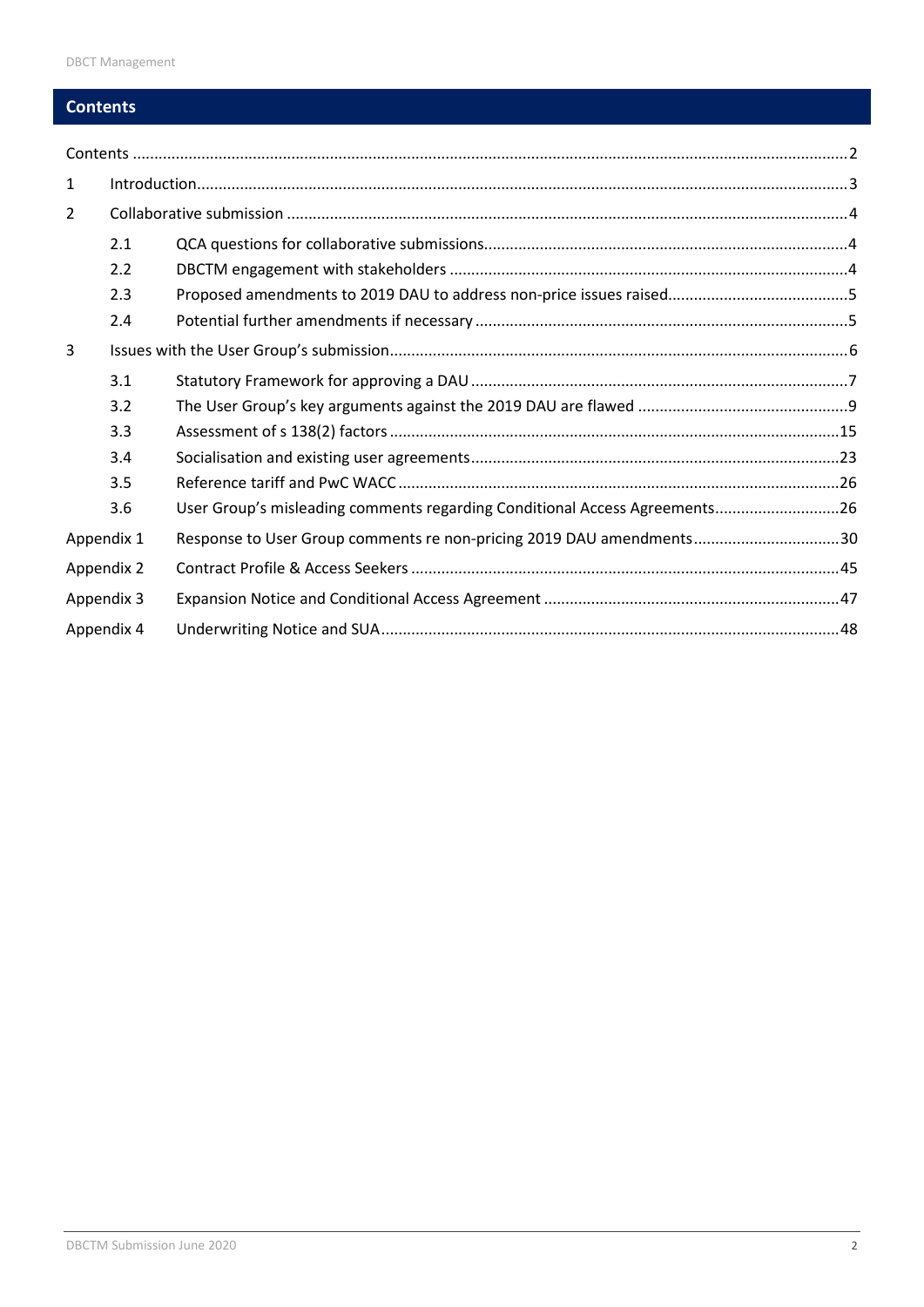# Contents

| | | |
|---|---|---|
| Contents | | 2 |
| 1 | Introduction | 3 |
| 2 | Collaborative submission | 4 |
| 2.1 | QCA questions for collaborative submissions | 4 |
| 2.2 | DBCTM engagement with stakeholders | 4 |
| 2.3 | Proposed amendments to 2019 DAU to address non-price issues raised | 5 |
| 2.4 | Potential further amendments if necessary | 5 |
| 3 | Issues with the User Group's submission | 6 |
| 3.1 | Statutory Framework for approving a DAU | 7 |
| 3.2 | The User Group's key arguments against the 2019 DAU are flawed | 9 |
| 3.3 | Assessment of s 138(2) factors | 15 |
| 3.4 | Socialisation and existing user agreements | 23 |
| 3.5 | Reference tariff and PwC WACC | 26 |
| 3.6 | User Group's misleading comments regarding Conditional Access Agreements | 26 |
| Appendix 1 | Response to User Group comments re non-pricing 2019 DAU amendments | 30 |
| Appendix 2 | Contract Profile & Access Seekers | 45 |
| Appendix 3 | Expansion Notice and Conditional Access Agreement | 47 |
| Appendix 4 | Underwriting Notice and SUA | 48 |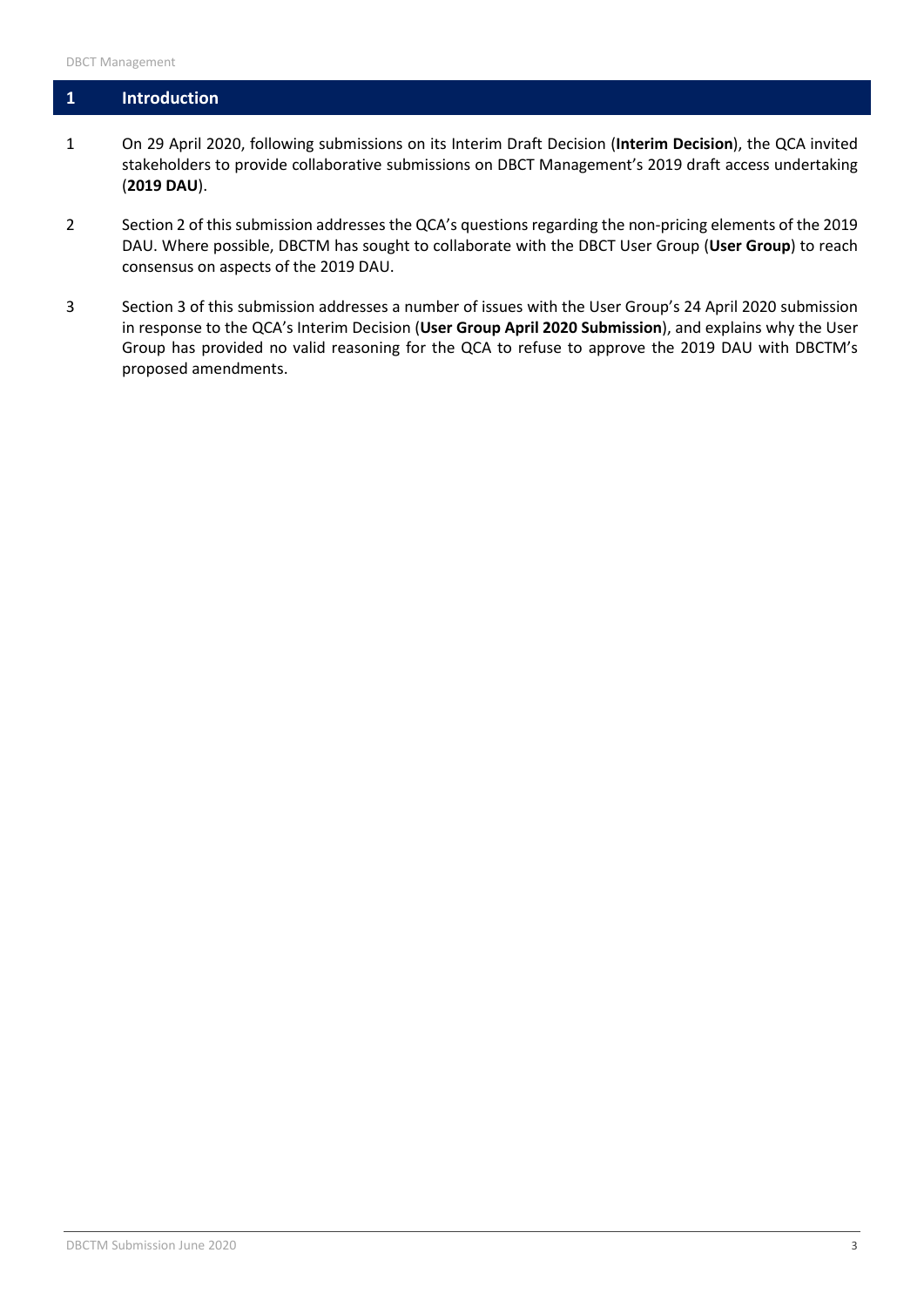# 1 Introduction

1 On 29 April 2020, following submissions on its Interim Draft Decision (**Interim Decision**), the QCA invited stakeholders to provide collaborative submissions on DBCT Management's 2019 draft access undertaking (**2019 DAU**).

2 Section 2 of this submission addresses the QCA's questions regarding the non-pricing elements of the 2019 DAU. Where possible, DBCTM has sought to collaborate with the DBCT User Group (**User Group**) to reach consensus on aspects of the 2019 DAU.

3 Section 3 of this submission addresses a number of issues with the User Group's 24 April 2020 submission in response to the QCA's Interim Decision (**User Group April 2020 Submission**), and explains why the User Group has provided no valid reasoning for the QCA to refuse to approve the 2019 DAU with DBCTM's proposed amendments.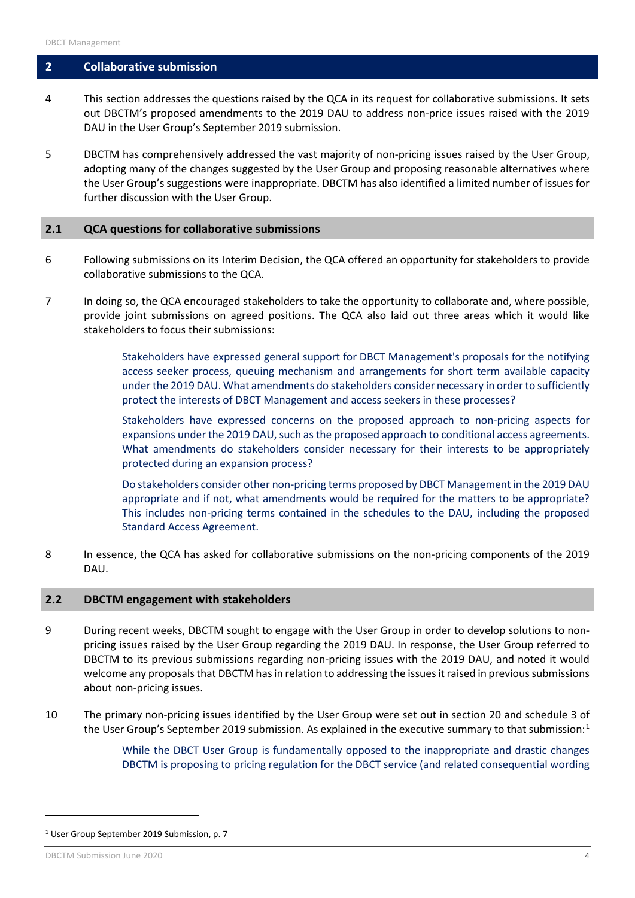## 2 Collaborative submission

4 This section addresses the questions raised by the QCA in its request for collaborative submissions. It sets out DBCTM's proposed amendments to the 2019 DAU to address non-price issues raised with the 2019 DAU in the User Group's September 2019 submission.

5 DBCTM has comprehensively addressed the vast majority of non-pricing issues raised by the User Group, adopting many of the changes suggested by the User Group and proposing reasonable alternatives where the User Group's suggestions were inappropriate. DBCTM has also identified a limited number of issues for further discussion with the User Group.

### 2.1 QCA questions for collaborative submissions

6 Following submissions on its Interim Decision, the QCA offered an opportunity for stakeholders to provide collaborative submissions to the QCA.

7 In doing so, the QCA encouraged stakeholders to take the opportunity to collaborate and, where possible, provide joint submissions on agreed positions. The QCA also laid out three areas which it would like stakeholders to focus their submissions:

> Stakeholders have expressed general support for DBCT Management's proposals for the notifying access seeker process, queuing mechanism and arrangements for short term available capacity under the 2019 DAU. What amendments do stakeholders consider necessary in order to sufficiently protect the interests of DBCT Management and access seekers in these processes?
>
> Stakeholders have expressed concerns on the proposed approach to non-pricing aspects for expansions under the 2019 DAU, such as the proposed approach to conditional access agreements. What amendments do stakeholders consider necessary for their interests to be appropriately protected during an expansion process?
>
> Do stakeholders consider other non-pricing terms proposed by DBCT Management in the 2019 DAU appropriate and if not, what amendments would be required for the matters to be appropriate? This includes non-pricing terms contained in the schedules to the DAU, including the proposed Standard Access Agreement.

8 In essence, the QCA has asked for collaborative submissions on the non-pricing components of the 2019 DAU.

### 2.2 DBCTM engagement with stakeholders

9 During recent weeks, DBCTM sought to engage with the User Group in order to develop solutions to non-pricing issues raised by the User Group regarding the 2019 DAU. In response, the User Group referred to DBCTM to its previous submissions regarding non-pricing issues with the 2019 DAU, and noted it would welcome any proposals that DBCTM has in relation to addressing the issues it raised in previous submissions about non-pricing issues.

10 The primary non-pricing issues identified by the User Group were set out in section 20 and schedule 3 of the User Group's September 2019 submission. As explained in the executive summary to that submission:[1]

> While the DBCT User Group is fundamentally opposed to the inappropriate and drastic changes DBCTM is proposing to pricing regulation for the DBCT service (and related consequential wording

[1] User Group September 2019 Submission, p. 7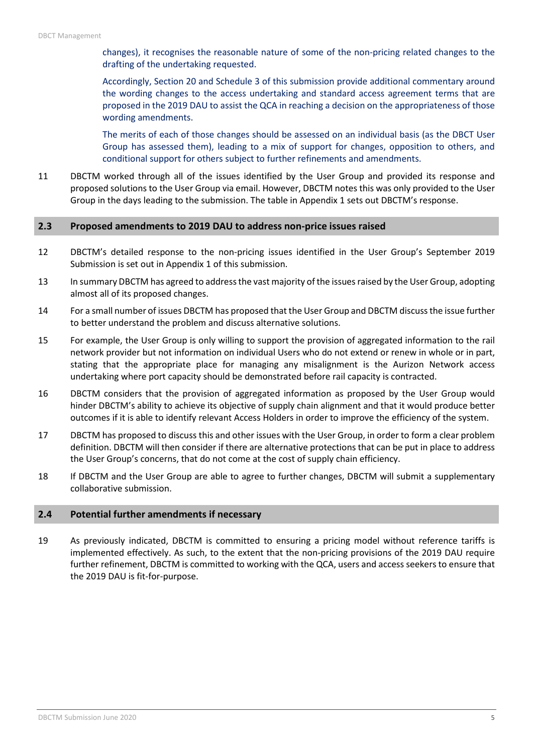changes), it recognises the reasonable nature of some of the non-pricing related changes to the drafting of the undertaking requested.

Accordingly, Section 20 and Schedule 3 of this submission provide additional commentary around the wording changes to the access undertaking and standard access agreement terms that are proposed in the 2019 DAU to assist the QCA in reaching a decision on the appropriateness of those wording amendments.

The merits of each of those changes should be assessed on an individual basis (as the DBCT User Group has assessed them), leading to a mix of support for changes, opposition to others, and conditional support for others subject to further refinements and amendments.

11 DBCTM worked through all of the issues identified by the User Group and provided its response and proposed solutions to the User Group via email. However, DBCTM notes this was only provided to the User Group in the days leading to the submission. The table in Appendix 1 sets out DBCTM's response.

## 2.3 Proposed amendments to 2019 DAU to address non-price issues raised

12 DBCTM's detailed response to the non-pricing issues identified in the User Group's September 2019 Submission is set out in Appendix 1 of this submission.

13 In summary DBCTM has agreed to address the vast majority of the issues raised by the User Group, adopting almost all of its proposed changes.

14 For a small number of issues DBCTM has proposed that the User Group and DBCTM discuss the issue further to better understand the problem and discuss alternative solutions.

15 For example, the User Group is only willing to support the provision of aggregated information to the rail network provider but not information on individual Users who do not extend or renew in whole or in part, stating that the appropriate place for managing any misalignment is the Aurizon Network access undertaking where port capacity should be demonstrated before rail capacity is contracted.

16 DBCTM considers that the provision of aggregated information as proposed by the User Group would hinder DBCTM's ability to achieve its objective of supply chain alignment and that it would produce better outcomes if it is able to identify relevant Access Holders in order to improve the efficiency of the system.

17 DBCTM has proposed to discuss this and other issues with the User Group, in order to form a clear problem definition. DBCTM will then consider if there are alternative protections that can be put in place to address the User Group's concerns, that do not come at the cost of supply chain efficiency.

18 If DBCTM and the User Group are able to agree to further changes, DBCTM will submit a supplementary collaborative submission.

## 2.4 Potential further amendments if necessary

19 As previously indicated, DBCTM is committed to ensuring a pricing model without reference tariffs is implemented effectively. As such, to the extent that the non-pricing provisions of the 2019 DAU require further refinement, DBCTM is committed to working with the QCA, users and access seekers to ensure that the 2019 DAU is fit-for-purpose.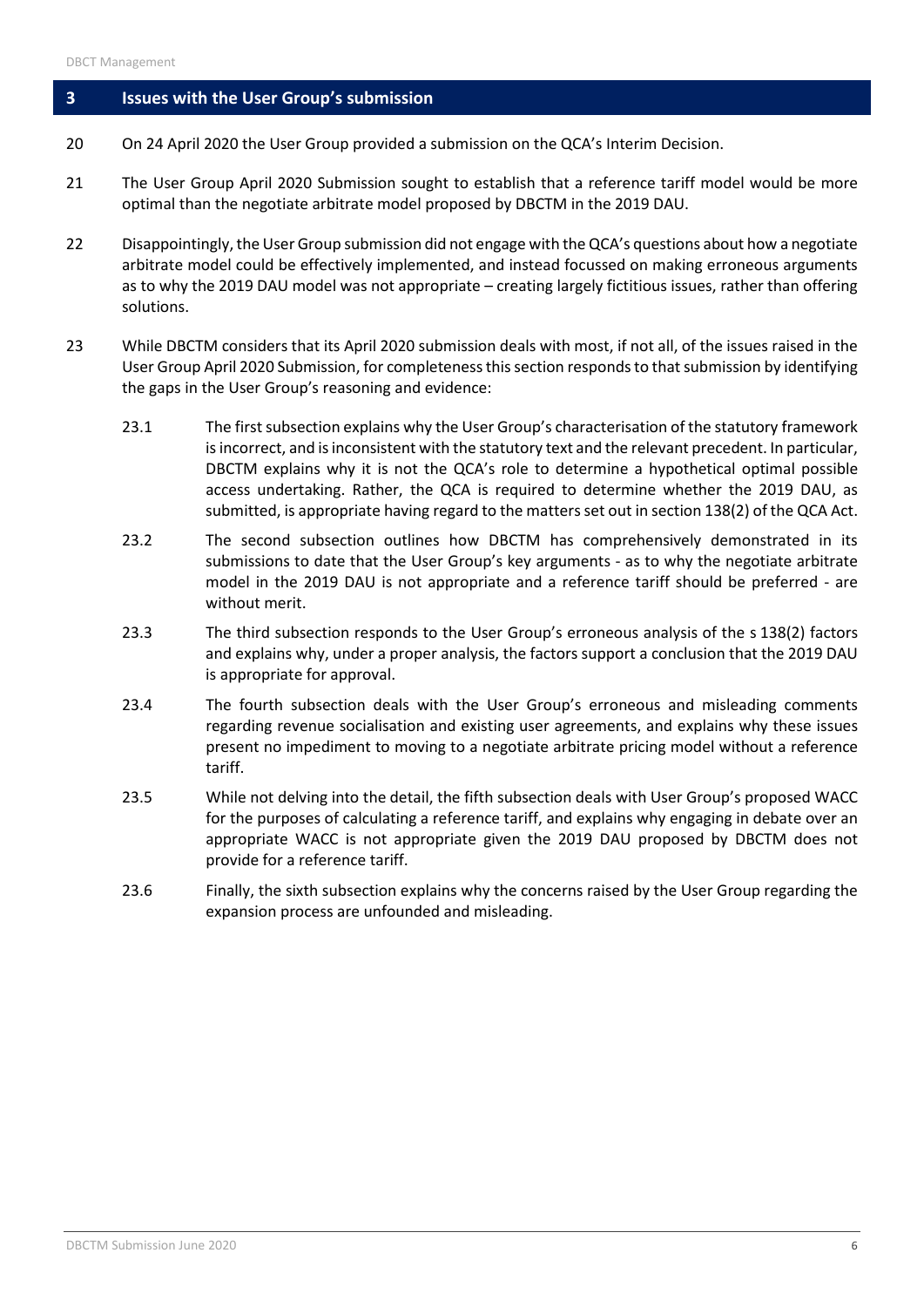## 3 Issues with the User Group's submission

20 On 24 April 2020 the User Group provided a submission on the QCA's Interim Decision.

21 The User Group April 2020 Submission sought to establish that a reference tariff model would be more optimal than the negotiate arbitrate model proposed by DBCTM in the 2019 DAU.

22 Disappointingly, the User Group submission did not engage with the QCA's questions about how a negotiate arbitrate model could be effectively implemented, and instead focussed on making erroneous arguments as to why the 2019 DAU model was not appropriate – creating largely fictitious issues, rather than offering solutions.

23 While DBCTM considers that its April 2020 submission deals with most, if not all, of the issues raised in the User Group April 2020 Submission, for completeness this section responds to that submission by identifying the gaps in the User Group's reasoning and evidence:

23.1 The first subsection explains why the User Group's characterisation of the statutory framework is incorrect, and is inconsistent with the statutory text and the relevant precedent. In particular, DBCTM explains why it is not the QCA's role to determine a hypothetical optimal possible access undertaking. Rather, the QCA is required to determine whether the 2019 DAU, as submitted, is appropriate having regard to the matters set out in section 138(2) of the QCA Act.

23.2 The second subsection outlines how DBCTM has comprehensively demonstrated in its submissions to date that the User Group's key arguments - as to why the negotiate arbitrate model in the 2019 DAU is not appropriate and a reference tariff should be preferred - are without merit.

23.3 The third subsection responds to the User Group's erroneous analysis of the s 138(2) factors and explains why, under a proper analysis, the factors support a conclusion that the 2019 DAU is appropriate for approval.

23.4 The fourth subsection deals with the User Group's erroneous and misleading comments regarding revenue socialisation and existing user agreements, and explains why these issues present no impediment to moving to a negotiate arbitrate pricing model without a reference tariff.

23.5 While not delving into the detail, the fifth subsection deals with User Group's proposed WACC for the purposes of calculating a reference tariff, and explains why engaging in debate over an appropriate WACC is not appropriate given the 2019 DAU proposed by DBCTM does not provide for a reference tariff.

23.6 Finally, the sixth subsection explains why the concerns raised by the User Group regarding the expansion process are unfounded and misleading.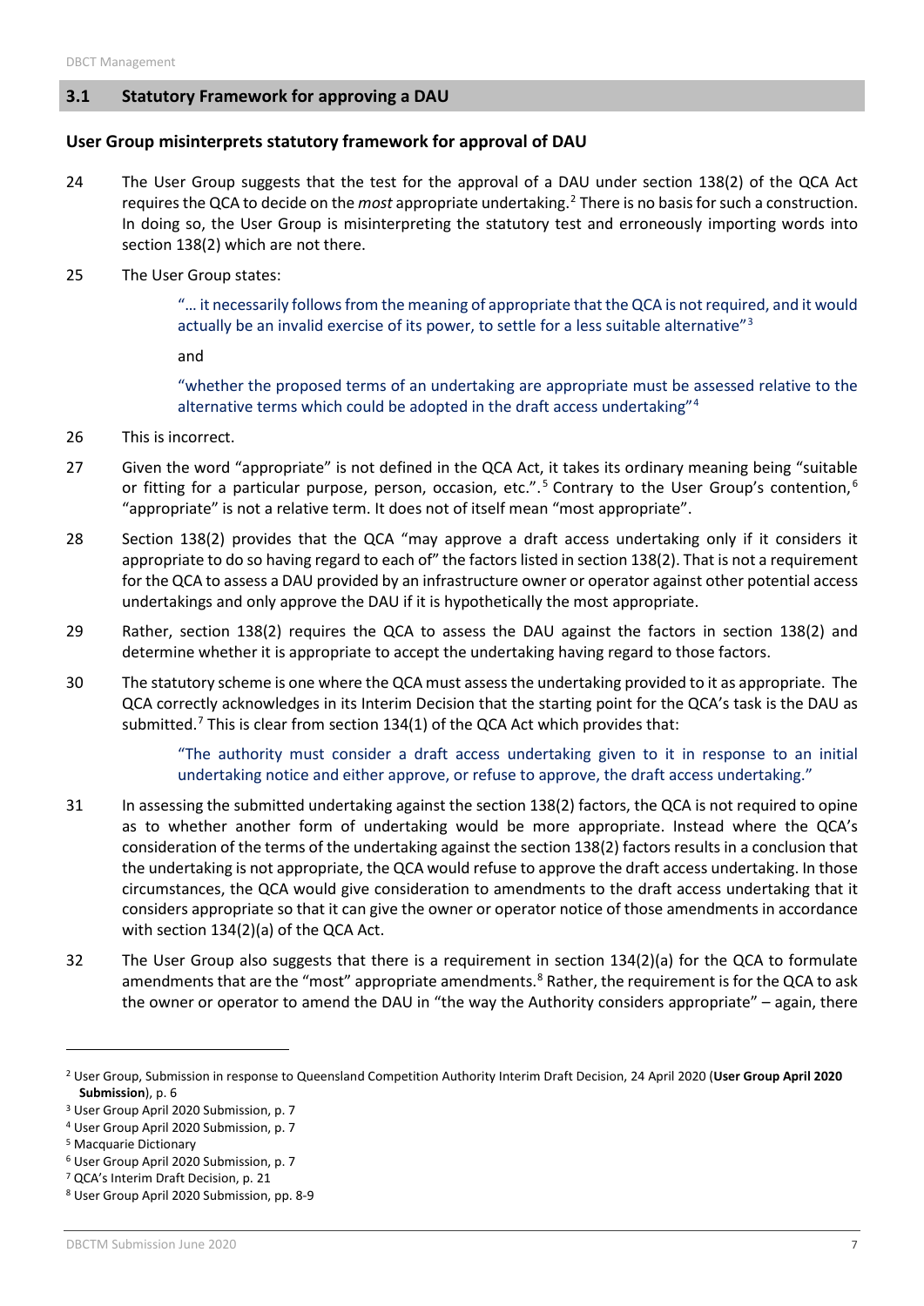## 3.1 Statutory Framework for approving a DAU

### User Group misinterprets statutory framework for approval of DAU

24 The User Group suggests that the test for the approval of a DAU under section 138(2) of the QCA Act requires the QCA to decide on the *most* appropriate undertaking.[2] There is no basis for such a construction. In doing so, the User Group is misinterpreting the statutory test and erroneously importing words into section 138(2) which are not there.

25 The User Group states:

> "… it necessarily follows from the meaning of appropriate that the QCA is not required, and it would actually be an invalid exercise of its power, to settle for a less suitable alternative"[3]
>
> and
>
> "whether the proposed terms of an undertaking are appropriate must be assessed relative to the alternative terms which could be adopted in the draft access undertaking"[4]

26 This is incorrect.

27 Given the word "appropriate" is not defined in the QCA Act, it takes its ordinary meaning being "suitable or fitting for a particular purpose, person, occasion, etc.".[5] Contrary to the User Group's contention,[6] "appropriate" is not a relative term. It does not of itself mean "most appropriate".

28 Section 138(2) provides that the QCA "may approve a draft access undertaking only if it considers it appropriate to do so having regard to each of" the factors listed in section 138(2). That is not a requirement for the QCA to assess a DAU provided by an infrastructure owner or operator against other potential access undertakings and only approve the DAU if it is hypothetically the most appropriate.

29 Rather, section 138(2) requires the QCA to assess the DAU against the factors in section 138(2) and determine whether it is appropriate to accept the undertaking having regard to those factors.

30 The statutory scheme is one where the QCA must assess the undertaking provided to it as appropriate. The QCA correctly acknowledges in its Interim Decision that the starting point for the QCA's task is the DAU as submitted.[7] This is clear from section 134(1) of the QCA Act which provides that:

> "The authority must consider a draft access undertaking given to it in response to an initial undertaking notice and either approve, or refuse to approve, the draft access undertaking."

31 In assessing the submitted undertaking against the section 138(2) factors, the QCA is not required to opine as to whether another form of undertaking would be more appropriate. Instead where the QCA's consideration of the terms of the undertaking against the section 138(2) factors results in a conclusion that the undertaking is not appropriate, the QCA would refuse to approve the draft access undertaking. In those circumstances, the QCA would give consideration to amendments to the draft access undertaking that it considers appropriate so that it can give the owner or operator notice of those amendments in accordance with section 134(2)(a) of the QCA Act.

32 The User Group also suggests that there is a requirement in section 134(2)(a) for the QCA to formulate amendments that are the "most" appropriate amendments.[8] Rather, the requirement is for the QCA to ask the owner or operator to amend the DAU in "the way the Authority considers appropriate" – again, there

---

[2] User Group, Submission in response to Queensland Competition Authority Interim Draft Decision, 24 April 2020 (**User Group April 2020 Submission**), p. 6

[3] User Group April 2020 Submission, p. 7

[4] User Group April 2020 Submission, p. 7

[5] Macquarie Dictionary

[6] User Group April 2020 Submission, p. 7

[7] QCA's Interim Draft Decision, p. 21

[8] User Group April 2020 Submission, pp. 8-9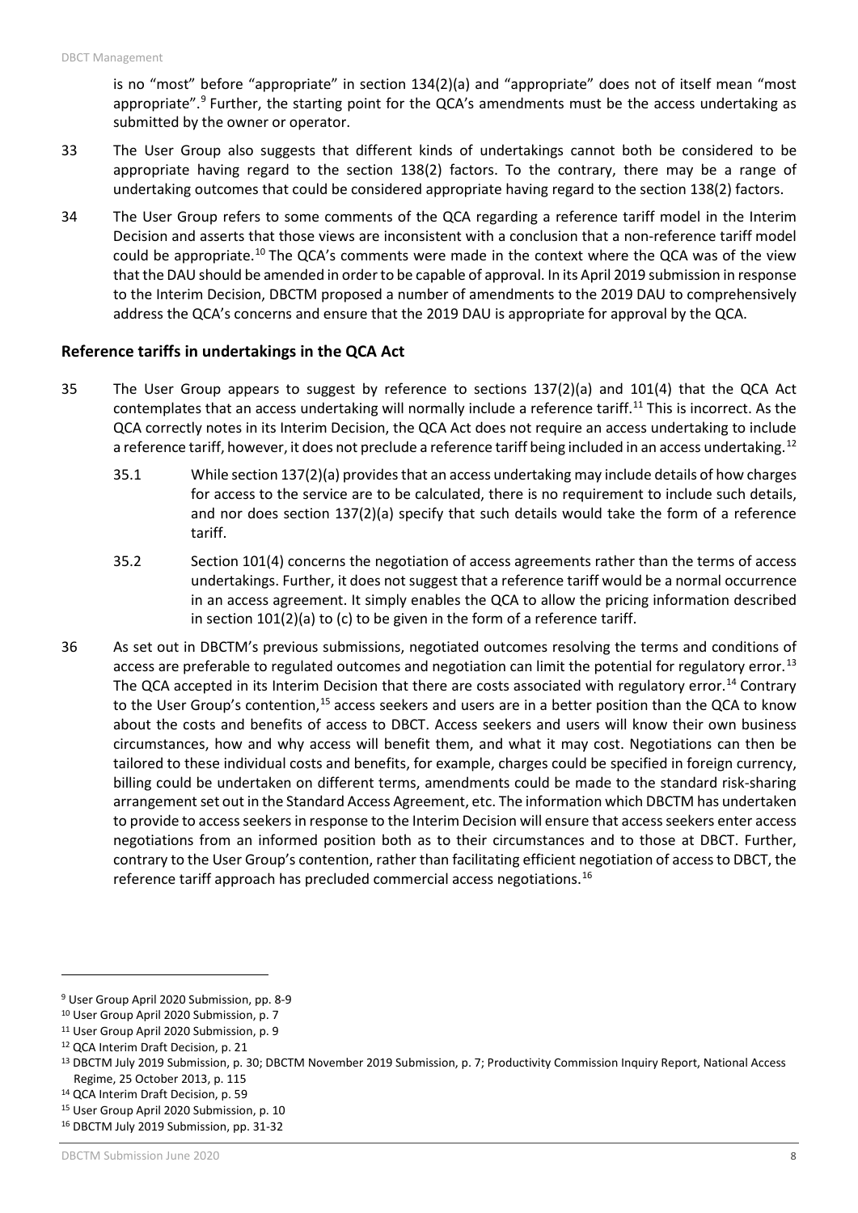is no "most" before "appropriate" in section 134(2)(a) and "appropriate" does not of itself mean "most appropriate".[9] Further, the starting point for the QCA's amendments must be the access undertaking as submitted by the owner or operator.

33 The User Group also suggests that different kinds of undertakings cannot both be considered to be appropriate having regard to the section 138(2) factors. To the contrary, there may be a range of undertaking outcomes that could be considered appropriate having regard to the section 138(2) factors.

34 The User Group refers to some comments of the QCA regarding a reference tariff model in the Interim Decision and asserts that those views are inconsistent with a conclusion that a non-reference tariff model could be appropriate.[10] The QCA's comments were made in the context where the QCA was of the view that the DAU should be amended in order to be capable of approval. In its April 2019 submission in response to the Interim Decision, DBCTM proposed a number of amendments to the 2019 DAU to comprehensively address the QCA's concerns and ensure that the 2019 DAU is appropriate for approval by the QCA.

## Reference tariffs in undertakings in the QCA Act

35 The User Group appears to suggest by reference to sections 137(2)(a) and 101(4) that the QCA Act contemplates that an access undertaking will normally include a reference tariff.[11] This is incorrect. As the QCA correctly notes in its Interim Decision, the QCA Act does not require an access undertaking to include a reference tariff, however, it does not preclude a reference tariff being included in an access undertaking.[12]

35.1 While section 137(2)(a) provides that an access undertaking may include details of how charges for access to the service are to be calculated, there is no requirement to include such details, and nor does section 137(2)(a) specify that such details would take the form of a reference tariff.

35.2 Section 101(4) concerns the negotiation of access agreements rather than the terms of access undertakings. Further, it does not suggest that a reference tariff would be a normal occurrence in an access agreement. It simply enables the QCA to allow the pricing information described in section 101(2)(a) to (c) to be given in the form of a reference tariff.

36 As set out in DBCTM's previous submissions, negotiated outcomes resolving the terms and conditions of access are preferable to regulated outcomes and negotiation can limit the potential for regulatory error.[13] The QCA accepted in its Interim Decision that there are costs associated with regulatory error.[14] Contrary to the User Group's contention,[15] access seekers and users are in a better position than the QCA to know about the costs and benefits of access to DBCT. Access seekers and users will know their own business circumstances, how and why access will benefit them, and what it may cost. Negotiations can then be tailored to these individual costs and benefits, for example, charges could be specified in foreign currency, billing could be undertaken on different terms, amendments could be made to the standard risk-sharing arrangement set out in the Standard Access Agreement, etc. The information which DBCTM has undertaken to provide to access seekers in response to the Interim Decision will ensure that access seekers enter access negotiations from an informed position both as to their circumstances and to those at DBCT. Further, contrary to the User Group's contention, rather than facilitating efficient negotiation of access to DBCT, the reference tariff approach has precluded commercial access negotiations.[16]

---

[9] User Group April 2020 Submission, pp. 8-9

[10] User Group April 2020 Submission, p. 7

[11] User Group April 2020 Submission, p. 9

[12] QCA Interim Draft Decision, p. 21

[13] DBCTM July 2019 Submission, p. 30; DBCTM November 2019 Submission, p. 7; Productivity Commission Inquiry Report, National Access Regime, 25 October 2013, p. 115

[14] QCA Interim Draft Decision, p. 59

[15] User Group April 2020 Submission, p. 10

[16] DBCTM July 2019 Submission, pp. 31-32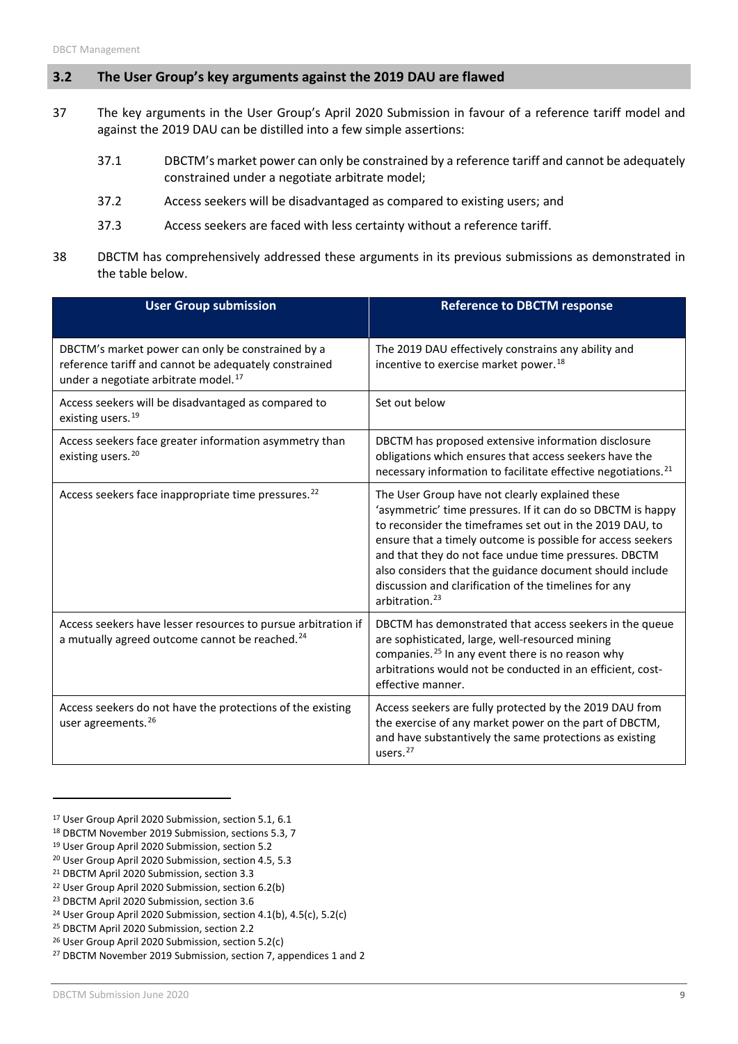## 3.2 The User Group's key arguments against the 2019 DAU are flawed

37 The key arguments in the User Group's April 2020 Submission in favour of a reference tariff model and against the 2019 DAU can be distilled into a few simple assertions:

37.1 DBCTM's market power can only be constrained by a reference tariff and cannot be adequately constrained under a negotiate arbitrate model;

37.2 Access seekers will be disadvantaged as compared to existing users; and

37.3 Access seekers are faced with less certainty without a reference tariff.

38 DBCTM has comprehensively addressed these arguments in its previous submissions as demonstrated in the table below.

| User Group submission | Reference to DBCTM response |
| --- | --- |
| DBCTM's market power can only be constrained by a reference tariff and cannot be adequately constrained under a negotiate arbitrate model.[17] | The 2019 DAU effectively constrains any ability and incentive to exercise market power.[18] |
| Access seekers will be disadvantaged as compared to existing users.[19] | Set out below |
| Access seekers face greater information asymmetry than existing users.[20] | DBCTM has proposed extensive information disclosure obligations which ensures that access seekers have the necessary information to facilitate effective negotiations.[21] |
| Access seekers face inappropriate time pressures.[22] | The User Group have not clearly explained these 'asymmetric' time pressures. If it can do so DBCTM is happy to reconsider the timeframes set out in the 2019 DAU, to ensure that a timely outcome is possible for access seekers and that they do not face undue time pressures. DBCTM also considers that the guidance document should include discussion and clarification of the timelines for any arbitration.[23] |
| Access seekers have lesser resources to pursue arbitration if a mutually agreed outcome cannot be reached.[24] | DBCTM has demonstrated that access seekers in the queue are sophisticated, large, well-resourced mining companies.[25] In any event there is no reason why arbitrations would not be conducted in an efficient, cost-effective manner. |
| Access seekers do not have the protections of the existing user agreements.[26] | Access seekers are fully protected by the 2019 DAU from the exercise of any market power on the part of DBCTM, and have substantively the same protections as existing users.[27] |

[17] User Group April 2020 Submission, section 5.1, 6.1

[18] DBCTM November 2019 Submission, sections 5.3, 7

[19] User Group April 2020 Submission, section 5.2

[20] User Group April 2020 Submission, section 4.5, 5.3

[21] DBCTM April 2020 Submission, section 3.3

[22] User Group April 2020 Submission, section 6.2(b)

[23] DBCTM April 2020 Submission, section 3.6

[24] User Group April 2020 Submission, section 4.1(b), 4.5(c), 5.2(c)

[25] DBCTM April 2020 Submission, section 2.2

[26] User Group April 2020 Submission, section 5.2(c)

[27] DBCTM November 2019 Submission, section 7, appendices 1 and 2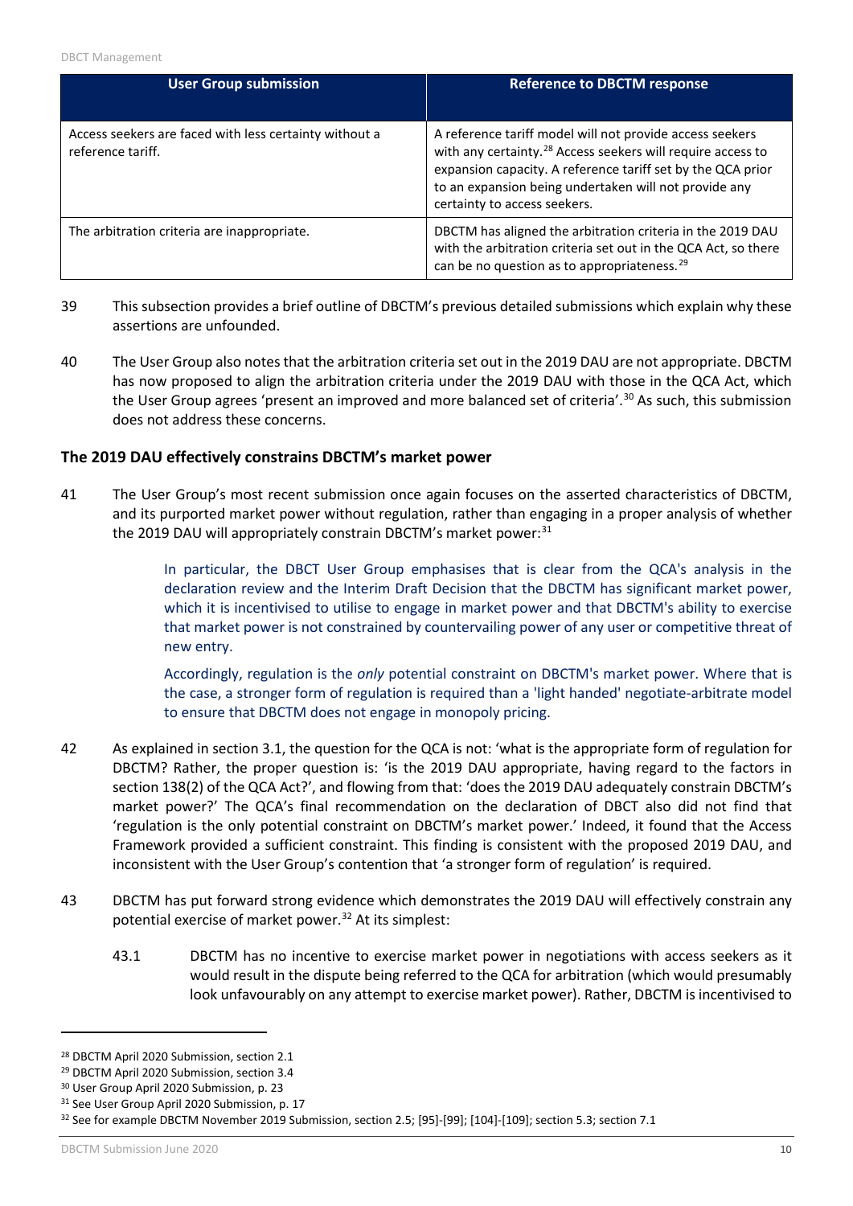| User Group submission | Reference to DBCTM response |
|---|---|
| Access seekers are faced with less certainty without a reference tariff. | A reference tariff model will not provide access seekers with any certainty.[28] Access seekers will require access to expansion capacity. A reference tariff set by the QCA prior to an expansion being undertaken will not provide any certainty to access seekers. |
| The arbitration criteria are inappropriate. | DBCTM has aligned the arbitration criteria in the 2019 DAU with the arbitration criteria set out in the QCA Act, so there can be no question as to appropriateness.[29] |

39 This subsection provides a brief outline of DBCTM's previous detailed submissions which explain why these assertions are unfounded.

40 The User Group also notes that the arbitration criteria set out in the 2019 DAU are not appropriate. DBCTM has now proposed to align the arbitration criteria under the 2019 DAU with those in the QCA Act, which the User Group agrees 'present an improved and more balanced set of criteria'.[30] As such, this submission does not address these concerns.

### The 2019 DAU effectively constrains DBCTM's market power

41 The User Group's most recent submission once again focuses on the asserted characteristics of DBCTM, and its purported market power without regulation, rather than engaging in a proper analysis of whether the 2019 DAU will appropriately constrain DBCTM's market power:[31]

> In particular, the DBCT User Group emphasises that is clear from the QCA's analysis in the declaration review and the Interim Draft Decision that the DBCTM has significant market power, which it is incentivised to utilise to engage in market power and that DBCTM's ability to exercise that market power is not constrained by countervailing power of any user or competitive threat of new entry.
>
> Accordingly, regulation is the *only* potential constraint on DBCTM's market power. Where that is the case, a stronger form of regulation is required than a 'light handed' negotiate-arbitrate model to ensure that DBCTM does not engage in monopoly pricing.

42 As explained in section 3.1, the question for the QCA is not: 'what is the appropriate form of regulation for DBCTM? Rather, the proper question is: 'is the 2019 DAU appropriate, having regard to the factors in section 138(2) of the QCA Act?', and flowing from that: 'does the 2019 DAU adequately constrain DBCTM's market power?' The QCA's final recommendation on the declaration of DBCT also did not find that 'regulation is the only potential constraint on DBCTM's market power.' Indeed, it found that the Access Framework provided a sufficient constraint. This finding is consistent with the proposed 2019 DAU, and inconsistent with the User Group's contention that 'a stronger form of regulation' is required.

43 DBCTM has put forward strong evidence which demonstrates the 2019 DAU will effectively constrain any potential exercise of market power.[32] At its simplest:

43.1 DBCTM has no incentive to exercise market power in negotiations with access seekers as it would result in the dispute being referred to the QCA for arbitration (which would presumably look unfavourably on any attempt to exercise market power). Rather, DBCTM is incentivised to

---

[28] DBCTM April 2020 Submission, section 2.1

[29] DBCTM April 2020 Submission, section 3.4

[30] User Group April 2020 Submission, p. 23

[31] See User Group April 2020 Submission, p. 17

[32] See for example DBCTM November 2019 Submission, section 2.5; [95]-[99]; [104]-[109]; section 5.3; section 7.1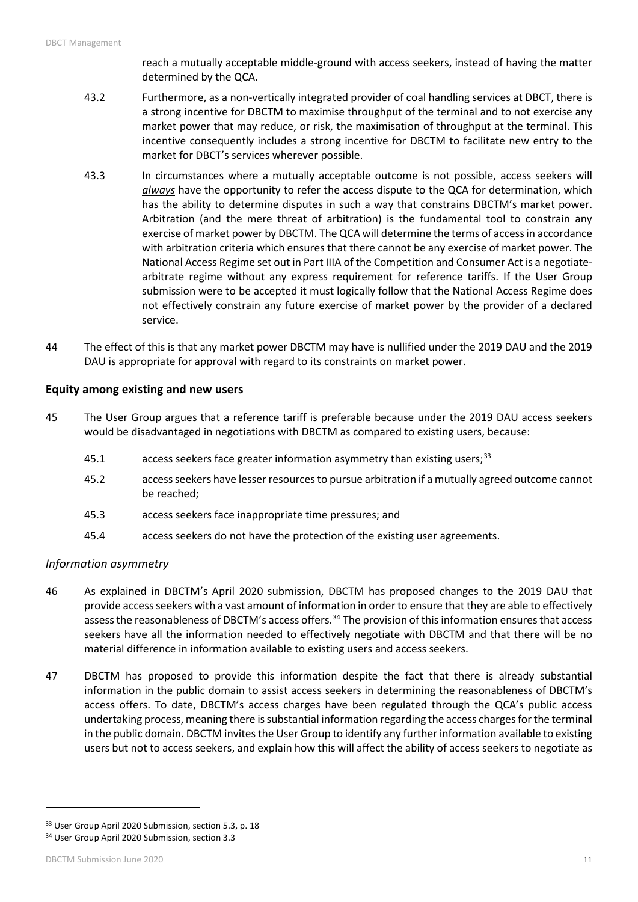reach a mutually acceptable middle-ground with access seekers, instead of having the matter determined by the QCA.

43.2 Furthermore, as a non-vertically integrated provider of coal handling services at DBCT, there is a strong incentive for DBCTM to maximise throughput of the terminal and to not exercise any market power that may reduce, or risk, the maximisation of throughput at the terminal. This incentive consequently includes a strong incentive for DBCTM to facilitate new entry to the market for DBCT's services wherever possible.

43.3 In circumstances where a mutually acceptable outcome is not possible, access seekers will ***always*** have the opportunity to refer the access dispute to the QCA for determination, which has the ability to determine disputes in such a way that constrains DBCTM's market power. Arbitration (and the mere threat of arbitration) is the fundamental tool to constrain any exercise of market power by DBCTM. The QCA will determine the terms of access in accordance with arbitration criteria which ensures that there cannot be any exercise of market power. The National Access Regime set out in Part IIIA of the Competition and Consumer Act is a negotiate-arbitrate regime without any express requirement for reference tariffs. If the User Group submission were to be accepted it must logically follow that the National Access Regime does not effectively constrain any future exercise of market power by the provider of a declared service.

44 The effect of this is that any market power DBCTM may have is nullified under the 2019 DAU and the 2019 DAU is appropriate for approval with regard to its constraints on market power.

### Equity among existing and new users

45 The User Group argues that a reference tariff is preferable because under the 2019 DAU access seekers would be disadvantaged in negotiations with DBCTM as compared to existing users, because:

45.1 access seekers face greater information asymmetry than existing users;[33]

45.2 access seekers have lesser resources to pursue arbitration if a mutually agreed outcome cannot be reached;

45.3 access seekers face inappropriate time pressures; and

45.4 access seekers do not have the protection of the existing user agreements.

#### *Information asymmetry*

46 As explained in DBCTM's April 2020 submission, DBCTM has proposed changes to the 2019 DAU that provide access seekers with a vast amount of information in order to ensure that they are able to effectively assess the reasonableness of DBCTM's access offers.[34] The provision of this information ensures that access seekers have all the information needed to effectively negotiate with DBCTM and that there will be no material difference in information available to existing users and access seekers.

47 DBCTM has proposed to provide this information despite the fact that there is already substantial information in the public domain to assist access seekers in determining the reasonableness of DBCTM's access offers. To date, DBCTM's access charges have been regulated through the QCA's public access undertaking process, meaning there is substantial information regarding the access charges for the terminal in the public domain. DBCTM invites the User Group to identify any further information available to existing users but not to access seekers, and explain how this will affect the ability of access seekers to negotiate as

[33] User Group April 2020 Submission, section 5.3, p. 18

[34] User Group April 2020 Submission, section 3.3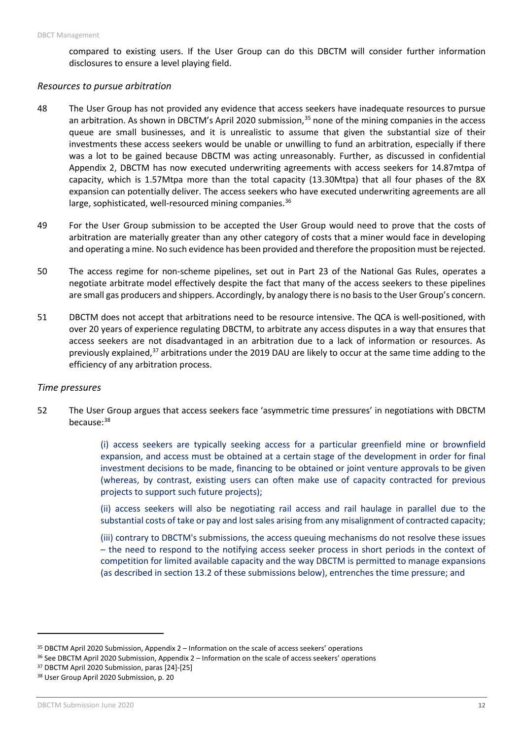compared to existing users. If the User Group can do this DBCTM will consider further information disclosures to ensure a level playing field.

*Resources to pursue arbitration*

48 The User Group has not provided any evidence that access seekers have inadequate resources to pursue an arbitration. As shown in DBCTM's April 2020 submission,[35] none of the mining companies in the access queue are small businesses, and it is unrealistic to assume that given the substantial size of their investments these access seekers would be unable or unwilling to fund an arbitration, especially if there was a lot to be gained because DBCTM was acting unreasonably. Further, as discussed in confidential Appendix 2, DBCTM has now executed underwriting agreements with access seekers for 14.87mtpa of capacity, which is 1.57Mtpa more than the total capacity (13.30Mtpa) that all four phases of the 8X expansion can potentially deliver. The access seekers who have executed underwriting agreements are all large, sophisticated, well-resourced mining companies.[36]

49 For the User Group submission to be accepted the User Group would need to prove that the costs of arbitration are materially greater than any other category of costs that a miner would face in developing and operating a mine. No such evidence has been provided and therefore the proposition must be rejected.

50 The access regime for non-scheme pipelines, set out in Part 23 of the National Gas Rules, operates a negotiate arbitrate model effectively despite the fact that many of the access seekers to these pipelines are small gas producers and shippers. Accordingly, by analogy there is no basis to the User Group's concern.

51 DBCTM does not accept that arbitrations need to be resource intensive. The QCA is well-positioned, with over 20 years of experience regulating DBCTM, to arbitrate any access disputes in a way that ensures that access seekers are not disadvantaged in an arbitration due to a lack of information or resources. As previously explained,[37] arbitrations under the 2019 DAU are likely to occur at the same time adding to the efficiency of any arbitration process.

*Time pressures*

52 The User Group argues that access seekers face 'asymmetric time pressures' in negotiations with DBCTM because:[38]

> (i) access seekers are typically seeking access for a particular greenfield mine or brownfield expansion, and access must be obtained at a certain stage of the development in order for final investment decisions to be made, financing to be obtained or joint venture approvals to be given (whereas, by contrast, existing users can often make use of capacity contracted for previous projects to support such future projects);
>
> (ii) access seekers will also be negotiating rail access and rail haulage in parallel due to the substantial costs of take or pay and lost sales arising from any misalignment of contracted capacity;
>
> (iii) contrary to DBCTM's submissions, the access queuing mechanisms do not resolve these issues – the need to respond to the notifying access seeker process in short periods in the context of competition for limited available capacity and the way DBCTM is permitted to manage expansions (as described in section 13.2 of these submissions below), entrenches the time pressure; and

---

[35] DBCTM April 2020 Submission, Appendix 2 – Information on the scale of access seekers' operations

[36] See DBCTM April 2020 Submission, Appendix 2 – Information on the scale of access seekers' operations

[37] DBCTM April 2020 Submission, paras [24]-[25]

[38] User Group April 2020 Submission, p. 20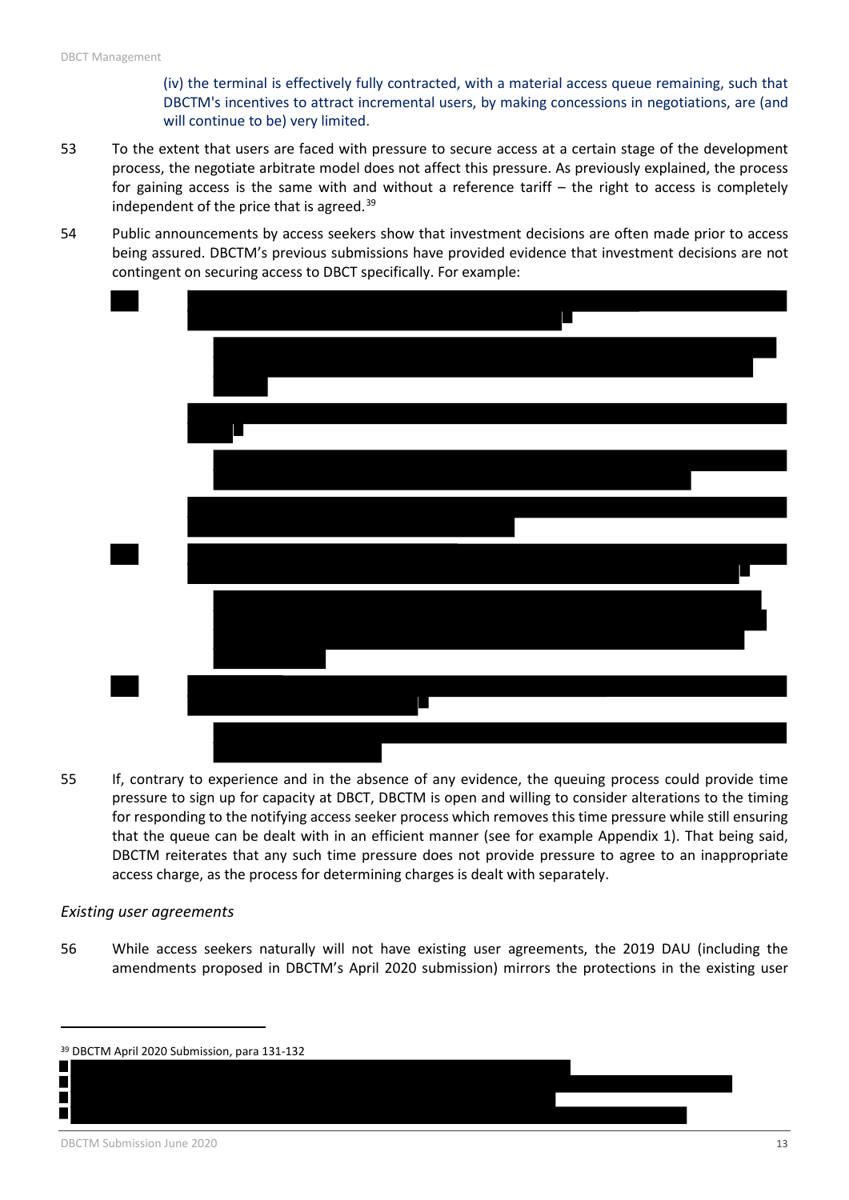(iv) the terminal is effectively fully contracted, with a material access queue remaining, such that DBCTM's incentives to attract incremental users, by making concessions in negotiations, are (and will continue to be) very limited.

53 To the extent that users are faced with pressure to secure access at a certain stage of the development process, the negotiate arbitrate model does not affect this pressure. As previously explained, the process for gaining access is the same with and without a reference tariff – the right to access is completely independent of the price that is agreed.[39]

54 Public announcements by access seekers show that investment decisions are often made prior to access being assured. DBCTM's previous submissions have provided evidence that investment decisions are not contingent on securing access to DBCT specifically. For example:

55 If, contrary to experience and in the absence of any evidence, the queuing process could provide time pressure to sign up for capacity at DBCT, DBCTM is open and willing to consider alterations to the timing for responding to the notifying access seeker process which removes this time pressure while still ensuring that the queue can be dealt with in an efficient manner (see for example Appendix 1). That being said, DBCTM reiterates that any such time pressure does not provide pressure to agree to an inappropriate access charge, as the process for determining charges is dealt with separately.

### *Existing user agreements*

56 While access seekers naturally will not have existing user agreements, the 2019 DAU (including the amendments proposed in DBCTM's April 2020 submission) mirrors the protections in the existing user

---

[39] DBCTM April 2020 Submission, para 131-132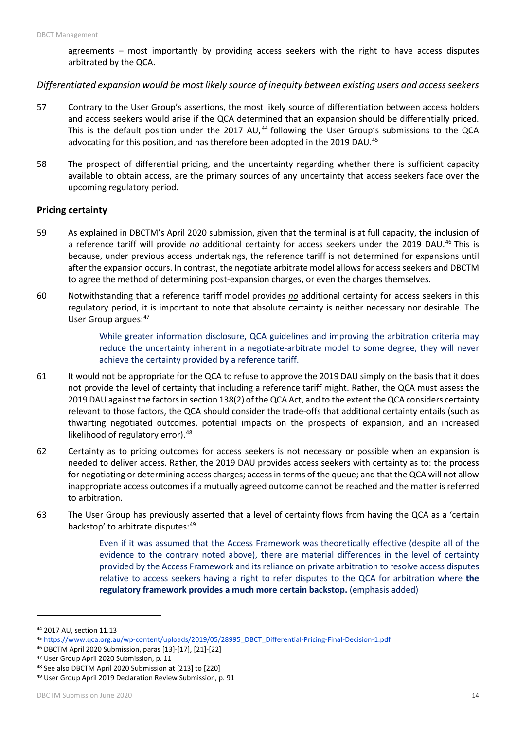agreements – most importantly by providing access seekers with the right to have access disputes arbitrated by the QCA.

*Differentiated expansion would be most likely source of inequity between existing users and access seekers*

57 Contrary to the User Group's assertions, the most likely source of differentiation between access holders and access seekers would arise if the QCA determined that an expansion should be differentially priced. This is the default position under the 2017 AU,[44] following the User Group's submissions to the QCA advocating for this position, and has therefore been adopted in the 2019 DAU.[45]

58 The prospect of differential pricing, and the uncertainty regarding whether there is sufficient capacity available to obtain access, are the primary sources of any uncertainty that access seekers face over the upcoming regulatory period.

### Pricing certainty

59 As explained in DBCTM's April 2020 submission, given that the terminal is at full capacity, the inclusion of a reference tariff will provide ***no*** additional certainty for access seekers under the 2019 DAU.[46] This is because, under previous access undertakings, the reference tariff is not determined for expansions until after the expansion occurs. In contrast, the negotiate arbitrate model allows for access seekers and DBCTM to agree the method of determining post-expansion charges, or even the charges themselves.

60 Notwithstanding that a reference tariff model provides ***no*** additional certainty for access seekers in this regulatory period, it is important to note that absolute certainty is neither necessary nor desirable. The User Group argues:[47]

> While greater information disclosure, QCA guidelines and improving the arbitration criteria may reduce the uncertainty inherent in a negotiate-arbitrate model to some degree, they will never achieve the certainty provided by a reference tariff.

61 It would not be appropriate for the QCA to refuse to approve the 2019 DAU simply on the basis that it does not provide the level of certainty that including a reference tariff might. Rather, the QCA must assess the 2019 DAU against the factors in section 138(2) of the QCA Act, and to the extent the QCA considers certainty relevant to those factors, the QCA should consider the trade-offs that additional certainty entails (such as thwarting negotiated outcomes, potential impacts on the prospects of expansion, and an increased likelihood of regulatory error).[48]

62 Certainty as to pricing outcomes for access seekers is not necessary or possible when an expansion is needed to deliver access. Rather, the 2019 DAU provides access seekers with certainty as to: the process for negotiating or determining access charges; access in terms of the queue; and that the QCA will not allow inappropriate access outcomes if a mutually agreed outcome cannot be reached and the matter is referred to arbitration.

63 The User Group has previously asserted that a level of certainty flows from having the QCA as a 'certain backstop' to arbitrate disputes:[49]

> Even if it was assumed that the Access Framework was theoretically effective (despite all of the evidence to the contrary noted above), there are material differences in the level of certainty provided by the Access Framework and its reliance on private arbitration to resolve access disputes relative to access seekers having a right to refer disputes to the QCA for arbitration where **the regulatory framework provides a much more certain backstop.** (emphasis added)

---

[44] 2017 AU, section 11.13

[45] https://www.qca.org.au/wp-content/uploads/2019/05/28995_DBCT_Differential-Pricing-Final-Decision-1.pdf

[46] DBCTM April 2020 Submission, paras [13]-[17], [21]-[22]

[47] User Group April 2020 Submission, p. 11

[48] See also DBCTM April 2020 Submission at [213] to [220]

[49] User Group April 2019 Declaration Review Submission, p. 91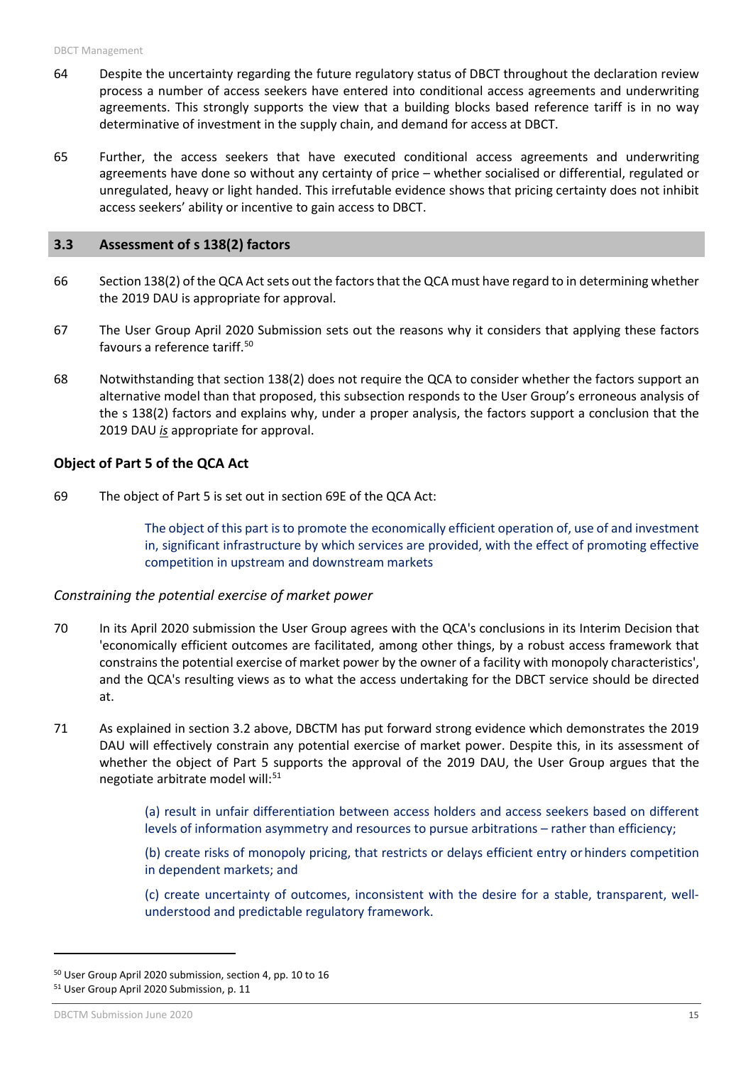64 Despite the uncertainty regarding the future regulatory status of DBCT throughout the declaration review process a number of access seekers have entered into conditional access agreements and underwriting agreements. This strongly supports the view that a building blocks based reference tariff is in no way determinative of investment in the supply chain, and demand for access at DBCT.

65 Further, the access seekers that have executed conditional access agreements and underwriting agreements have done so without any certainty of price – whether socialised or differential, regulated or unregulated, heavy or light handed. This irrefutable evidence shows that pricing certainty does not inhibit access seekers' ability or incentive to gain access to DBCT.

## 3.3 Assessment of s 138(2) factors

66 Section 138(2) of the QCA Act sets out the factors that the QCA must have regard to in determining whether the 2019 DAU is appropriate for approval.

67 The User Group April 2020 Submission sets out the reasons why it considers that applying these factors favours a reference tariff.[50]

68 Notwithstanding that section 138(2) does not require the QCA to consider whether the factors support an alternative model than that proposed, this subsection responds to the User Group's erroneous analysis of the s 138(2) factors and explains why, under a proper analysis, the factors support a conclusion that the 2019 DAU ***is*** appropriate for approval.

### Object of Part 5 of the QCA Act

69 The object of Part 5 is set out in section 69E of the QCA Act:

> The object of this part is to promote the economically efficient operation of, use of and investment in, significant infrastructure by which services are provided, with the effect of promoting effective competition in upstream and downstream markets

*Constraining the potential exercise of market power*

70 In its April 2020 submission the User Group agrees with the QCA's conclusions in its Interim Decision that 'economically efficient outcomes are facilitated, among other things, by a robust access framework that constrains the potential exercise of market power by the owner of a facility with monopoly characteristics', and the QCA's resulting views as to what the access undertaking for the DBCT service should be directed at.

71 As explained in section 3.2 above, DBCTM has put forward strong evidence which demonstrates the 2019 DAU will effectively constrain any potential exercise of market power. Despite this, in its assessment of whether the object of Part 5 supports the approval of the 2019 DAU, the User Group argues that the negotiate arbitrate model will:[51]

> (a) result in unfair differentiation between access holders and access seekers based on different levels of information asymmetry and resources to pursue arbitrations – rather than efficiency;
>
> (b) create risks of monopoly pricing, that restricts or delays efficient entry or hinders competition in dependent markets; and
>
> (c) create uncertainty of outcomes, inconsistent with the desire for a stable, transparent, well-understood and predictable regulatory framework.

---

[50] User Group April 2020 submission, section 4, pp. 10 to 16

[51] User Group April 2020 Submission, p. 11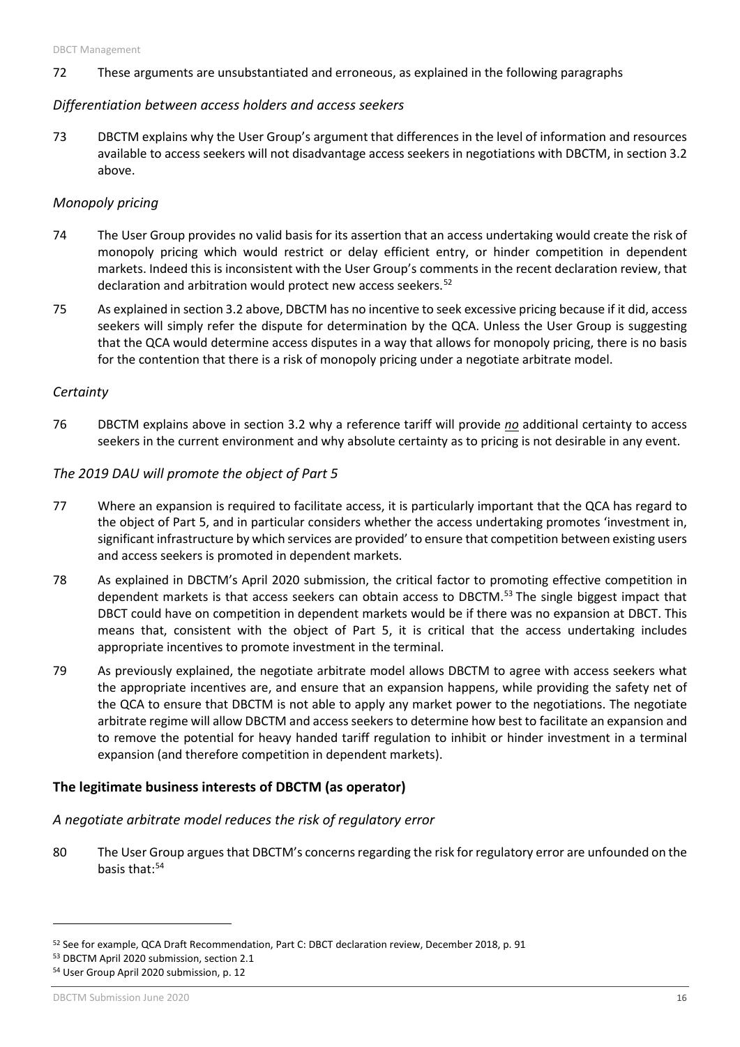72 These arguments are unsubstantiated and erroneous, as explained in the following paragraphs

### *Differentiation between access holders and access seekers*

73 DBCTM explains why the User Group's argument that differences in the level of information and resources available to access seekers will not disadvantage access seekers in negotiations with DBCTM, in section 3.2 above.

### *Monopoly pricing*

74 The User Group provides no valid basis for its assertion that an access undertaking would create the risk of monopoly pricing which would restrict or delay efficient entry, or hinder competition in dependent markets. Indeed this is inconsistent with the User Group's comments in the recent declaration review, that declaration and arbitration would protect new access seekers.[52]

75 As explained in section 3.2 above, DBCTM has no incentive to seek excessive pricing because if it did, access seekers will simply refer the dispute for determination by the QCA. Unless the User Group is suggesting that the QCA would determine access disputes in a way that allows for monopoly pricing, there is no basis for the contention that there is a risk of monopoly pricing under a negotiate arbitrate model.

### *Certainty*

76 DBCTM explains above in section 3.2 why a reference tariff will provide ***no*** additional certainty to access seekers in the current environment and why absolute certainty as to pricing is not desirable in any event.

### *The 2019 DAU will promote the object of Part 5*

77 Where an expansion is required to facilitate access, it is particularly important that the QCA has regard to the object of Part 5, and in particular considers whether the access undertaking promotes 'investment in, significant infrastructure by which services are provided' to ensure that competition between existing users and access seekers is promoted in dependent markets.

78 As explained in DBCTM's April 2020 submission, the critical factor to promoting effective competition in dependent markets is that access seekers can obtain access to DBCTM.[53] The single biggest impact that DBCT could have on competition in dependent markets would be if there was no expansion at DBCT. This means that, consistent with the object of Part 5, it is critical that the access undertaking includes appropriate incentives to promote investment in the terminal.

79 As previously explained, the negotiate arbitrate model allows DBCTM to agree with access seekers what the appropriate incentives are, and ensure that an expansion happens, while providing the safety net of the QCA to ensure that DBCTM is not able to apply any market power to the negotiations. The negotiate arbitrate regime will allow DBCTM and access seekers to determine how best to facilitate an expansion and to remove the potential for heavy handed tariff regulation to inhibit or hinder investment in a terminal expansion (and therefore competition in dependent markets).

## **The legitimate business interests of DBCTM (as operator)**

### *A negotiate arbitrate model reduces the risk of regulatory error*

80 The User Group argues that DBCTM's concerns regarding the risk for regulatory error are unfounded on the basis that:[54]

---

[52] See for example, QCA Draft Recommendation, Part C: DBCT declaration review, December 2018, p. 91

[53] DBCTM April 2020 submission, section 2.1

[54] User Group April 2020 submission, p. 12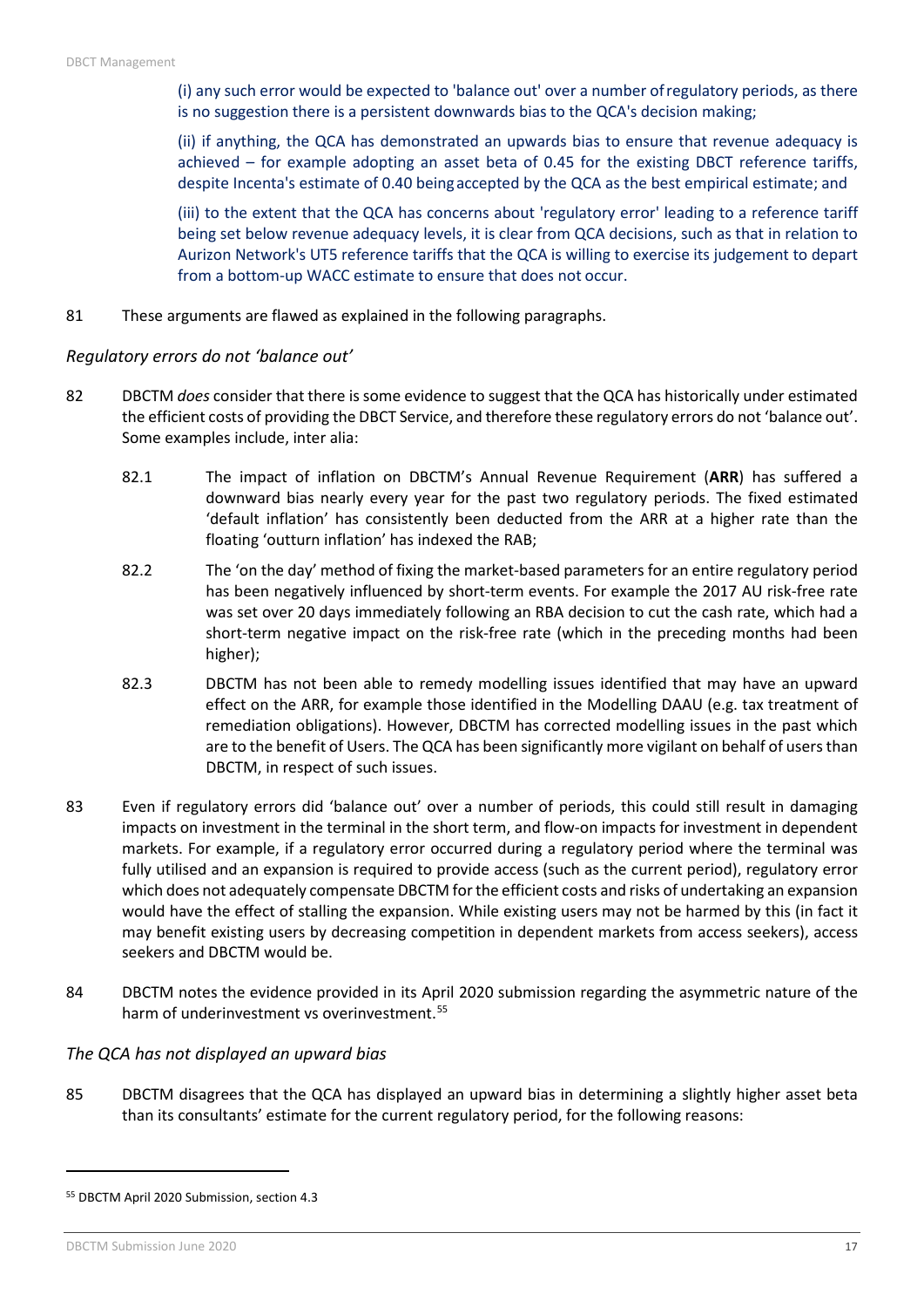(i) any such error would be expected to 'balance out' over a number of regulatory periods, as there is no suggestion there is a persistent downwards bias to the QCA's decision making;

(ii) if anything, the QCA has demonstrated an upwards bias to ensure that revenue adequacy is achieved – for example adopting an asset beta of 0.45 for the existing DBCT reference tariffs, despite Incenta's estimate of 0.40 being accepted by the QCA as the best empirical estimate; and

(iii) to the extent that the QCA has concerns about 'regulatory error' leading to a reference tariff being set below revenue adequacy levels, it is clear from QCA decisions, such as that in relation to Aurizon Network's UT5 reference tariffs that the QCA is willing to exercise its judgement to depart from a bottom-up WACC estimate to ensure that does not occur.

81 These arguments are flawed as explained in the following paragraphs.

### *Regulatory errors do not 'balance out'*

82 DBCTM *does* consider that there is some evidence to suggest that the QCA has historically under estimated the efficient costs of providing the DBCT Service, and therefore these regulatory errors do not 'balance out'. Some examples include, inter alia:

82.1 The impact of inflation on DBCTM's Annual Revenue Requirement (**ARR**) has suffered a downward bias nearly every year for the past two regulatory periods. The fixed estimated 'default inflation' has consistently been deducted from the ARR at a higher rate than the floating 'outturn inflation' has indexed the RAB;

82.2 The 'on the day' method of fixing the market-based parameters for an entire regulatory period has been negatively influenced by short-term events. For example the 2017 AU risk-free rate was set over 20 days immediately following an RBA decision to cut the cash rate, which had a short-term negative impact on the risk-free rate (which in the preceding months had been higher);

82.3 DBCTM has not been able to remedy modelling issues identified that may have an upward effect on the ARR, for example those identified in the Modelling DAAU (e.g. tax treatment of remediation obligations). However, DBCTM has corrected modelling issues in the past which are to the benefit of Users. The QCA has been significantly more vigilant on behalf of users than DBCTM, in respect of such issues.

83 Even if regulatory errors did 'balance out' over a number of periods, this could still result in damaging impacts on investment in the terminal in the short term, and flow-on impacts for investment in dependent markets. For example, if a regulatory error occurred during a regulatory period where the terminal was fully utilised and an expansion is required to provide access (such as the current period), regulatory error which does not adequately compensate DBCTM for the efficient costs and risks of undertaking an expansion would have the effect of stalling the expansion. While existing users may not be harmed by this (in fact it may benefit existing users by decreasing competition in dependent markets from access seekers), access seekers and DBCTM would be.

84 DBCTM notes the evidence provided in its April 2020 submission regarding the asymmetric nature of the harm of underinvestment vs overinvestment.[55]

### *The QCA has not displayed an upward bias*

85 DBCTM disagrees that the QCA has displayed an upward bias in determining a slightly higher asset beta than its consultants' estimate for the current regulatory period, for the following reasons:

[55] DBCTM April 2020 Submission, section 4.3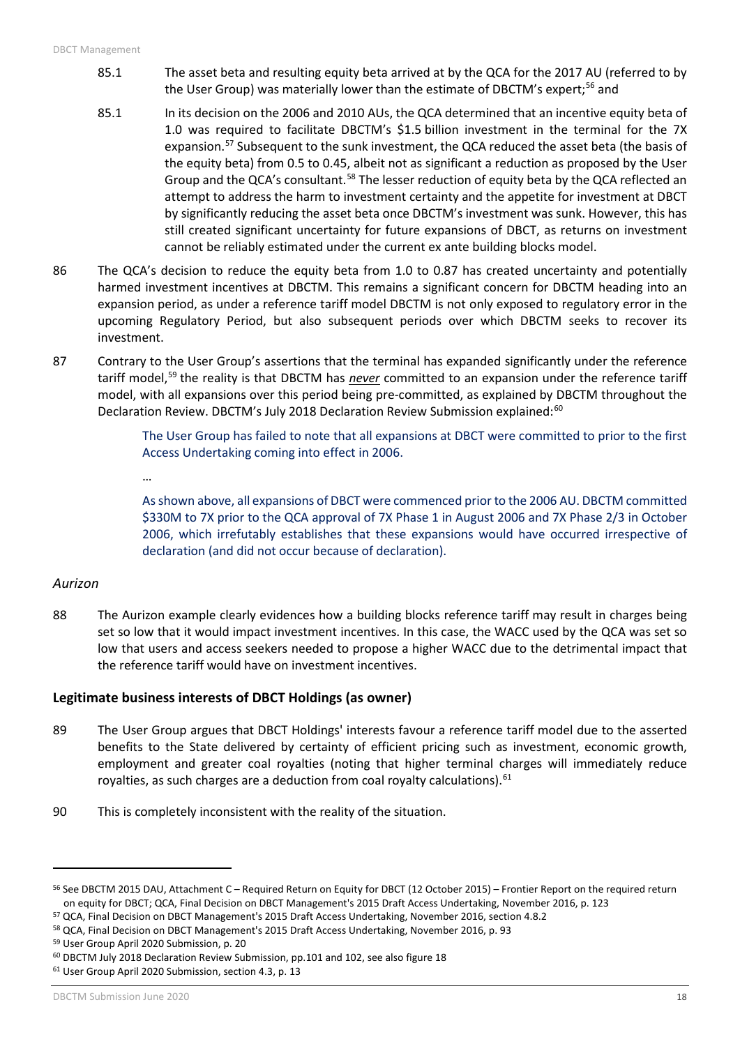85.1 The asset beta and resulting equity beta arrived at by the QCA for the 2017 AU (referred to by the User Group) was materially lower than the estimate of DBCTM's expert;[56] and

85.1 In its decision on the 2006 and 2010 AUs, the QCA determined that an incentive equity beta of 1.0 was required to facilitate DBCTM's $1.5 billion investment in the terminal for the 7X expansion.[57] Subsequent to the sunk investment, the QCA reduced the asset beta (the basis of the equity beta) from 0.5 to 0.45, albeit not as significant a reduction as proposed by the User Group and the QCA's consultant.[58] The lesser reduction of equity beta by the QCA reflected an attempt to address the harm to investment certainty and the appetite for investment at DBCT by significantly reducing the asset beta once DBCTM's investment was sunk. However, this has still created significant uncertainty for future expansions of DBCT, as returns on investment cannot be reliably estimated under the current ex ante building blocks model.

86 The QCA's decision to reduce the equity beta from 1.0 to 0.87 has created uncertainty and potentially harmed investment incentives at DBCTM. This remains a significant concern for DBCTM heading into an expansion period, as under a reference tariff model DBCTM is not only exposed to regulatory error in the upcoming Regulatory Period, but also subsequent periods over which DBCTM seeks to recover its investment.

87 Contrary to the User Group's assertions that the terminal has expanded significantly under the reference tariff model,[59] the reality is that DBCTM has ***never*** committed to an expansion under the reference tariff model, with all expansions over this period being pre-committed, as explained by DBCTM throughout the Declaration Review. DBCTM's July 2018 Declaration Review Submission explained:[60]

> The User Group has failed to note that all expansions at DBCT were committed to prior to the first Access Undertaking coming into effect in 2006.
>
> …
>
> As shown above, all expansions of DBCT were commenced prior to the 2006 AU. DBCTM committed $330M to 7X prior to the QCA approval of 7X Phase 1 in August 2006 and 7X Phase 2/3 in October 2006, which irrefutably establishes that these expansions would have occurred irrespective of declaration (and did not occur because of declaration).

*Aurizon*

88 The Aurizon example clearly evidences how a building blocks reference tariff may result in charges being set so low that it would impact investment incentives. In this case, the WACC used by the QCA was set so low that users and access seekers needed to propose a higher WACC due to the detrimental impact that the reference tariff would have on investment incentives.

## Legitimate business interests of DBCT Holdings (as owner)

89 The User Group argues that DBCT Holdings' interests favour a reference tariff model due to the asserted benefits to the State delivered by certainty of efficient pricing such as investment, economic growth, employment and greater coal royalties (noting that higher terminal charges will immediately reduce royalties, as such charges are a deduction from coal royalty calculations).[61]

90 This is completely inconsistent with the reality of the situation.

---

[56] See DBCTM 2015 DAU, Attachment C – Required Return on Equity for DBCT (12 October 2015) – Frontier Report on the required return on equity for DBCT; QCA, Final Decision on DBCT Management's 2015 Draft Access Undertaking, November 2016, p. 123

[57] QCA, Final Decision on DBCT Management's 2015 Draft Access Undertaking, November 2016, section 4.8.2

[58] QCA, Final Decision on DBCT Management's 2015 Draft Access Undertaking, November 2016, p. 93

[59] User Group April 2020 Submission, p. 20

[60] DBCTM July 2018 Declaration Review Submission, pp.101 and 102, see also figure 18

[61] User Group April 2020 Submission, section 4.3, p. 13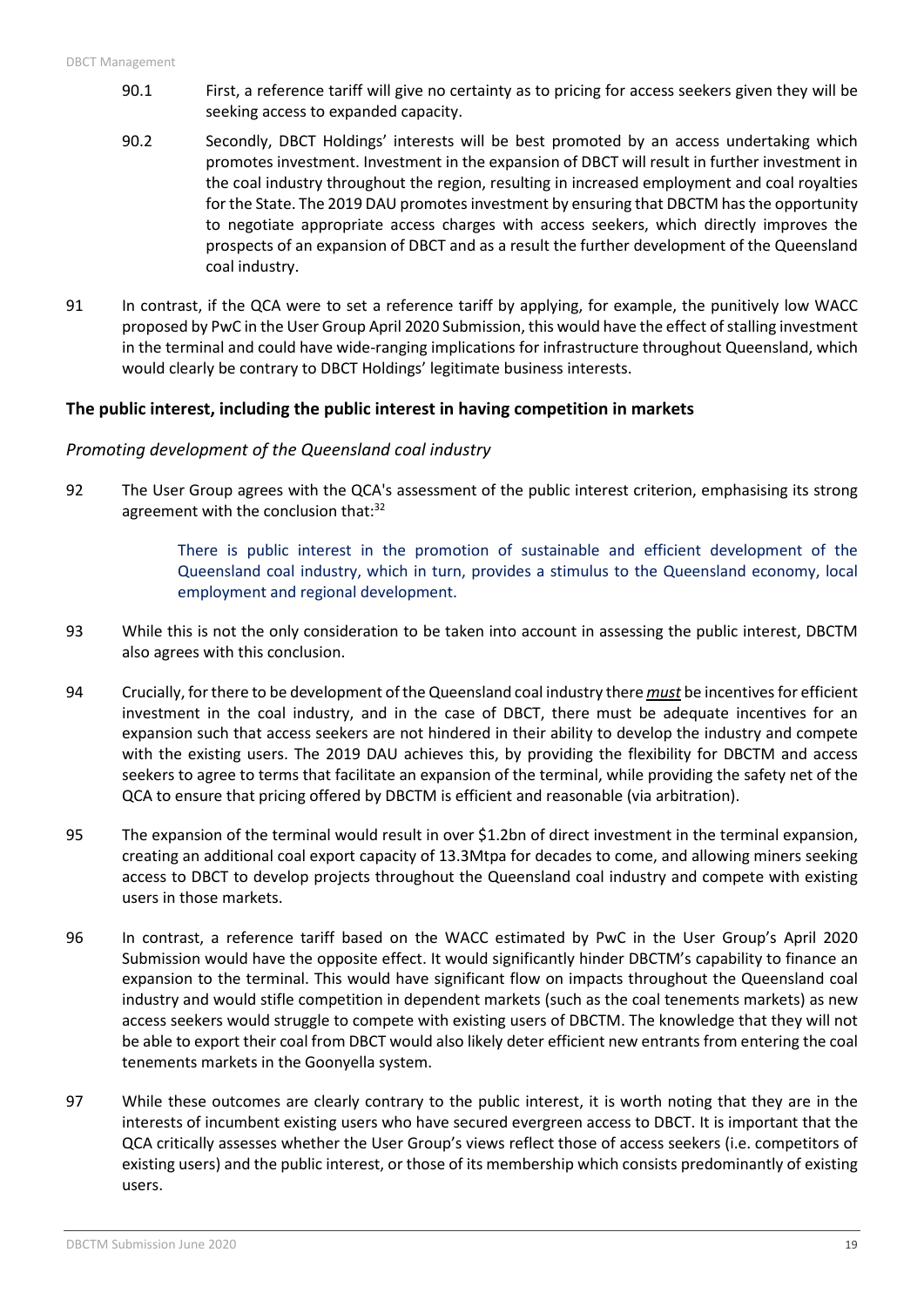90.1 First, a reference tariff will give no certainty as to pricing for access seekers given they will be seeking access to expanded capacity.

90.2 Secondly, DBCT Holdings' interests will be best promoted by an access undertaking which promotes investment. Investment in the expansion of DBCT will result in further investment in the coal industry throughout the region, resulting in increased employment and coal royalties for the State. The 2019 DAU promotes investment by ensuring that DBCTM has the opportunity to negotiate appropriate access charges with access seekers, which directly improves the prospects of an expansion of DBCT and as a result the further development of the Queensland coal industry.

91 In contrast, if the QCA were to set a reference tariff by applying, for example, the punitively low WACC proposed by PwC in the User Group April 2020 Submission, this would have the effect of stalling investment in the terminal and could have wide-ranging implications for infrastructure throughout Queensland, which would clearly be contrary to DBCT Holdings' legitimate business interests.

### The public interest, including the public interest in having competition in markets

#### *Promoting development of the Queensland coal industry*

92 The User Group agrees with the QCA's assessment of the public interest criterion, emphasising its strong agreement with the conclusion that:[32]

> There is public interest in the promotion of sustainable and efficient development of the Queensland coal industry, which in turn, provides a stimulus to the Queensland economy, local employment and regional development.

93 While this is not the only consideration to be taken into account in assessing the public interest, DBCTM also agrees with this conclusion.

94 Crucially, for there to be development of the Queensland coal industry there ***must*** be incentives for efficient investment in the coal industry, and in the case of DBCT, there must be adequate incentives for an expansion such that access seekers are not hindered in their ability to develop the industry and compete with the existing users. The 2019 DAU achieves this, by providing the flexibility for DBCTM and access seekers to agree to terms that facilitate an expansion of the terminal, while providing the safety net of the QCA to ensure that pricing offered by DBCTM is efficient and reasonable (via arbitration).

95 The expansion of the terminal would result in over $1.2bn of direct investment in the terminal expansion, creating an additional coal export capacity of 13.3Mtpa for decades to come, and allowing miners seeking access to DBCT to develop projects throughout the Queensland coal industry and compete with existing users in those markets.

96 In contrast, a reference tariff based on the WACC estimated by PwC in the User Group's April 2020 Submission would have the opposite effect. It would significantly hinder DBCTM's capability to finance an expansion to the terminal. This would have significant flow on impacts throughout the Queensland coal industry and would stifle competition in dependent markets (such as the coal tenements markets) as new access seekers would struggle to compete with existing users of DBCTM. The knowledge that they will not be able to export their coal from DBCT would also likely deter efficient new entrants from entering the coal tenements markets in the Goonyella system.

97 While these outcomes are clearly contrary to the public interest, it is worth noting that they are in the interests of incumbent existing users who have secured evergreen access to DBCT. It is important that the QCA critically assesses whether the User Group's views reflect those of access seekers (i.e. competitors of existing users) and the public interest, or those of its membership which consists predominantly of existing users.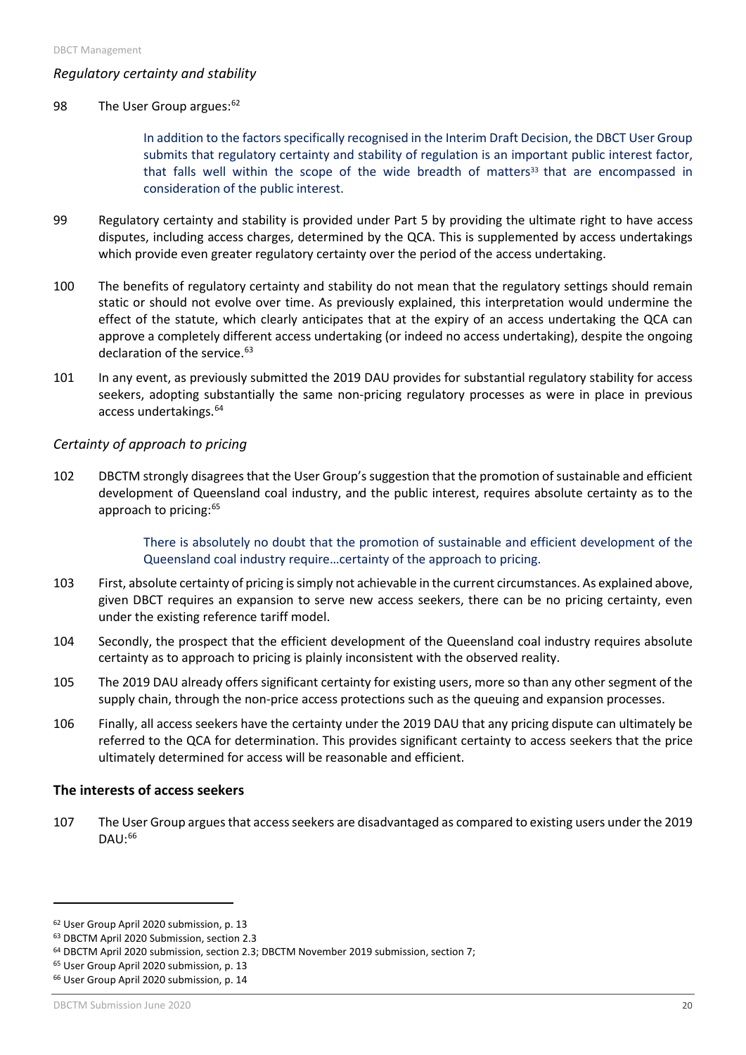*Regulatory certainty and stability*

98 The User Group argues:[62]

> In addition to the factors specifically recognised in the Interim Draft Decision, the DBCT User Group submits that regulatory certainty and stability of regulation is an important public interest factor, that falls well within the scope of the wide breadth of matters[33] that are encompassed in consideration of the public interest.

99 Regulatory certainty and stability is provided under Part 5 by providing the ultimate right to have access disputes, including access charges, determined by the QCA. This is supplemented by access undertakings which provide even greater regulatory certainty over the period of the access undertaking.

100 The benefits of regulatory certainty and stability do not mean that the regulatory settings should remain static or should not evolve over time. As previously explained, this interpretation would undermine the effect of the statute, which clearly anticipates that at the expiry of an access undertaking the QCA can approve a completely different access undertaking (or indeed no access undertaking), despite the ongoing declaration of the service.[63]

101 In any event, as previously submitted the 2019 DAU provides for substantial regulatory stability for access seekers, adopting substantially the same non-pricing regulatory processes as were in place in previous access undertakings.[64]

*Certainty of approach to pricing*

102 DBCTM strongly disagrees that the User Group's suggestion that the promotion of sustainable and efficient development of Queensland coal industry, and the public interest, requires absolute certainty as to the approach to pricing:[65]

> There is absolutely no doubt that the promotion of sustainable and efficient development of the Queensland coal industry require…certainty of the approach to pricing.

103 First, absolute certainty of pricing is simply not achievable in the current circumstances. As explained above, given DBCT requires an expansion to serve new access seekers, there can be no pricing certainty, even under the existing reference tariff model.

104 Secondly, the prospect that the efficient development of the Queensland coal industry requires absolute certainty as to approach to pricing is plainly inconsistent with the observed reality.

105 The 2019 DAU already offers significant certainty for existing users, more so than any other segment of the supply chain, through the non-price access protections such as the queuing and expansion processes.

106 Finally, all access seekers have the certainty under the 2019 DAU that any pricing dispute can ultimately be referred to the QCA for determination. This provides significant certainty to access seekers that the price ultimately determined for access will be reasonable and efficient.

## The interests of access seekers

107 The User Group argues that access seekers are disadvantaged as compared to existing users under the 2019 DAU:[66]

---

[62] User Group April 2020 submission, p. 13

[63] DBCTM April 2020 Submission, section 2.3

[64] DBCTM April 2020 submission, section 2.3; DBCTM November 2019 submission, section 7;

[65] User Group April 2020 submission, p. 13

[66] User Group April 2020 submission, p. 14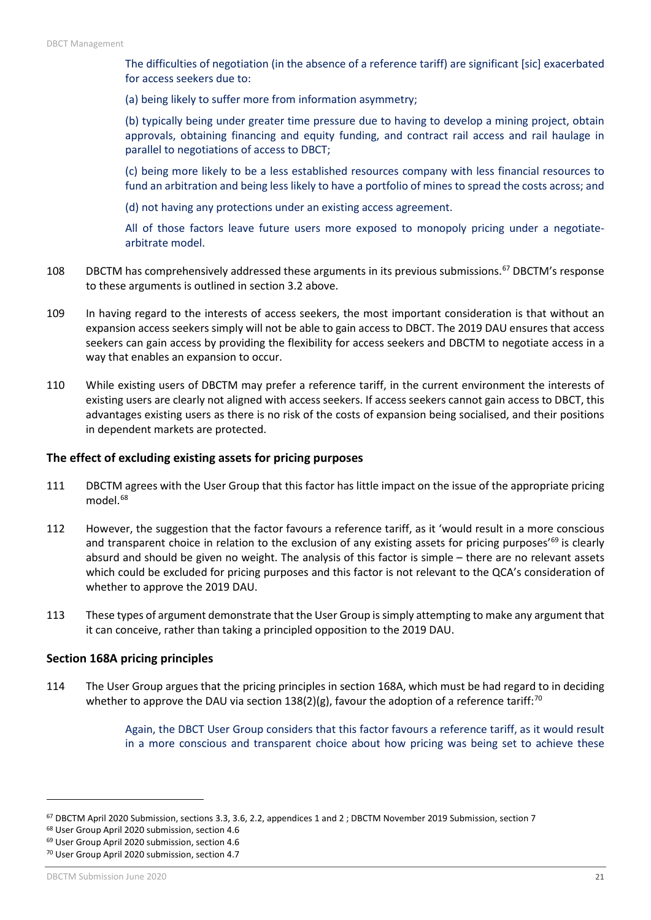> The difficulties of negotiation (in the absence of a reference tariff) are significant [sic] exacerbated for access seekers due to:
>
> (a) being likely to suffer more from information asymmetry;
>
> (b) typically being under greater time pressure due to having to develop a mining project, obtain approvals, obtaining financing and equity funding, and contract rail access and rail haulage in parallel to negotiations of access to DBCT;
>
> (c) being more likely to be a less established resources company with less financial resources to fund an arbitration and being less likely to have a portfolio of mines to spread the costs across; and
>
> (d) not having any protections under an existing access agreement.
>
> All of those factors leave future users more exposed to monopoly pricing under a negotiate-arbitrate model.

108 DBCTM has comprehensively addressed these arguments in its previous submissions.[67] DBCTM's response to these arguments is outlined in section 3.2 above.

109 In having regard to the interests of access seekers, the most important consideration is that without an expansion access seekers simply will not be able to gain access to DBCT. The 2019 DAU ensures that access seekers can gain access by providing the flexibility for access seekers and DBCTM to negotiate access in a way that enables an expansion to occur.

110 While existing users of DBCTM may prefer a reference tariff, in the current environment the interests of existing users are clearly not aligned with access seekers. If access seekers cannot gain access to DBCT, this advantages existing users as there is no risk of the costs of expansion being socialised, and their positions in dependent markets are protected.

### The effect of excluding existing assets for pricing purposes

111 DBCTM agrees with the User Group that this factor has little impact on the issue of the appropriate pricing model.[68]

112 However, the suggestion that the factor favours a reference tariff, as it 'would result in a more conscious and transparent choice in relation to the exclusion of any existing assets for pricing purposes'[69] is clearly absurd and should be given no weight. The analysis of this factor is simple – there are no relevant assets which could be excluded for pricing purposes and this factor is not relevant to the QCA's consideration of whether to approve the 2019 DAU.

113 These types of argument demonstrate that the User Group is simply attempting to make any argument that it can conceive, rather than taking a principled opposition to the 2019 DAU.

### Section 168A pricing principles

114 The User Group argues that the pricing principles in section 168A, which must be had regard to in deciding whether to approve the DAU via section 138(2)(g), favour the adoption of a reference tariff:[70]

> Again, the DBCT User Group considers that this factor favours a reference tariff, as it would result in a more conscious and transparent choice about how pricing was being set to achieve these

---

[67] DBCTM April 2020 Submission, sections 3.3, 3.6, 2.2, appendices 1 and 2 ; DBCTM November 2019 Submission, section 7

[68] User Group April 2020 submission, section 4.6

[69] User Group April 2020 submission, section 4.6

[70] User Group April 2020 submission, section 4.7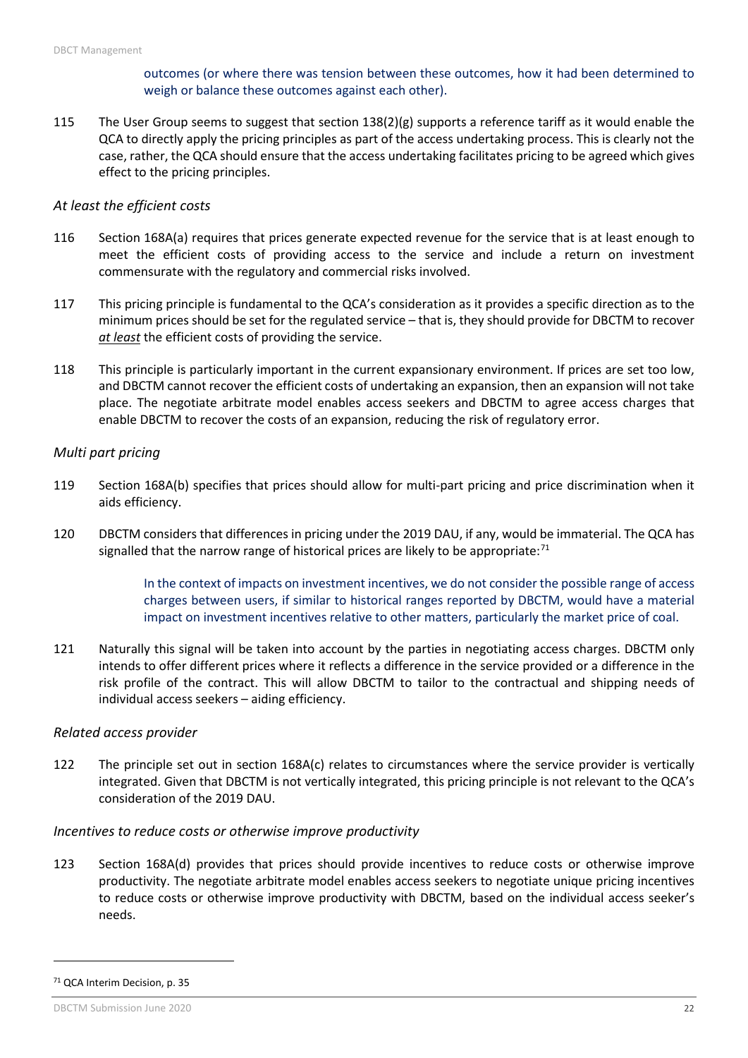outcomes (or where there was tension between these outcomes, how it had been determined to weigh or balance these outcomes against each other).

115 The User Group seems to suggest that section 138(2)(g) supports a reference tariff as it would enable the QCA to directly apply the pricing principles as part of the access undertaking process. This is clearly not the case, rather, the QCA should ensure that the access undertaking facilitates pricing to be agreed which gives effect to the pricing principles.

*At least the efficient costs*

116 Section 168A(a) requires that prices generate expected revenue for the service that is at least enough to meet the efficient costs of providing access to the service and include a return on investment commensurate with the regulatory and commercial risks involved.

117 This pricing principle is fundamental to the QCA's consideration as it provides a specific direction as to the minimum prices should be set for the regulated service – that is, they should provide for DBCTM to recover ***at least*** the efficient costs of providing the service.

118 This principle is particularly important in the current expansionary environment. If prices are set too low, and DBCTM cannot recover the efficient costs of undertaking an expansion, then an expansion will not take place. The negotiate arbitrate model enables access seekers and DBCTM to agree access charges that enable DBCTM to recover the costs of an expansion, reducing the risk of regulatory error.

*Multi part pricing*

119 Section 168A(b) specifies that prices should allow for multi-part pricing and price discrimination when it aids efficiency.

120 DBCTM considers that differences in pricing under the 2019 DAU, if any, would be immaterial. The QCA has signalled that the narrow range of historical prices are likely to be appropriate:[71]

> In the context of impacts on investment incentives, we do not consider the possible range of access charges between users, if similar to historical ranges reported by DBCTM, would have a material impact on investment incentives relative to other matters, particularly the market price of coal.

121 Naturally this signal will be taken into account by the parties in negotiating access charges. DBCTM only intends to offer different prices where it reflects a difference in the service provided or a difference in the risk profile of the contract. This will allow DBCTM to tailor to the contractual and shipping needs of individual access seekers – aiding efficiency.

*Related access provider*

122 The principle set out in section 168A(c) relates to circumstances where the service provider is vertically integrated. Given that DBCTM is not vertically integrated, this pricing principle is not relevant to the QCA's consideration of the 2019 DAU.

*Incentives to reduce costs or otherwise improve productivity*

123 Section 168A(d) provides that prices should provide incentives to reduce costs or otherwise improve productivity. The negotiate arbitrate model enables access seekers to negotiate unique pricing incentives to reduce costs or otherwise improve productivity with DBCTM, based on the individual access seeker's needs.

---

[71] QCA Interim Decision, p. 35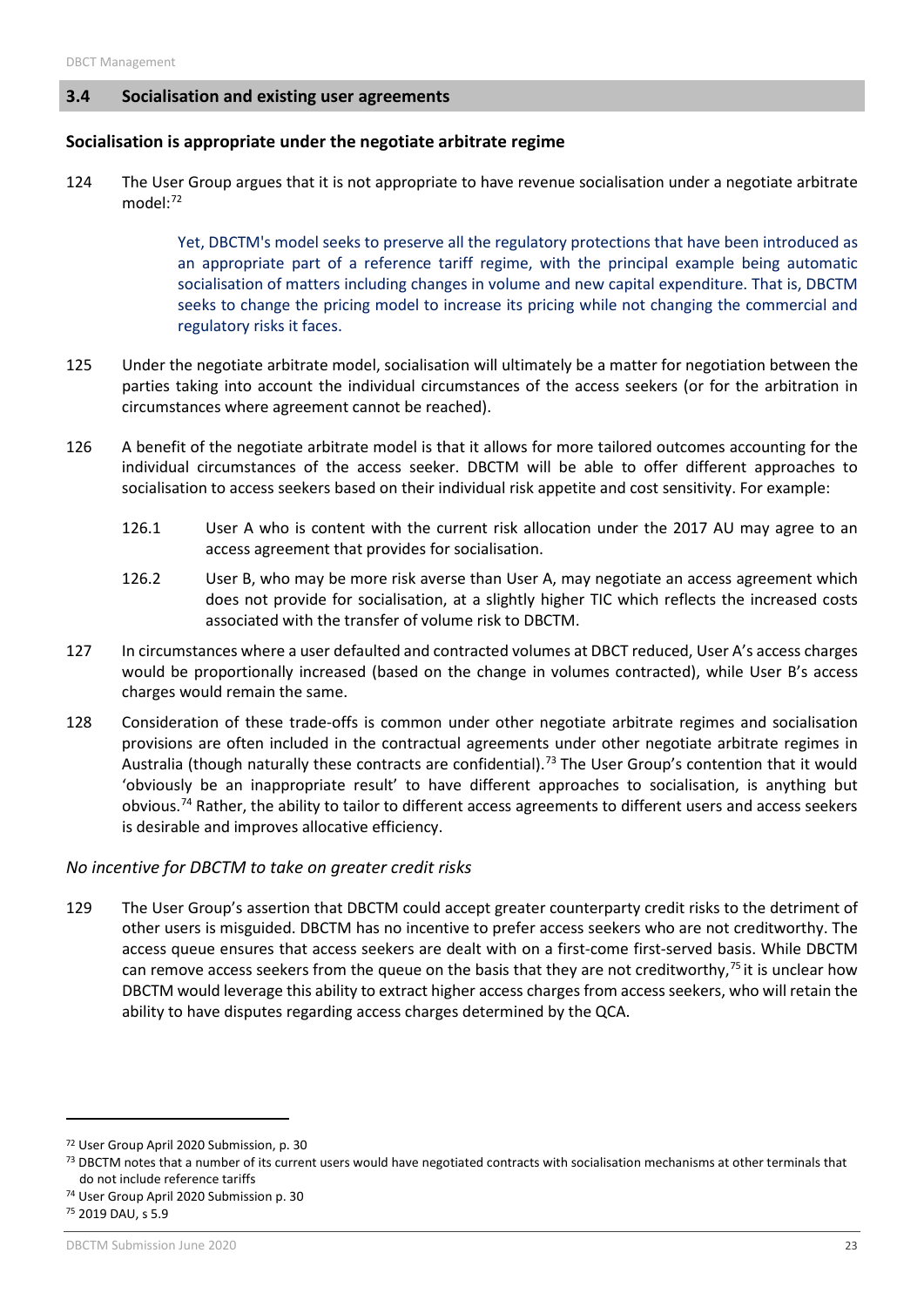## 3.4 Socialisation and existing user agreements

### Socialisation is appropriate under the negotiate arbitrate regime

124 The User Group argues that it is not appropriate to have revenue socialisation under a negotiate arbitrate model:[72]

> Yet, DBCTM's model seeks to preserve all the regulatory protections that have been introduced as an appropriate part of a reference tariff regime, with the principal example being automatic socialisation of matters including changes in volume and new capital expenditure. That is, DBCTM seeks to change the pricing model to increase its pricing while not changing the commercial and regulatory risks it faces.

125 Under the negotiate arbitrate model, socialisation will ultimately be a matter for negotiation between the parties taking into account the individual circumstances of the access seekers (or for the arbitration in circumstances where agreement cannot be reached).

126 A benefit of the negotiate arbitrate model is that it allows for more tailored outcomes accounting for the individual circumstances of the access seeker. DBCTM will be able to offer different approaches to socialisation to access seekers based on their individual risk appetite and cost sensitivity. For example:

126.1 User A who is content with the current risk allocation under the 2017 AU may agree to an access agreement that provides for socialisation.

126.2 User B, who may be more risk averse than User A, may negotiate an access agreement which does not provide for socialisation, at a slightly higher TIC which reflects the increased costs associated with the transfer of volume risk to DBCTM.

127 In circumstances where a user defaulted and contracted volumes at DBCT reduced, User A's access charges would be proportionally increased (based on the change in volumes contracted), while User B's access charges would remain the same.

128 Consideration of these trade-offs is common under other negotiate arbitrate regimes and socialisation provisions are often included in the contractual agreements under other negotiate arbitrate regimes in Australia (though naturally these contracts are confidential).[73] The User Group's contention that it would 'obviously be an inappropriate result' to have different approaches to socialisation, is anything but obvious.[74] Rather, the ability to tailor to different access agreements to different users and access seekers is desirable and improves allocative efficiency.

*No incentive for DBCTM to take on greater credit risks*

129 The User Group's assertion that DBCTM could accept greater counterparty credit risks to the detriment of other users is misguided. DBCTM has no incentive to prefer access seekers who are not creditworthy. The access queue ensures that access seekers are dealt with on a first-come first-served basis. While DBCTM can remove access seekers from the queue on the basis that they are not creditworthy,[75] it is unclear how DBCTM would leverage this ability to extract higher access charges from access seekers, who will retain the ability to have disputes regarding access charges determined by the QCA.

---

[72] User Group April 2020 Submission, p. 30

[73] DBCTM notes that a number of its current users would have negotiated contracts with socialisation mechanisms at other terminals that do not include reference tariffs

[74] User Group April 2020 Submission p. 30

[75] 2019 DAU, s 5.9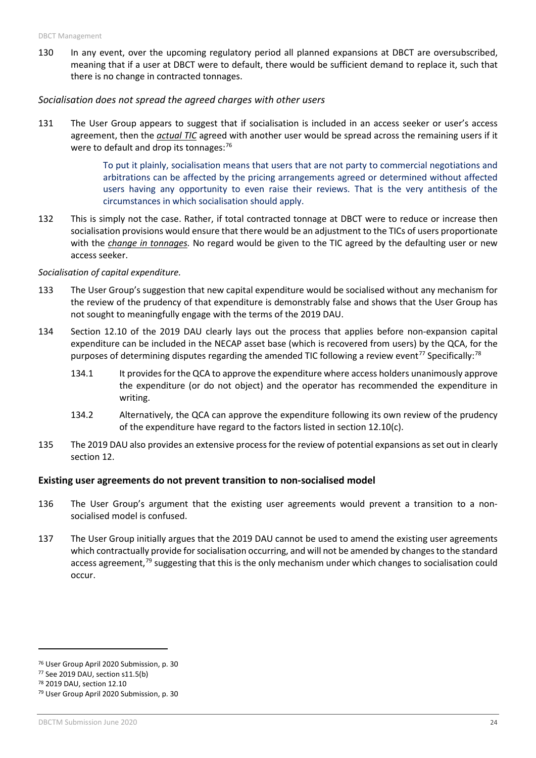130 In any event, over the upcoming regulatory period all planned expansions at DBCT are oversubscribed, meaning that if a user at DBCT were to default, there would be sufficient demand to replace it, such that there is no change in contracted tonnages.

*Socialisation does not spread the agreed charges with other users*

131 The User Group appears to suggest that if socialisation is included in an access seeker or user's access agreement, then the ***actual TIC*** agreed with another user would be spread across the remaining users if it were to default and drop its tonnages:[76]

> To put it plainly, socialisation means that users that are not party to commercial negotiations and arbitrations can be affected by the pricing arrangements agreed or determined without affected users having any opportunity to even raise their reviews. That is the very antithesis of the circumstances in which socialisation should apply.

132 This is simply not the case. Rather, if total contracted tonnage at DBCT were to reduce or increase then socialisation provisions would ensure that there would be an adjustment to the TICs of users proportionate with the ***change in tonnages.*** No regard would be given to the TIC agreed by the defaulting user or new access seeker.

*Socialisation of capital expenditure.*

133 The User Group's suggestion that new capital expenditure would be socialised without any mechanism for the review of the prudency of that expenditure is demonstrably false and shows that the User Group has not sought to meaningfully engage with the terms of the 2019 DAU.

134 Section 12.10 of the 2019 DAU clearly lays out the process that applies before non-expansion capital expenditure can be included in the NECAP asset base (which is recovered from users) by the QCA, for the purposes of determining disputes regarding the amended TIC following a review event[77] Specifically:[78]

134.1 It provides for the QCA to approve the expenditure where access holders unanimously approve the expenditure (or do not object) and the operator has recommended the expenditure in writing.

134.2 Alternatively, the QCA can approve the expenditure following its own review of the prudency of the expenditure have regard to the factors listed in section 12.10(c).

135 The 2019 DAU also provides an extensive process for the review of potential expansions as set out in clearly section 12.

## Existing user agreements do not prevent transition to non-socialised model

136 The User Group's argument that the existing user agreements would prevent a transition to a non-socialised model is confused.

137 The User Group initially argues that the 2019 DAU cannot be used to amend the existing user agreements which contractually provide for socialisation occurring, and will not be amended by changes to the standard access agreement,[79] suggesting that this is the only mechanism under which changes to socialisation could occur.

---

[76] User Group April 2020 Submission, p. 30

[77] See 2019 DAU, section s11.5(b)

[78] 2019 DAU, section 12.10

[79] User Group April 2020 Submission, p. 30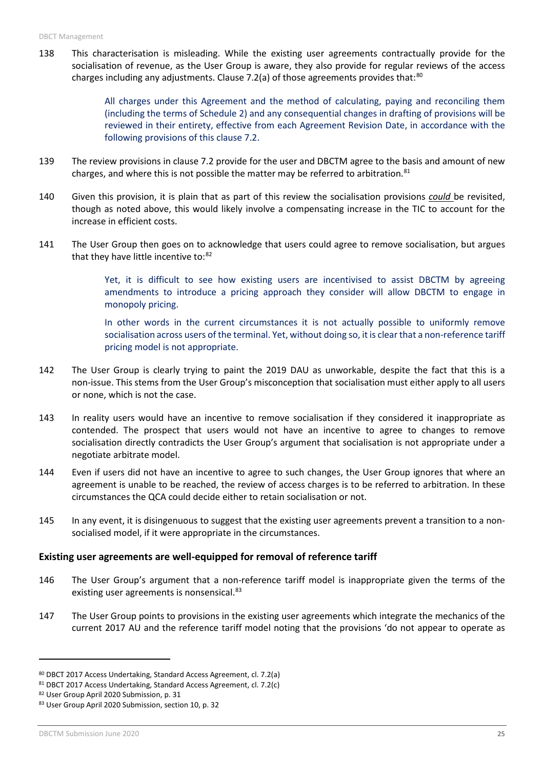138 This characterisation is misleading. While the existing user agreements contractually provide for the socialisation of revenue, as the User Group is aware, they also provide for regular reviews of the access charges including any adjustments. Clause 7.2(a) of those agreements provides that:[80]

> All charges under this Agreement and the method of calculating, paying and reconciling them (including the terms of Schedule 2) and any consequential changes in drafting of provisions will be reviewed in their entirety, effective from each Agreement Revision Date, in accordance with the following provisions of this clause 7.2.

139 The review provisions in clause 7.2 provide for the user and DBCTM agree to the basis and amount of new charges, and where this is not possible the matter may be referred to arbitration.[81]

140 Given this provision, it is plain that as part of this review the socialisation provisions ***could*** be revisited, though as noted above, this would likely involve a compensating increase in the TIC to account for the increase in efficient costs.

141 The User Group then goes on to acknowledge that users could agree to remove socialisation, but argues that they have little incentive to:[82]

> Yet, it is difficult to see how existing users are incentivised to assist DBCTM by agreeing amendments to introduce a pricing approach they consider will allow DBCTM to engage in monopoly pricing.
>
> In other words in the current circumstances it is not actually possible to uniformly remove socialisation across users of the terminal. Yet, without doing so, it is clear that a non-reference tariff pricing model is not appropriate.

142 The User Group is clearly trying to paint the 2019 DAU as unworkable, despite the fact that this is a non-issue. This stems from the User Group's misconception that socialisation must either apply to all users or none, which is not the case.

143 In reality users would have an incentive to remove socialisation if they considered it inappropriate as contended. The prospect that users would not have an incentive to agree to changes to remove socialisation directly contradicts the User Group's argument that socialisation is not appropriate under a negotiate arbitrate model.

144 Even if users did not have an incentive to agree to such changes, the User Group ignores that where an agreement is unable to be reached, the review of access charges is to be referred to arbitration. In these circumstances the QCA could decide either to retain socialisation or not.

145 In any event, it is disingenuous to suggest that the existing user agreements prevent a transition to a non-socialised model, if it were appropriate in the circumstances.

### Existing user agreements are well-equipped for removal of reference tariff

146 The User Group's argument that a non-reference tariff model is inappropriate given the terms of the existing user agreements is nonsensical.[83]

147 The User Group points to provisions in the existing user agreements which integrate the mechanics of the current 2017 AU and the reference tariff model noting that the provisions 'do not appear to operate as

---

[80] DBCT 2017 Access Undertaking, Standard Access Agreement, cl. 7.2(a)

[81] DBCT 2017 Access Undertaking, Standard Access Agreement, cl. 7.2(c)

[82] User Group April 2020 Submission, p. 31

[83] User Group April 2020 Submission, section 10, p. 32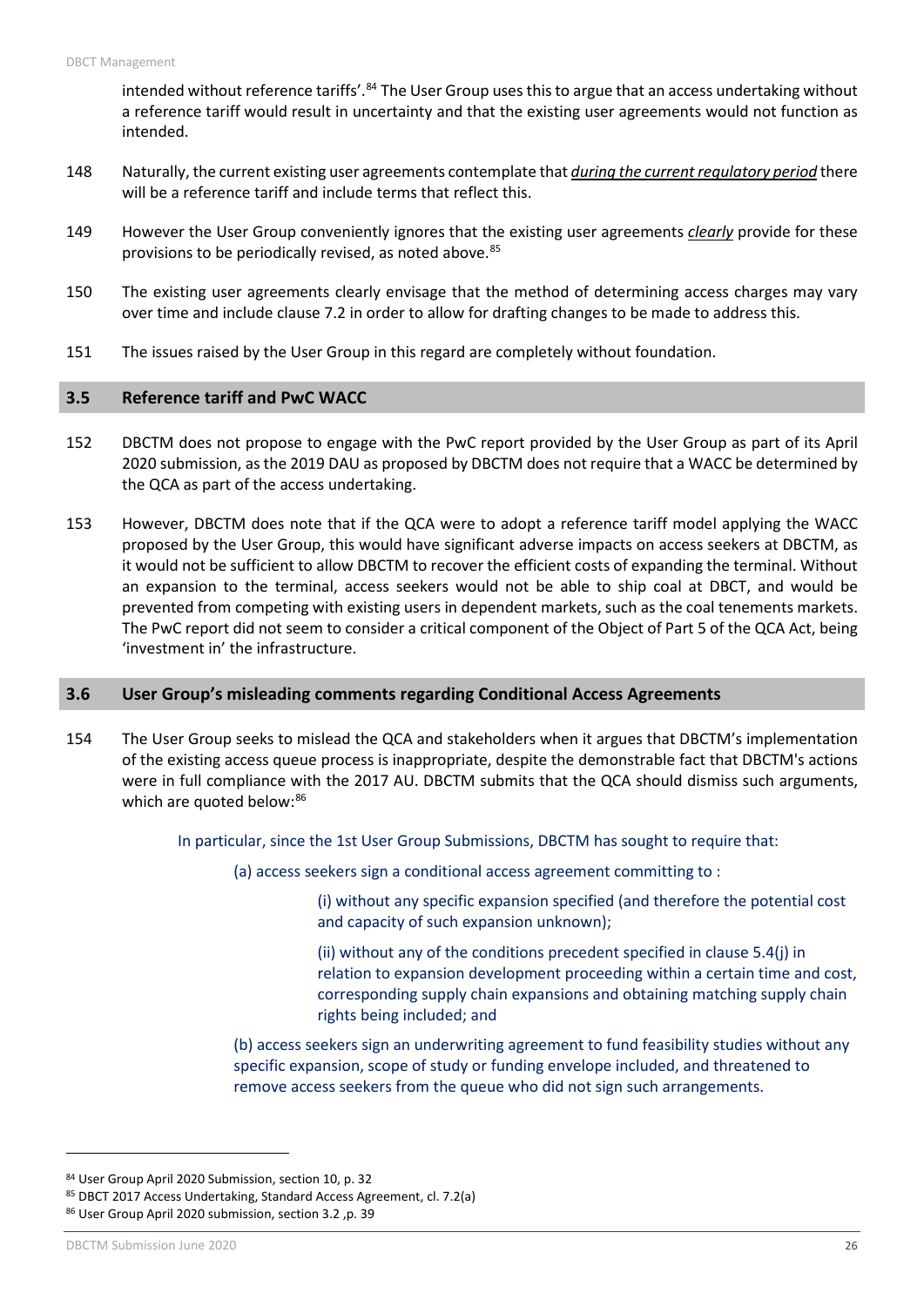intended without reference tariffs'.[84] The User Group uses this to argue that an access undertaking without a reference tariff would result in uncertainty and that the existing user agreements would not function as intended.

148 Naturally, the current existing user agreements contemplate that *__during the current regulatory period__* there will be a reference tariff and include terms that reflect this.

149 However the User Group conveniently ignores that the existing user agreements *__clearly__* provide for these provisions to be periodically revised, as noted above.[85]

150 The existing user agreements clearly envisage that the method of determining access charges may vary over time and include clause 7.2 in order to allow for drafting changes to be made to address this.

151 The issues raised by the User Group in this regard are completely without foundation.

## 3.5 Reference tariff and PwC WACC

152 DBCTM does not propose to engage with the PwC report provided by the User Group as part of its April 2020 submission, as the 2019 DAU as proposed by DBCTM does not require that a WACC be determined by the QCA as part of the access undertaking.

153 However, DBCTM does note that if the QCA were to adopt a reference tariff model applying the WACC proposed by the User Group, this would have significant adverse impacts on access seekers at DBCTM, as it would not be sufficient to allow DBCTM to recover the efficient costs of expanding the terminal. Without an expansion to the terminal, access seekers would not be able to ship coal at DBCT, and would be prevented from competing with existing users in dependent markets, such as the coal tenements markets. The PwC report did not seem to consider a critical component of the Object of Part 5 of the QCA Act, being 'investment in' the infrastructure.

## 3.6 User Group's misleading comments regarding Conditional Access Agreements

154 The User Group seeks to mislead the QCA and stakeholders when it argues that DBCTM's implementation of the existing access queue process is inappropriate, despite the demonstrable fact that DBCTM's actions were in full compliance with the 2017 AU. DBCTM submits that the QCA should dismiss such arguments, which are quoted below:[86]

> In particular, since the 1st User Group Submissions, DBCTM has sought to require that:
>
> (a) access seekers sign a conditional access agreement committing to :
>
> (i) without any specific expansion specified (and therefore the potential cost and capacity of such expansion unknown);
>
> (ii) without any of the conditions precedent specified in clause 5.4(j) in relation to expansion development proceeding within a certain time and cost, corresponding supply chain expansions and obtaining matching supply chain rights being included; and
>
> (b) access seekers sign an underwriting agreement to fund feasibility studies without any specific expansion, scope of study or funding envelope included, and threatened to remove access seekers from the queue who did not sign such arrangements.

---

[84] User Group April 2020 Submission, section 10, p. 32

[85] DBCT 2017 Access Undertaking, Standard Access Agreement, cl. 7.2(a)

[86] User Group April 2020 submission, section 3.2 ,p. 39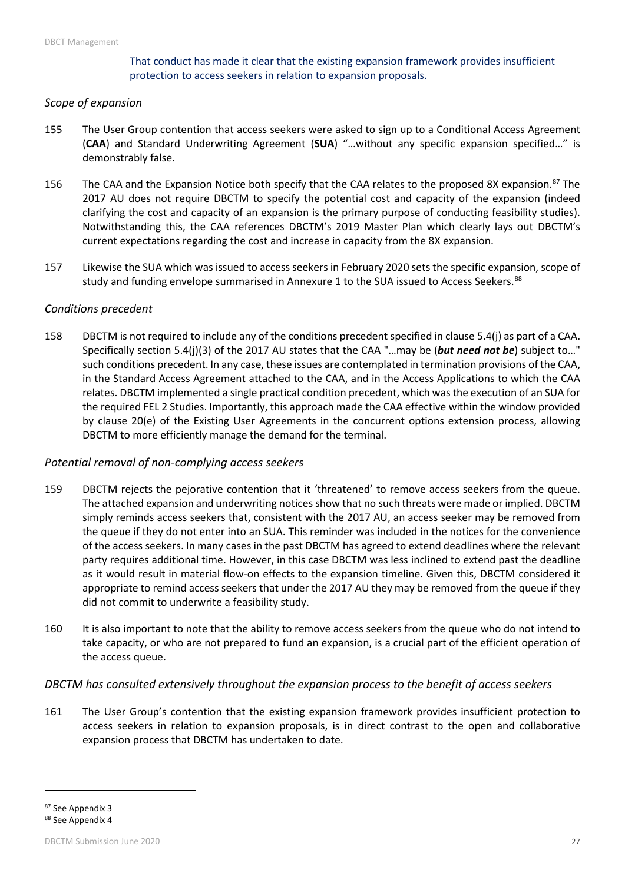That conduct has made it clear that the existing expansion framework provides insufficient protection to access seekers in relation to expansion proposals.

### *Scope of expansion*

155 The User Group contention that access seekers were asked to sign up to a Conditional Access Agreement (**CAA**) and Standard Underwriting Agreement (**SUA**) "…without any specific expansion specified…" is demonstrably false.

156 The CAA and the Expansion Notice both specify that the CAA relates to the proposed 8X expansion.[87] The 2017 AU does not require DBCTM to specify the potential cost and capacity of the expansion (indeed clarifying the cost and capacity of an expansion is the primary purpose of conducting feasibility studies). Notwithstanding this, the CAA references DBCTM's 2019 Master Plan which clearly lays out DBCTM's current expectations regarding the cost and increase in capacity from the 8X expansion.

157 Likewise the SUA which was issued to access seekers in February 2020 sets the specific expansion, scope of study and funding envelope summarised in Annexure 1 to the SUA issued to Access Seekers.[88]

### *Conditions precedent*

158 DBCTM is not required to include any of the conditions precedent specified in clause 5.4(j) as part of a CAA. Specifically section 5.4(j)(3) of the 2017 AU states that the CAA "…may be (***but need not be***) subject to…" such conditions precedent. In any case, these issues are contemplated in termination provisions of the CAA, in the Standard Access Agreement attached to the CAA, and in the Access Applications to which the CAA relates. DBCTM implemented a single practical condition precedent, which was the execution of an SUA for the required FEL 2 Studies. Importantly, this approach made the CAA effective within the window provided by clause 20(e) of the Existing User Agreements in the concurrent options extension process, allowing DBCTM to more efficiently manage the demand for the terminal.

### *Potential removal of non-complying access seekers*

159 DBCTM rejects the pejorative contention that it 'threatened' to remove access seekers from the queue. The attached expansion and underwriting notices show that no such threats were made or implied. DBCTM simply reminds access seekers that, consistent with the 2017 AU, an access seeker may be removed from the queue if they do not enter into an SUA. This reminder was included in the notices for the convenience of the access seekers. In many cases in the past DBCTM has agreed to extend deadlines where the relevant party requires additional time. However, in this case DBCTM was less inclined to extend past the deadline as it would result in material flow-on effects to the expansion timeline. Given this, DBCTM considered it appropriate to remind access seekers that under the 2017 AU they may be removed from the queue if they did not commit to underwrite a feasibility study.

160 It is also important to note that the ability to remove access seekers from the queue who do not intend to take capacity, or who are not prepared to fund an expansion, is a crucial part of the efficient operation of the access queue.

### *DBCTM has consulted extensively throughout the expansion process to the benefit of access seekers*

161 The User Group's contention that the existing expansion framework provides insufficient protection to access seekers in relation to expansion proposals, is in direct contrast to the open and collaborative expansion process that DBCTM has undertaken to date.

---

[87] See Appendix 3

[88] See Appendix 4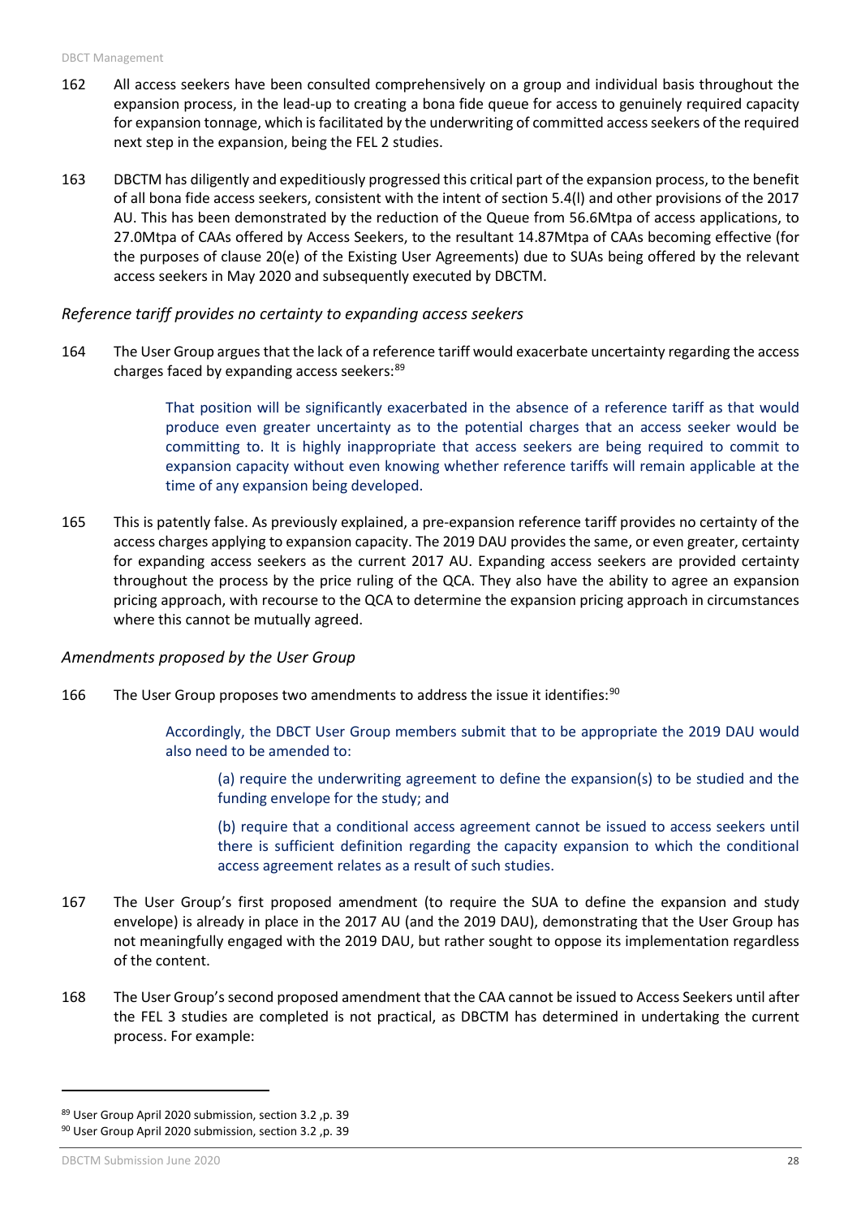162 All access seekers have been consulted comprehensively on a group and individual basis throughout the expansion process, in the lead-up to creating a bona fide queue for access to genuinely required capacity for expansion tonnage, which is facilitated by the underwriting of committed access seekers of the required next step in the expansion, being the FEL 2 studies.

163 DBCTM has diligently and expeditiously progressed this critical part of the expansion process, to the benefit of all bona fide access seekers, consistent with the intent of section 5.4(l) and other provisions of the 2017 AU. This has been demonstrated by the reduction of the Queue from 56.6Mtpa of access applications, to 27.0Mtpa of CAAs offered by Access Seekers, to the resultant 14.87Mtpa of CAAs becoming effective (for the purposes of clause 20(e) of the Existing User Agreements) due to SUAs being offered by the relevant access seekers in May 2020 and subsequently executed by DBCTM.

*Reference tariff provides no certainty to expanding access seekers*

164 The User Group argues that the lack of a reference tariff would exacerbate uncertainty regarding the access charges faced by expanding access seekers:[89]

> That position will be significantly exacerbated in the absence of a reference tariff as that would produce even greater uncertainty as to the potential charges that an access seeker would be committing to. It is highly inappropriate that access seekers are being required to commit to expansion capacity without even knowing whether reference tariffs will remain applicable at the time of any expansion being developed.

165 This is patently false. As previously explained, a pre-expansion reference tariff provides no certainty of the access charges applying to expansion capacity. The 2019 DAU provides the same, or even greater, certainty for expanding access seekers as the current 2017 AU. Expanding access seekers are provided certainty throughout the process by the price ruling of the QCA. They also have the ability to agree an expansion pricing approach, with recourse to the QCA to determine the expansion pricing approach in circumstances where this cannot be mutually agreed.

*Amendments proposed by the User Group*

166 The User Group proposes two amendments to address the issue it identifies:[90]

> Accordingly, the DBCT User Group members submit that to be appropriate the 2019 DAU would also need to be amended to:
>
> > (a) require the underwriting agreement to define the expansion(s) to be studied and the funding envelope for the study; and
> >
> > (b) require that a conditional access agreement cannot be issued to access seekers until there is sufficient definition regarding the capacity expansion to which the conditional access agreement relates as a result of such studies.

167 The User Group's first proposed amendment (to require the SUA to define the expansion and study envelope) is already in place in the 2017 AU (and the 2019 DAU), demonstrating that the User Group has not meaningfully engaged with the 2019 DAU, but rather sought to oppose its implementation regardless of the content.

168 The User Group's second proposed amendment that the CAA cannot be issued to Access Seekers until after the FEL 3 studies are completed is not practical, as DBCTM has determined in undertaking the current process. For example:

---

[89] User Group April 2020 submission, section 3.2 ,p. 39

[90] User Group April 2020 submission, section 3.2 ,p. 39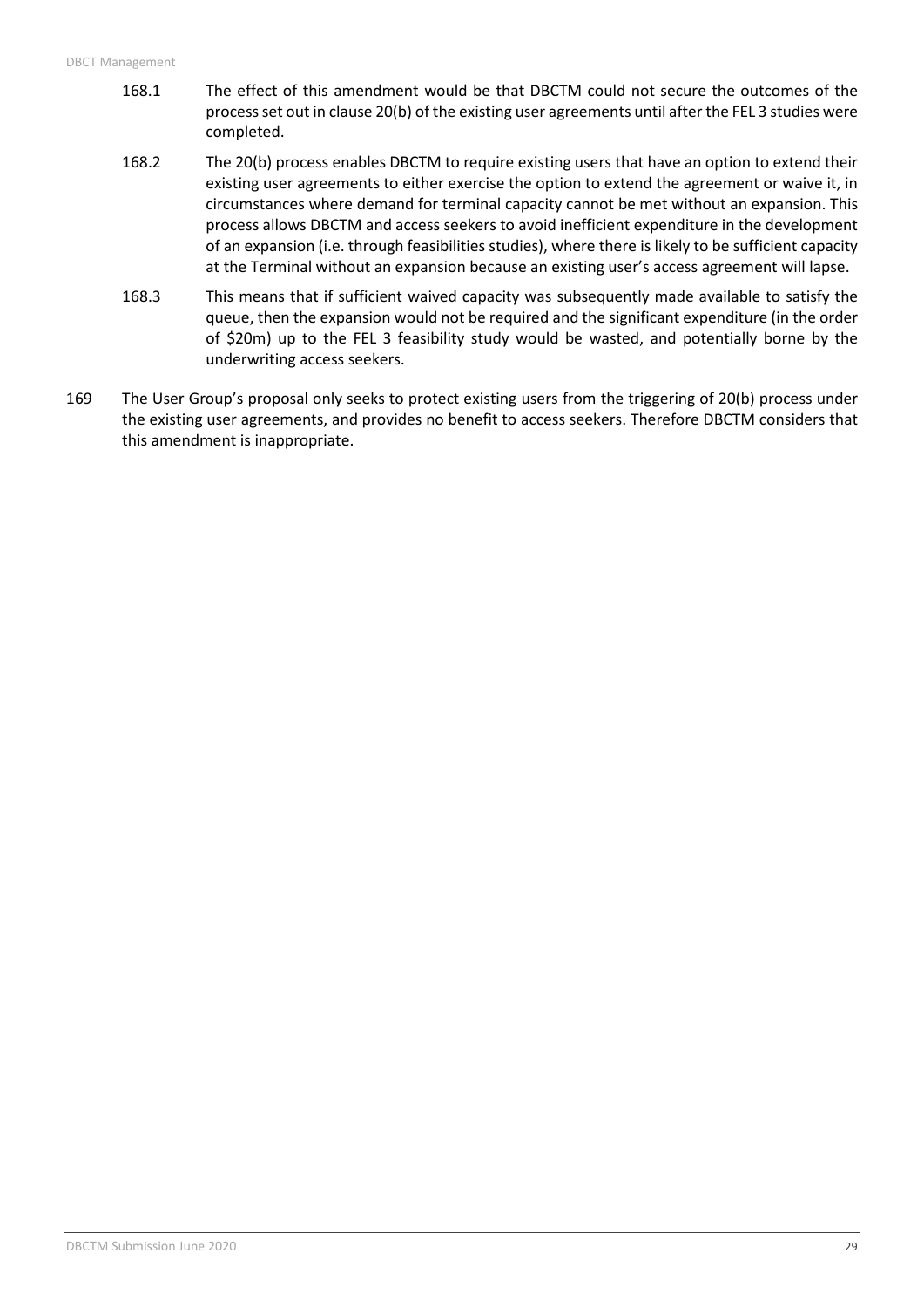168.1 The effect of this amendment would be that DBCTM could not secure the outcomes of the process set out in clause 20(b) of the existing user agreements until after the FEL 3 studies were completed.

168.2 The 20(b) process enables DBCTM to require existing users that have an option to extend their existing user agreements to either exercise the option to extend the agreement or waive it, in circumstances where demand for terminal capacity cannot be met without an expansion. This process allows DBCTM and access seekers to avoid inefficient expenditure in the development of an expansion (i.e. through feasibilities studies), where there is likely to be sufficient capacity at the Terminal without an expansion because an existing user's access agreement will lapse.

168.3 This means that if sufficient waived capacity was subsequently made available to satisfy the queue, then the expansion would not be required and the significant expenditure (in the order of $20m) up to the FEL 3 feasibility study would be wasted, and potentially borne by the underwriting access seekers.

169 The User Group's proposal only seeks to protect existing users from the triggering of 20(b) process under the existing user agreements, and provides no benefit to access seekers. Therefore DBCTM considers that this amendment is inappropriate.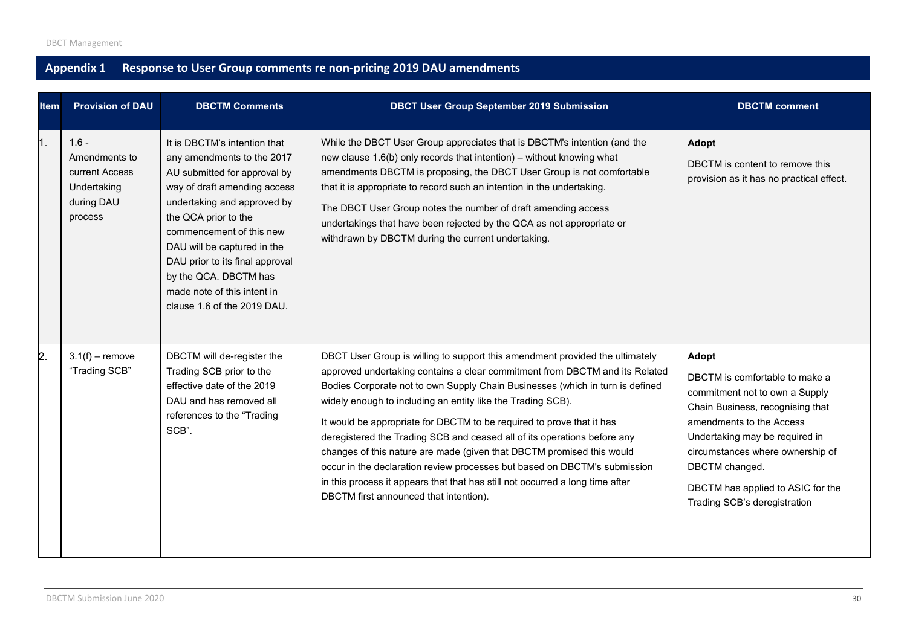## Appendix 1 Response to User Group comments re non-pricing 2019 DAU amendments

| Item | Provision of DAU | DBCTM Comments | DBCT User Group September 2019 Submission | DBCTM comment |
|---|---|---|---|---|
| 1. | 1.6 - Amendments to current Access Undertaking during DAU process | It is DBCTM's intention that any amendments to the 2017 AU submitted for approval by way of draft amending access undertaking and approved by the QCA prior to the commencement of this new DAU will be captured in the DAU prior to its final approval by the QCA. DBCTM has made note of this intent in clause 1.6 of the 2019 DAU. | While the DBCT User Group appreciates that is DBCTM's intention (and the new clause 1.6(b) only records that intention) – without knowing what amendments DBCTM is proposing, the DBCT User Group is not comfortable that it is appropriate to record such an intention in the undertaking.<br><br>The DBCT User Group notes the number of draft amending access undertakings that have been rejected by the QCA as not appropriate or withdrawn by DBCTM during the current undertaking. | **Adopt**<br><br>DBCTM is content to remove this provision as it has no practical effect. |
| 2. | 3.1(f) – remove "Trading SCB" | DBCTM will de-register the Trading SCB prior to the effective date of the 2019 DAU and has removed all references to the "Trading SCB". | DBCT User Group is willing to support this amendment provided the ultimately approved undertaking contains a clear commitment from DBCTM and its Related Bodies Corporate not to own Supply Chain Businesses (which in turn is defined widely enough to including an entity like the Trading SCB).<br><br>It would be appropriate for DBCTM to be required to prove that it has deregistered the Trading SCB and ceased all of its operations before any changes of this nature are made (given that DBCTM promised this would occur in the declaration review processes but based on DBCTM's submission in this process it appears that that has still not occurred a long time after DBCTM first announced that intention). | **Adopt**<br><br>DBCTM is comfortable to make a commitment not to own a Supply Chain Business, recognising that amendments to the Access Undertaking may be required in circumstances where ownership of DBCTM changed.<br><br>DBCTM has applied to ASIC for the Trading SCB's deregistration |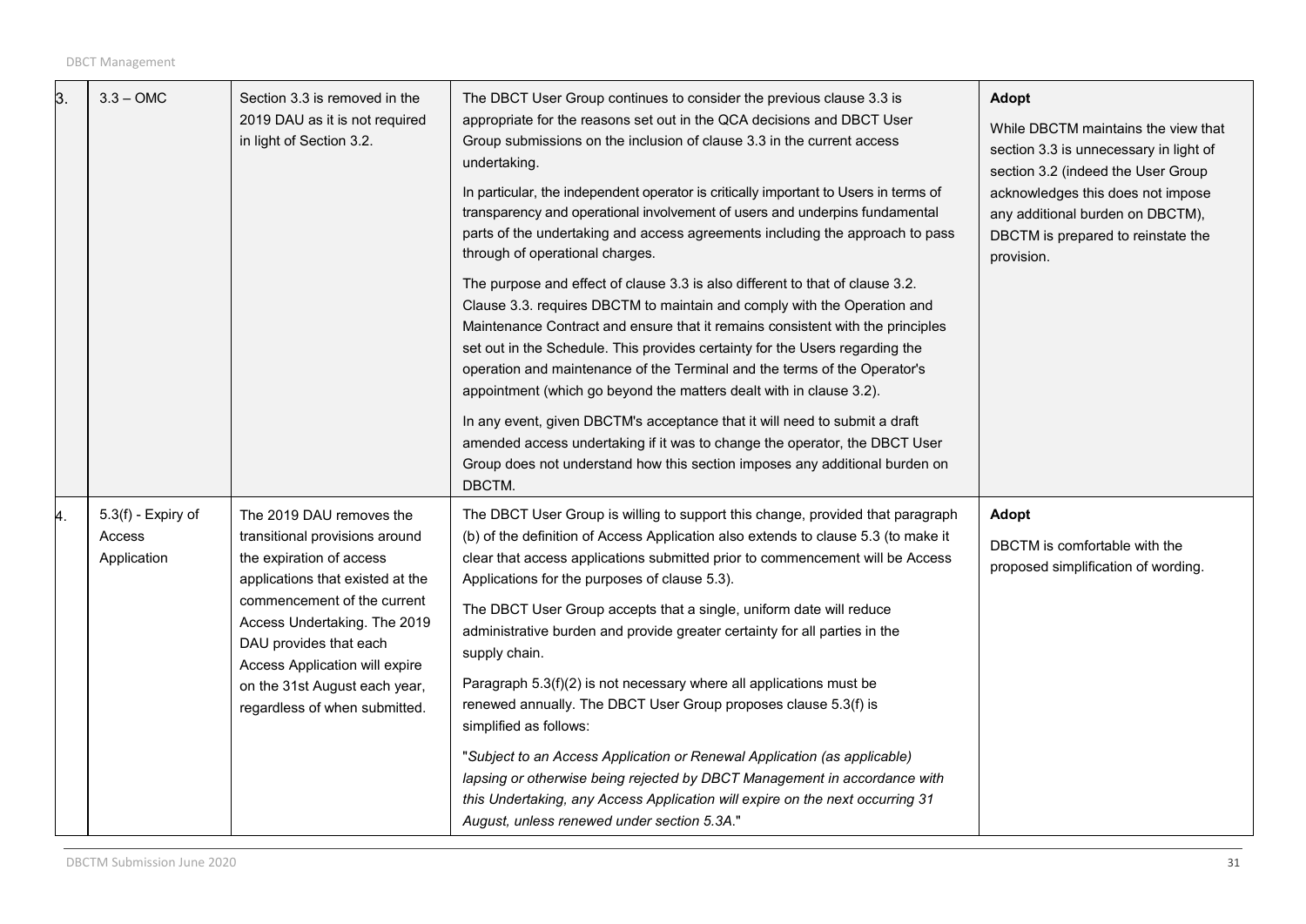| 3. | 3.3 – OMC | Section 3.3 is removed in the 2019 DAU as it is not required in light of Section 3.2. | The DBCT User Group continues to consider the previous clause 3.3 is appropriate for the reasons set out in the QCA decisions and DBCT User Group submissions on the inclusion of clause 3.3 in the current access undertaking.<br><br>In particular, the independent operator is critically important to Users in terms of transparency and operational involvement of users and underpins fundamental parts of the undertaking and access agreements including the approach to pass through of operational charges.<br><br>The purpose and effect of clause 3.3 is also different to that of clause 3.2. Clause 3.3. requires DBCTM to maintain and comply with the Operation and Maintenance Contract and ensure that it remains consistent with the principles set out in the Schedule. This provides certainty for the Users regarding the operation and maintenance of the Terminal and the terms of the Operator's appointment (which go beyond the matters dealt with in clause 3.2).<br><br>In any event, given DBCTM's acceptance that it will need to submit a draft amended access undertaking if it was to change the operator, the DBCT User Group does not understand how this section imposes any additional burden on DBCTM. | **Adopt**<br><br>While DBCTM maintains the view that section 3.3 is unnecessary in light of section 3.2 (indeed the User Group acknowledges this does not impose any additional burden on DBCTM), DBCTM is prepared to reinstate the provision. |
|---|---|---|---|---|
| 4. | 5.3(f) - Expiry of Access Application | The 2019 DAU removes the transitional provisions around the expiration of access applications that existed at the commencement of the current Access Undertaking. The 2019 DAU provides that each Access Application will expire on the 31st August each year, regardless of when submitted. | The DBCT User Group is willing to support this change, provided that paragraph (b) of the definition of Access Application also extends to clause 5.3 (to make it clear that access applications submitted prior to commencement will be Access Applications for the purposes of clause 5.3).<br><br>The DBCT User Group accepts that a single, uniform date will reduce administrative burden and provide greater certainty for all parties in the supply chain.<br><br>Paragraph 5.3(f)(2) is not necessary where all applications must be renewed annually. The DBCT User Group proposes clause 5.3(f) is simplified as follows:<br><br>"*Subject to an Access Application or Renewal Application (as applicable) lapsing or otherwise being rejected by DBCT Management in accordance with this Undertaking, any Access Application will expire on the next occurring 31 August, unless renewed under section 5.3A*." | **Adopt**<br><br>DBCTM is comfortable with the proposed simplification of wording. |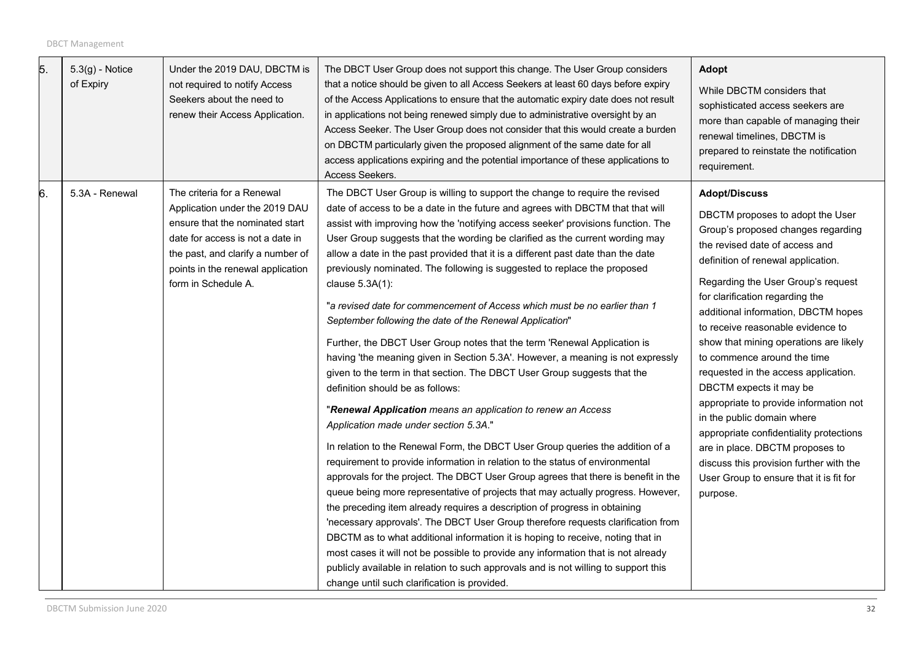| | | | | |
|---|---|---|---|---|
| 5. | 5.3(g) - Notice of Expiry | Under the 2019 DAU, DBCTM is not required to notify Access Seekers about the need to renew their Access Application. | The DBCT User Group does not support this change. The User Group considers that a notice should be given to all Access Seekers at least 60 days before expiry of the Access Applications to ensure that the automatic expiry date does not result in applications not being renewed simply due to administrative oversight by an Access Seeker. The User Group does not consider that this would create a burden on DBCTM particularly given the proposed alignment of the same date for all access applications expiring and the potential importance of these applications to Access Seekers. | **Adopt**<br><br>While DBCTM considers that sophisticated access seekers are more than capable of managing their renewal timelines, DBCTM is prepared to reinstate the notification requirement. |
| 6. | 5.3A - Renewal | The criteria for a Renewal Application under the 2019 DAU ensure that the nominated start date for access is not a date in the past, and clarify a number of points in the renewal application form in Schedule A. | The DBCT User Group is willing to support the change to require the revised date of access to be a date in the future and agrees with DBCTM that that will assist with improving how the 'notifying access seeker' provisions function. The User Group suggests that the wording be clarified as the current wording may allow a date in the past provided that it is a different past date than the date previously nominated. The following is suggested to replace the proposed clause 5.3A(1):<br><br>"*a revised date for commencement of Access which must be no earlier than 1 September following the date of the Renewal Application*"<br><br>Further, the DBCT User Group notes that the term 'Renewal Application is having 'the meaning given in Section 5.3A'. However, a meaning is not expressly given to the term in that section. The DBCT User Group suggests that the definition should be as follows:<br><br>"***Renewal Application*** *means an application to renew an Access Application made under section 5.3A*."<br><br>In relation to the Renewal Form, the DBCT User Group queries the addition of a requirement to provide information in relation to the status of environmental approvals for the project. The DBCT User Group agrees that there is benefit in the queue being more representative of projects that may actually progress. However, the preceding item already requires a description of progress in obtaining 'necessary approvals'. The DBCT User Group therefore requests clarification from DBCTM as to what additional information it is hoping to receive, noting that in most cases it will not be possible to provide any information that is not already publicly available in relation to such approvals and is not willing to support this change until such clarification is provided. | **Adopt/Discuss**<br><br>DBCTM proposes to adopt the User Group's proposed changes regarding the revised date of access and definition of renewal application.<br><br>Regarding the User Group's request for clarification regarding the additional information, DBCTM hopes to receive reasonable evidence to show that mining operations are likely to commence around the time requested in the access application. DBCTM expects it may be appropriate to provide information not in the public domain where appropriate confidentiality protections are in place. DBCTM proposes to discuss this provision further with the User Group to ensure that it is fit for purpose. |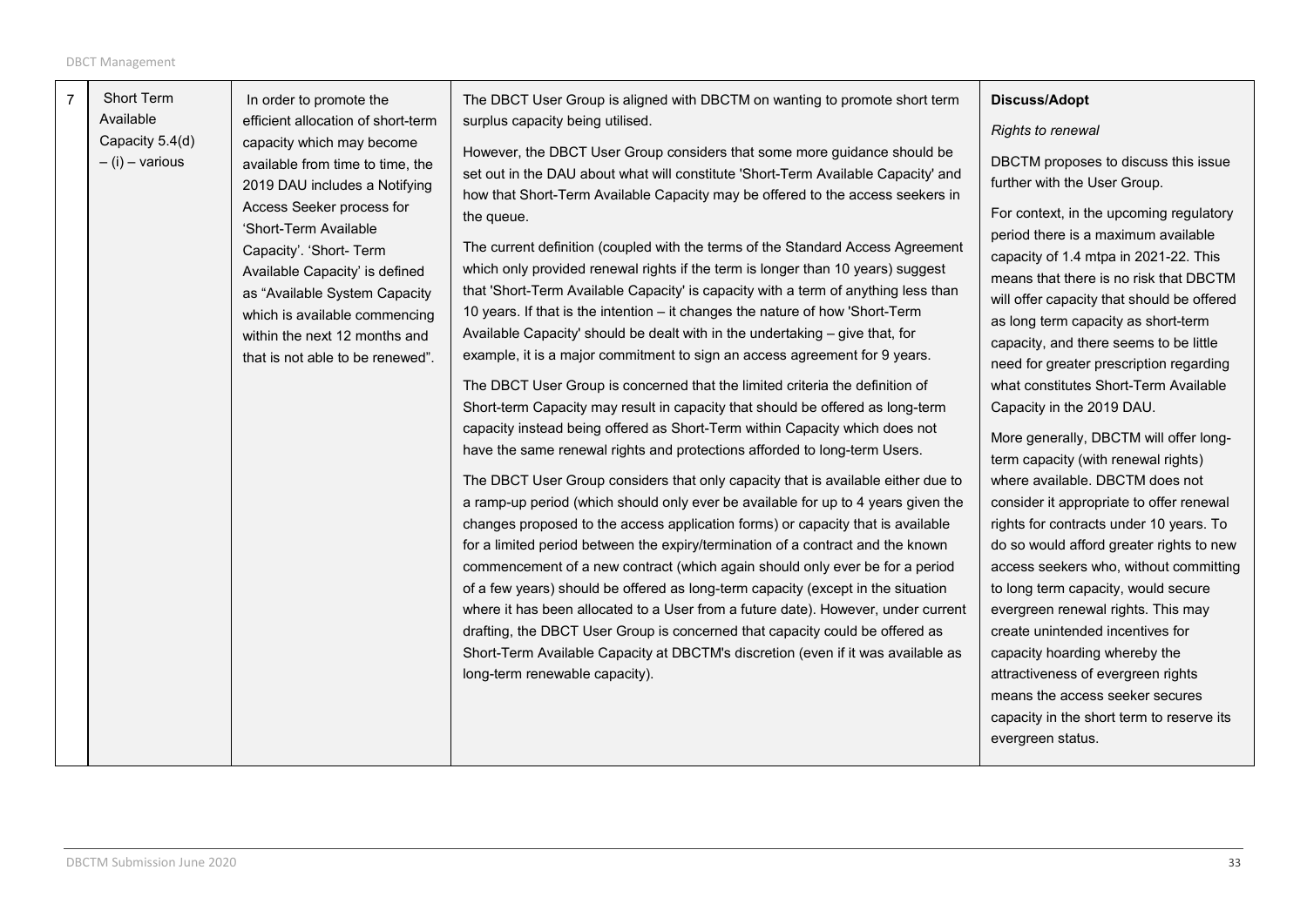| 7 | Short Term Available Capacity 5.4(d) – (i) – various | In order to promote the efficient allocation of short-term capacity which may become available from time to time, the 2019 DAU includes a Notifying Access Seeker process for 'Short-Term Available Capacity'. 'Short- Term Available Capacity' is defined as "Available System Capacity which is available commencing within the next 12 months and that is not able to be renewed". | The DBCT User Group is aligned with DBCTM on wanting to promote short term surplus capacity being utilised.<br><br>However, the DBCT User Group considers that some more guidance should be set out in the DAU about what will constitute 'Short-Term Available Capacity' and how that Short-Term Available Capacity may be offered to the access seekers in the queue.<br><br>The current definition (coupled with the terms of the Standard Access Agreement which only provided renewal rights if the term is longer than 10 years) suggest that 'Short-Term Available Capacity' is capacity with a term of anything less than 10 years. If that is the intention – it changes the nature of how 'Short-Term Available Capacity' should be dealt with in the undertaking – give that, for example, it is a major commitment to sign an access agreement for 9 years.<br><br>The DBCT User Group is concerned that the limited criteria the definition of Short-term Capacity may result in capacity that should be offered as long-term capacity instead being offered as Short-Term within Capacity which does not have the same renewal rights and protections afforded to long-term Users.<br><br>The DBCT User Group considers that only capacity that is available either due to a ramp-up period (which should only ever be available for up to 4 years given the changes proposed to the access application forms) or capacity that is available for a limited period between the expiry/termination of a contract and the known commencement of a new contract (which again should only ever be for a period of a few years) should be offered as long-term capacity (except in the situation where it has been allocated to a User from a future date). However, under current drafting, the DBCT User Group is concerned that capacity could be offered as Short-Term Available Capacity at DBCTM's discretion (even if it was available as long-term renewable capacity). | **Discuss/Adopt**<br><br>*Rights to renewal*<br><br>DBCTM proposes to discuss this issue further with the User Group.<br><br>For context, in the upcoming regulatory period there is a maximum available capacity of 1.4 mtpa in 2021-22. This means that there is no risk that DBCTM will offer capacity that should be offered as long term capacity as short-term capacity, and there seems to be little need for greater prescription regarding what constitutes Short-Term Available Capacity in the 2019 DAU.<br><br>More generally, DBCTM will offer long-term capacity (with renewal rights) where available. DBCTM does not consider it appropriate to offer renewal rights for contracts under 10 years. To do so would afford greater rights to new access seekers who, without committing to long term capacity, would secure evergreen renewal rights. This may create unintended incentives for capacity hoarding whereby the attractiveness of evergreen rights means the access seeker secures capacity in the short term to reserve its evergreen status. |
|---|---|---|---|---|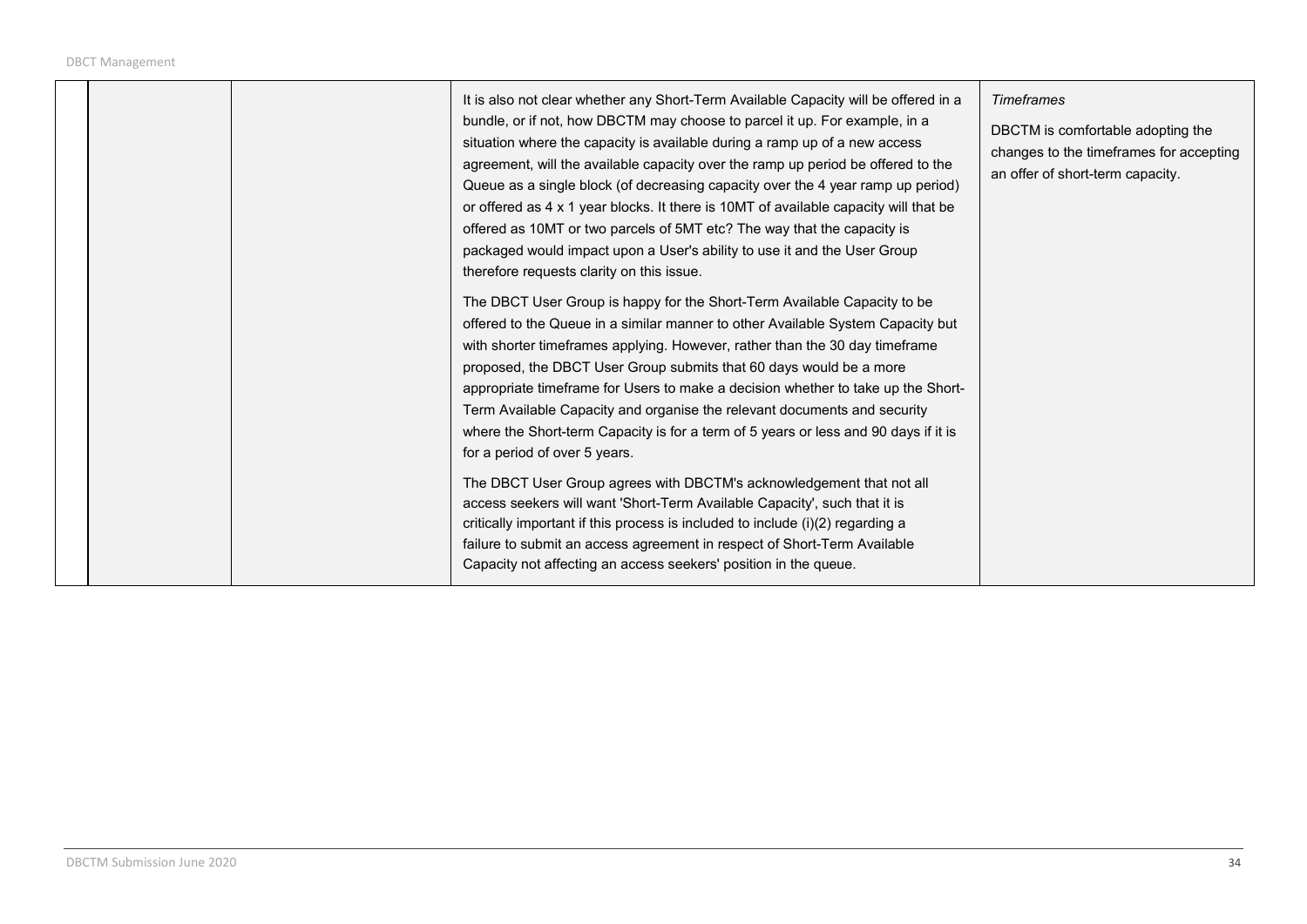| | | | |
|---|---|---|---|
| | | It is also not clear whether any Short-Term Available Capacity will be offered in a bundle, or if not, how DBCTM may choose to parcel it up. For example, in a situation where the capacity is available during a ramp up of a new access agreement, will the available capacity over the ramp up period be offered to the Queue as a single block (of decreasing capacity over the 4 year ramp up period) or offered as 4 x 1 year blocks. It there is 10MT of available capacity will that be offered as 10MT or two parcels of 5MT etc? The way that the capacity is packaged would impact upon a User's ability to use it and the User Group therefore requests clarity on this issue.<br><br>The DBCT User Group is happy for the Short-Term Available Capacity to be offered to the Queue in a similar manner to other Available System Capacity but with shorter timeframes applying. However, rather than the 30 day timeframe proposed, the DBCT User Group submits that 60 days would be a more appropriate timeframe for Users to make a decision whether to take up the Short-Term Available Capacity and organise the relevant documents and security where the Short-term Capacity is for a term of 5 years or less and 90 days if it is for a period of over 5 years.<br><br>The DBCT User Group agrees with DBCTM's acknowledgement that not all access seekers will want 'Short-Term Available Capacity', such that it is critically important if this process is included to include (i)(2) regarding a failure to submit an access agreement in respect of Short-Term Available Capacity not affecting an access seekers' position in the queue. | *Timeframes*<br><br>DBCTM is comfortable adopting the changes to the timeframes for accepting an offer of short-term capacity. |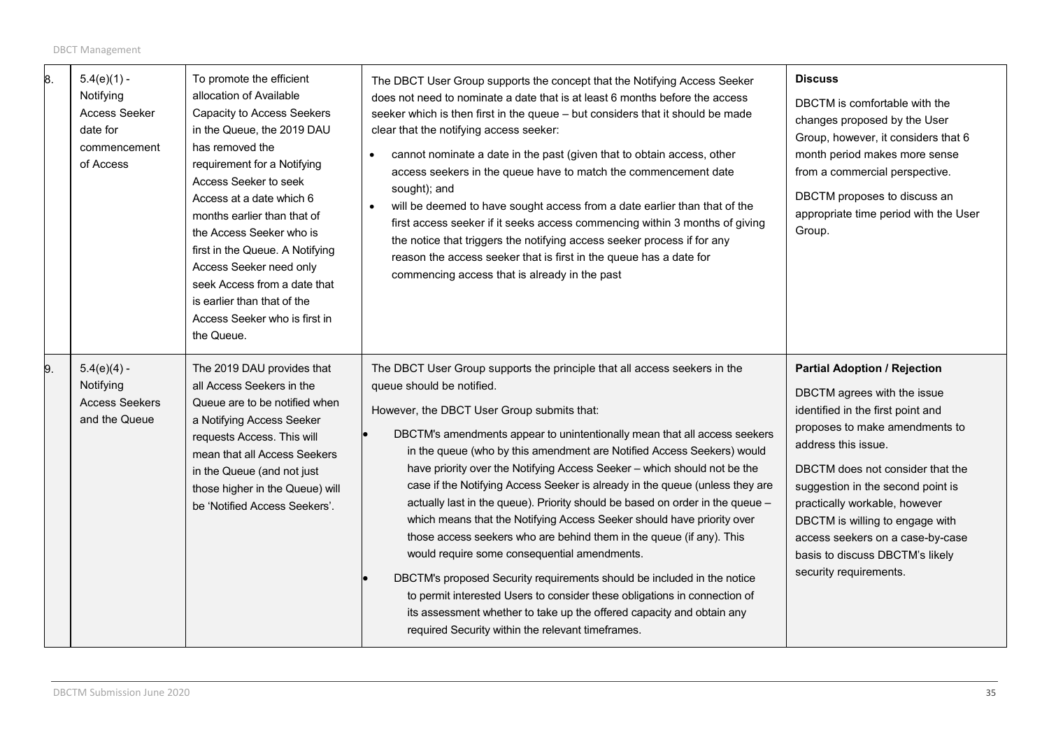| | | | | |
|---|---|---|---|---|
| 8. | 5.4(e)(1) - Notifying Access Seeker date for commencement of Access | To promote the efficient allocation of Available Capacity to Access Seekers in the Queue, the 2019 DAU has removed the requirement for a Notifying Access Seeker to seek Access at a date which 6 months earlier than that of the Access Seeker who is first in the Queue. A Notifying Access Seeker need only seek Access from a date that is earlier than that of the Access Seeker who is first in the Queue. | The DBCT User Group supports the concept that the Notifying Access Seeker does not need to nominate a date that is at least 6 months before the access seeker which is then first in the queue – but considers that it should be made clear that the notifying access seeker:<br>• cannot nominate a date in the past (given that to obtain access, other access seekers in the queue have to match the commencement date sought); and<br>• will be deemed to have sought access from a date earlier than that of the first access seeker if it seeks access commencing within 3 months of giving the notice that triggers the notifying access seeker process if for any reason the access seeker that is first in the queue has a date for commencing access that is already in the past | **Discuss**<br>DBCTM is comfortable with the changes proposed by the User Group, however, it considers that 6 month period makes more sense from a commercial perspective.<br>DBCTM proposes to discuss an appropriate time period with the User Group. |
| 9. | 5.4(e)(4) - Notifying Access Seekers and the Queue | The 2019 DAU provides that all Access Seekers in the Queue are to be notified when a Notifying Access Seeker requests Access. This will mean that all Access Seekers in the Queue (and not just those higher in the Queue) will be 'Notified Access Seekers'. | The DBCT User Group supports the principle that all access seekers in the queue should be notified.<br>However, the DBCT User Group submits that:<br>• DBCTM's amendments appear to unintentionally mean that all access seekers in the queue (who by this amendment are Notified Access Seekers) would have priority over the Notifying Access Seeker – which should not be the case if the Notifying Access Seeker is already in the queue (unless they are actually last in the queue). Priority should be based on order in the queue – which means that the Notifying Access Seeker should have priority over those access seekers who are behind them in the queue (if any). This would require some consequential amendments.<br>• DBCTM's proposed Security requirements should be included in the notice to permit interested Users to consider these obligations in connection of its assessment whether to take up the offered capacity and obtain any required Security within the relevant timeframes. | **Partial Adoption / Rejection**<br>DBCTM agrees with the issue identified in the first point and proposes to make amendments to address this issue.<br>DBCTM does not consider that the suggestion in the second point is practically workable, however DBCTM is willing to engage with access seekers on a case-by-case basis to discuss DBCTM's likely security requirements. |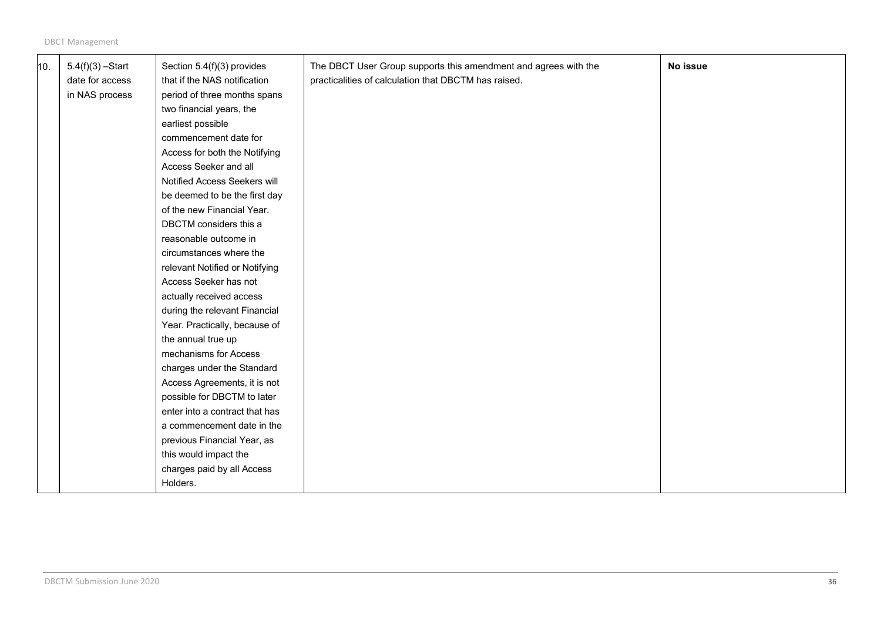| 10. | 5.4(f)(3) –Start date for access in NAS process | Section 5.4(f)(3) provides that if the NAS notification period of three months spans two financial years, the earliest possible commencement date for Access for both the Notifying Access Seeker and all Notified Access Seekers will be deemed to be the first day of the new Financial Year. DBCTM considers this a reasonable outcome in circumstances where the relevant Notified or Notifying Access Seeker has not actually received access during the relevant Financial Year. Practically, because of the annual true up mechanisms for Access charges under the Standard Access Agreements, it is not possible for DBCTM to later enter into a contract that has a commencement date in the previous Financial Year, as this would impact the charges paid by all Access Holders. | The DBCT User Group supports this amendment and agrees with the practicalities of calculation that DBCTM has raised. | **No issue** |
|---|---|---|---|---|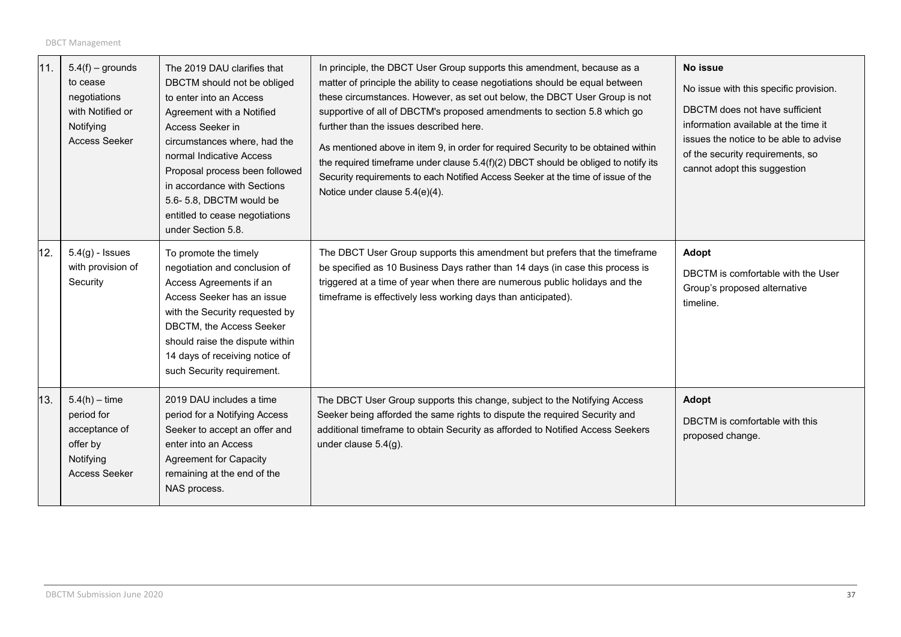| | | | | |
|---|---|---|---|---|
| 11. | 5.4(f) – grounds to cease negotiations with Notified or Notifying Access Seeker | The 2019 DAU clarifies that DBCTM should not be obliged to enter into an Access Agreement with a Notified Access Seeker in circumstances where, had the normal Indicative Access Proposal process been followed in accordance with Sections 5.6- 5.8, DBCTM would be entitled to cease negotiations under Section 5.8. | In principle, the DBCT User Group supports this amendment, because as a matter of principle the ability to cease negotiations should be equal between these circumstances. However, as set out below, the DBCT User Group is not supportive of all of DBCTM's proposed amendments to section 5.8 which go further than the issues described here.<br><br>As mentioned above in item 9, in order for required Security to be obtained within the required timeframe under clause 5.4(f)(2) DBCT should be obliged to notify its Security requirements to each Notified Access Seeker at the time of issue of the Notice under clause 5.4(e)(4). | **No issue**<br><br>No issue with this specific provision.<br><br>DBCTM does not have sufficient information available at the time it issues the notice to be able to advise of the security requirements, so cannot adopt this suggestion |
| 12. | 5.4(g) - Issues with provision of Security | To promote the timely negotiation and conclusion of Access Agreements if an Access Seeker has an issue with the Security requested by DBCTM, the Access Seeker should raise the dispute within 14 days of receiving notice of such Security requirement. | The DBCT User Group supports this amendment but prefers that the timeframe be specified as 10 Business Days rather than 14 days (in case this process is triggered at a time of year when there are numerous public holidays and the timeframe is effectively less working days than anticipated). | **Adopt**<br><br>DBCTM is comfortable with the User Group's proposed alternative timeline. |
| 13. | 5.4(h) – time period for acceptance of offer by Notifying Access Seeker | 2019 DAU includes a time period for a Notifying Access Seeker to accept an offer and enter into an Access Agreement for Capacity remaining at the end of the NAS process. | The DBCT User Group supports this change, subject to the Notifying Access Seeker being afforded the same rights to dispute the required Security and additional timeframe to obtain Security as afforded to Notified Access Seekers under clause 5.4(g). | **Adopt**<br><br>DBCTM is comfortable with this proposed change. |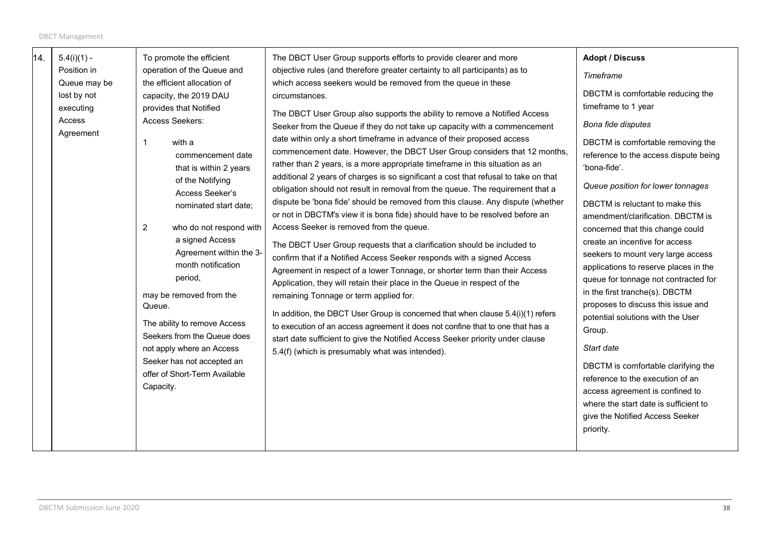| 14. | 5.4(i)(1) - Position in Queue may be lost by not executing Access Agreement | To promote the efficient operation of the Queue and the efficient allocation of capacity, the 2019 DAU provides that Notified Access Seekers:<br><br>1 with a commencement date that is within 2 years of the Notifying Access Seeker's nominated start date;<br><br>2 who do not respond with a signed Access Agreement within the 3-month notification period,<br><br>may be removed from the Queue.<br><br>The ability to remove Access Seekers from the Queue does not apply where an Access Seeker has not accepted an offer of Short-Term Available Capacity. | The DBCT User Group supports efforts to provide clearer and more objective rules (and therefore greater certainty to all participants) as to which access seekers would be removed from the queue in these circumstances.<br><br>The DBCT User Group also supports the ability to remove a Notified Access Seeker from the Queue if they do not take up capacity with a commencement date within only a short timeframe in advance of their proposed access commencement date. However, the DBCT User Group considers that 12 months, rather than 2 years, is a more appropriate timeframe in this situation as an additional 2 years of charges is so significant a cost that refusal to take on that obligation should not result in removal from the queue. The requirement that a dispute be 'bona fide' should be removed from this clause. Any dispute (whether or not in DBCTM's view it is bona fide) should have to be resolved before an Access Seeker is removed from the queue.<br><br>The DBCT User Group requests that a clarification should be included to confirm that if a Notified Access Seeker responds with a signed Access Agreement in respect of a lower Tonnage, or shorter term than their Access Application, they will retain their place in the Queue in respect of the remaining Tonnage or term applied for.<br><br>In addition, the DBCT User Group is concerned that when clause 5.4(i)(1) refers to execution of an access agreement it does not confine that to one that has a start date sufficient to give the Notified Access Seeker priority under clause 5.4(f) (which is presumably what was intended). | **Adopt / Discuss**<br><br>*Timeframe*<br><br>DBCTM is comfortable reducing the timeframe to 1 year<br><br>*Bona fide disputes*<br><br>DBCTM is comfortable removing the reference to the access dispute being 'bona-fide'.<br><br>*Queue position for lower tonnages*<br><br>DBCTM is reluctant to make this amendment/clarification. DBCTM is concerned that this change could create an incentive for access seekers to mount very large access applications to reserve places in the queue for tonnage not contracted for in the first tranche(s). DBCTM proposes to discuss this issue and potential solutions with the User Group.<br><br>*Start date*<br><br>DBCTM is comfortable clarifying the reference to the execution of an access agreement is confined to where the start date is sufficient to give the Notified Access Seeker priority. |
|---|---|---|---|---|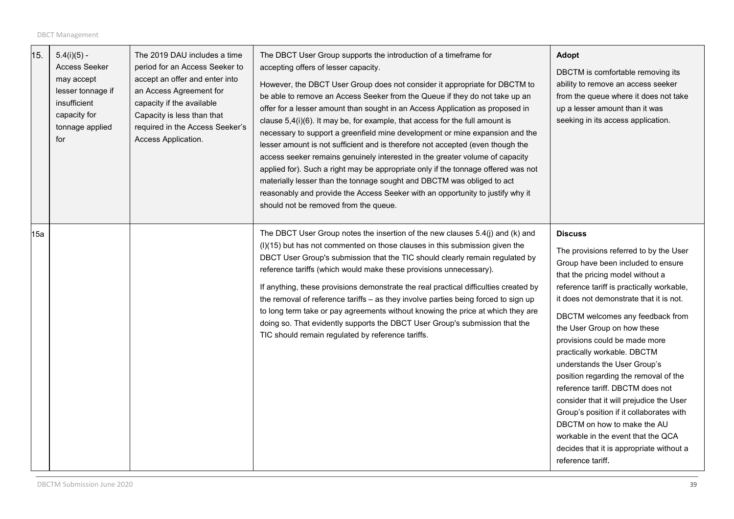| | | | | |
|---|---|---|---|---|
| 15. | 5.4(i)(5) - Access Seeker may accept lesser tonnage if insufficient capacity for tonnage applied for | The 2019 DAU includes a time period for an Access Seeker to accept an offer and enter into an Access Agreement for capacity if the available Capacity is less than that required in the Access Seeker's Access Application. | The DBCT User Group supports the introduction of a timeframe for accepting offers of lesser capacity.<br><br>However, the DBCT User Group does not consider it appropriate for DBCTM to be able to remove an Access Seeker from the Queue if they do not take up an offer for a lesser amount than sought in an Access Application as proposed in clause 5,4(i)(6). It may be, for example, that access for the full amount is necessary to support a greenfield mine development or mine expansion and the lesser amount is not sufficient and is therefore not accepted (even though the access seeker remains genuinely interested in the greater volume of capacity applied for). Such a right may be appropriate only if the tonnage offered was not materially lesser than the tonnage sought and DBCTM was obliged to act reasonably and provide the Access Seeker with an opportunity to justify why it should not be removed from the queue. | **Adopt**<br><br>DBCTM is comfortable removing its ability to remove an access seeker from the queue where it does not take up a lesser amount than it was seeking in its access application. |
| 15a | | | The DBCT User Group notes the insertion of the new clauses 5.4(j) and (k) and (l)(15) but has not commented on those clauses in this submission given the DBCT User Group's submission that the TIC should clearly remain regulated by reference tariffs (which would make these provisions unnecessary).<br><br>If anything, these provisions demonstrate the real practical difficulties created by the removal of reference tariffs – as they involve parties being forced to sign up to long term take or pay agreements without knowing the price at which they are doing so. That evidently supports the DBCT User Group's submission that the TIC should remain regulated by reference tariffs. | **Discuss**<br><br>The provisions referred to by the User Group have been included to ensure that the pricing model without a reference tariff is practically workable, it does not demonstrate that it is not.<br><br>DBCTM welcomes any feedback from the User Group on how these provisions could be made more practically workable. DBCTM understands the User Group's position regarding the removal of the reference tariff. DBCTM does not consider that it will prejudice the User Group's position if it collaborates with DBCTM on how to make the AU workable in the event that the QCA decides that it is appropriate without a reference tariff. |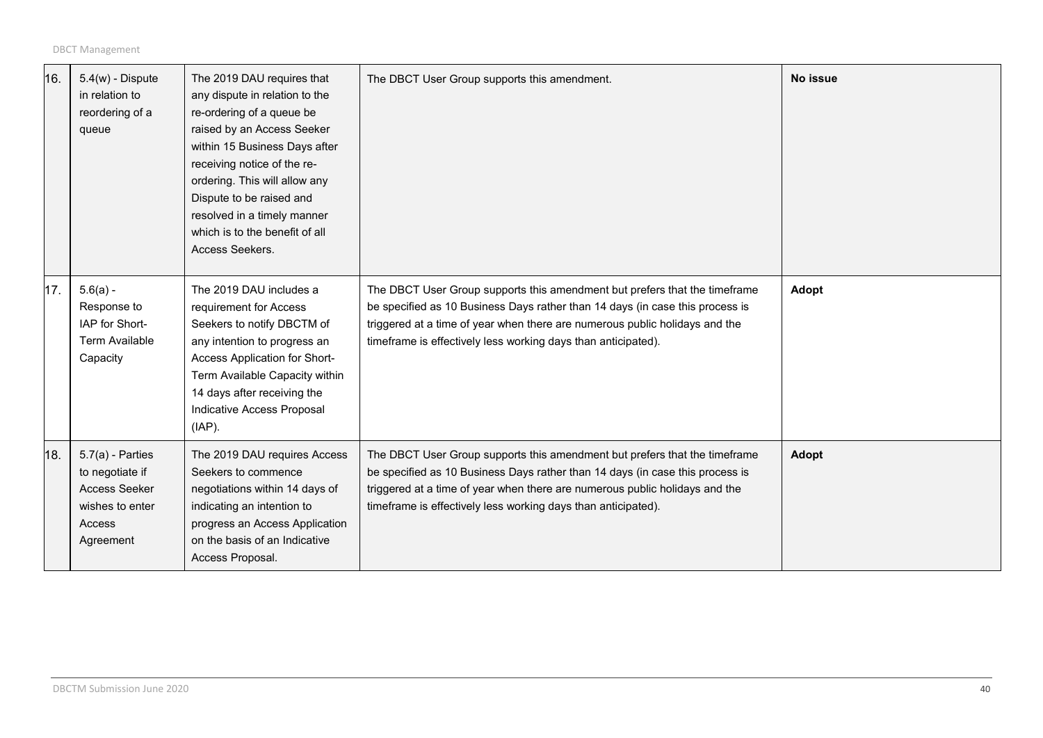| | | | | |
|---|---|---|---|---|
| 16. | 5.4(w) - Dispute in relation to reordering of a queue | The 2019 DAU requires that any dispute in relation to the re-ordering of a queue be raised by an Access Seeker within 15 Business Days after receiving notice of the re-ordering. This will allow any Dispute to be raised and resolved in a timely manner which is to the benefit of all Access Seekers. | The DBCT User Group supports this amendment. | **No issue** |
| 17. | 5.6(a) - Response to IAP for Short-Term Available Capacity | The 2019 DAU includes a requirement for Access Seekers to notify DBCTM of any intention to progress an Access Application for Short-Term Available Capacity within 14 days after receiving the Indicative Access Proposal (IAP). | The DBCT User Group supports this amendment but prefers that the timeframe be specified as 10 Business Days rather than 14 days (in case this process is triggered at a time of year when there are numerous public holidays and the timeframe is effectively less working days than anticipated). | **Adopt** |
| 18. | 5.7(a) - Parties to negotiate if Access Seeker wishes to enter Access Agreement | The 2019 DAU requires Access Seekers to commence negotiations within 14 days of indicating an intention to progress an Access Application on the basis of an Indicative Access Proposal. | The DBCT User Group supports this amendment but prefers that the timeframe be specified as 10 Business Days rather than 14 days (in case this process is triggered at a time of year when there are numerous public holidays and the timeframe is effectively less working days than anticipated). | **Adopt** |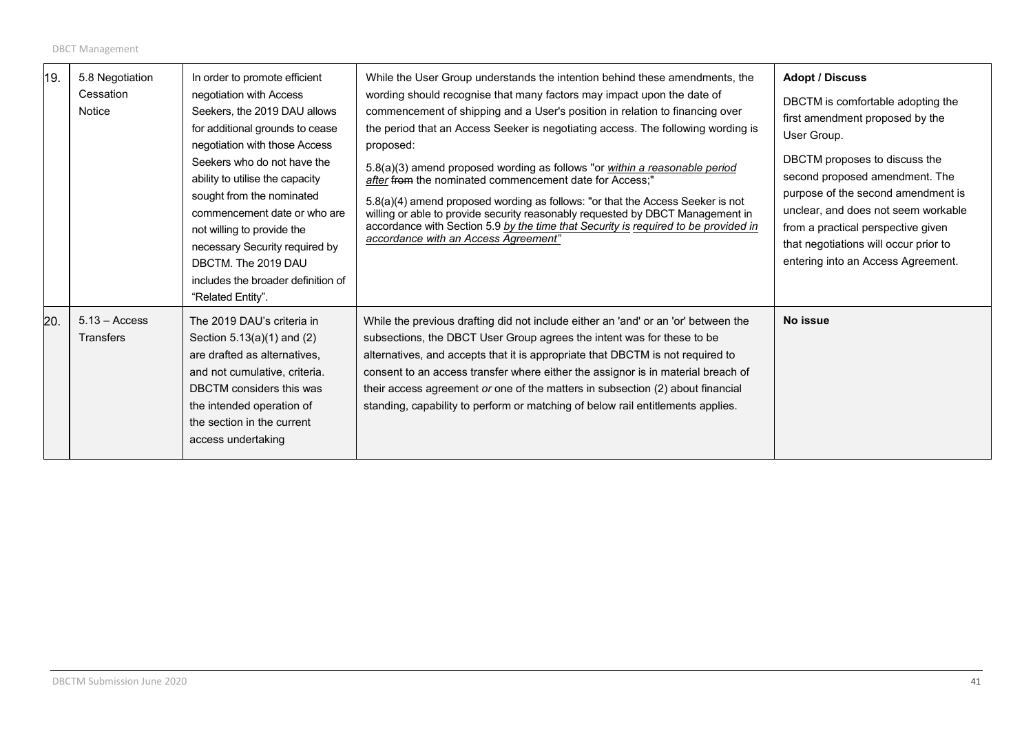| | | | | |
|---|---|---|---|---|
| 19. | 5.8 Negotiation Cessation Notice | In order to promote efficient negotiation with Access Seekers, the 2019 DAU allows for additional grounds to cease negotiation with those Access Seekers who do not have the ability to utilise the capacity sought from the nominated commencement date or who are not willing to provide the necessary Security required by DBCTM. The 2019 DAU includes the broader definition of "Related Entity". | While the User Group understands the intention behind these amendments, the wording should recognise that many factors may impact upon the date of commencement of shipping and a User's position in relation to financing over the period that an Access Seeker is negotiating access. The following wording is proposed:<br><br>5.8(a)(3) amend proposed wording as follows "or ***within a reasonable period after*** ~~from~~ the nominated commencement date for Access;"<br><br>5.8(a)(4) amend proposed wording as follows: "or that the Access Seeker is not willing or able to provide security reasonably requested by DBCT Management in accordance with Section 5.9 ***by the time that Security is required to be provided in accordance with an Access Agreement"*** | **Adopt / Discuss**<br><br>DBCTM is comfortable adopting the first amendment proposed by the User Group.<br><br>DBCTM proposes to discuss the second proposed amendment. The purpose of the second amendment is unclear, and does not seem workable from a practical perspective given that negotiations will occur prior to entering into an Access Agreement. |
| 20. | 5.13 – Access Transfers | The 2019 DAU's criteria in Section 5.13(a)(1) and (2) are drafted as alternatives, and not cumulative, criteria. DBCTM considers this was the intended operation of the section in the current access undertaking | While the previous drafting did not include either an 'and' or an 'or' between the subsections, the DBCT User Group agrees the intent was for these to be alternatives, and accepts that it is appropriate that DBCTM is not required to consent to an access transfer where either the assignor is in material breach of their access agreement *or* one of the matters in subsection (2) about financial standing, capability to perform or matching of below rail entitlements applies. | **No issue** |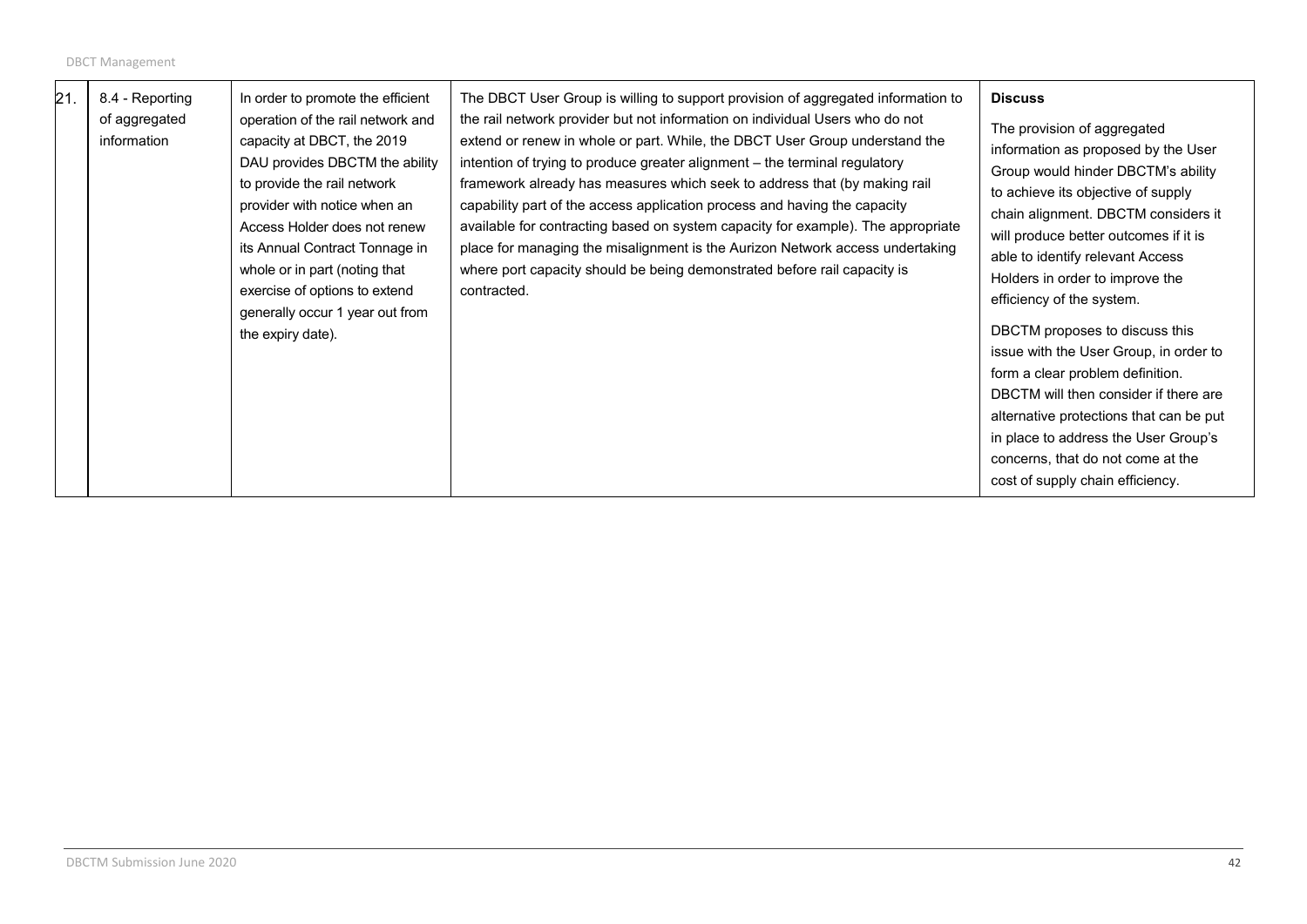| 21. | 8.4 - Reporting of aggregated information | In order to promote the efficient operation of the rail network and capacity at DBCT, the 2019 DAU provides DBCTM the ability to provide the rail network provider with notice when an Access Holder does not renew its Annual Contract Tonnage in whole or in part (noting that exercise of options to extend generally occur 1 year out from the expiry date). | The DBCT User Group is willing to support provision of aggregated information to the rail network provider but not information on individual Users who do not extend or renew in whole or part. While, the DBCT User Group understand the intention of trying to produce greater alignment – the terminal regulatory framework already has measures which seek to address that (by making rail capability part of the access application process and having the capacity available for contracting based on system capacity for example). The appropriate place for managing the misalignment is the Aurizon Network access undertaking where port capacity should be being demonstrated before rail capacity is contracted. | **Discuss**<br><br>The provision of aggregated information as proposed by the User Group would hinder DBCTM's ability to achieve its objective of supply chain alignment. DBCTM considers it will produce better outcomes if it is able to identify relevant Access Holders in order to improve the efficiency of the system.<br><br>DBCTM proposes to discuss this issue with the User Group, in order to form a clear problem definition. DBCTM will then consider if there are alternative protections that can be put in place to address the User Group's concerns, that do not come at the cost of supply chain efficiency. |
|---|---|---|---|---|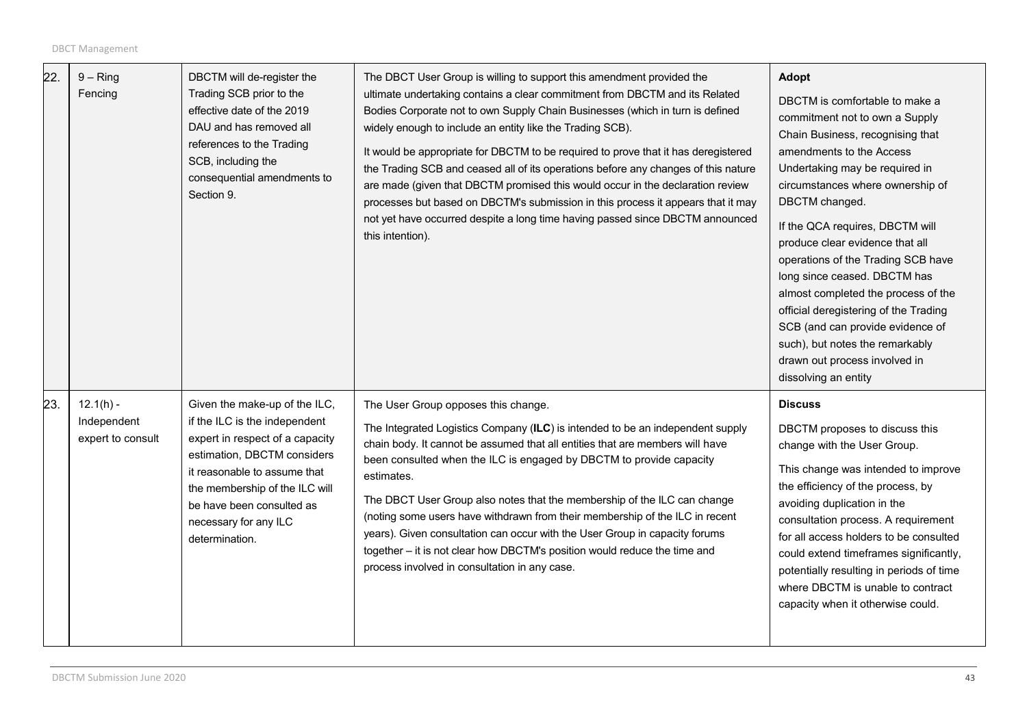| | | | | |
|---|---|---|---|---|
| 22. | 9 – Ring Fencing | DBCTM will de-register the Trading SCB prior to the effective date of the 2019 DAU and has removed all references to the Trading SCB, including the consequential amendments to Section 9. | The DBCT User Group is willing to support this amendment provided the ultimate undertaking contains a clear commitment from DBCTM and its Related Bodies Corporate not to own Supply Chain Businesses (which in turn is defined widely enough to include an entity like the Trading SCB).<br><br>It would be appropriate for DBCTM to be required to prove that it has deregistered the Trading SCB and ceased all of its operations before any changes of this nature are made (given that DBCTM promised this would occur in the declaration review processes but based on DBCTM's submission in this process it appears that it may not yet have occurred despite a long time having passed since DBCTM announced this intention). | **Adopt**<br><br>DBCTM is comfortable to make a commitment not to own a Supply Chain Business, recognising that amendments to the Access Undertaking may be required in circumstances where ownership of DBCTM changed.<br><br>If the QCA requires, DBCTM will produce clear evidence that all operations of the Trading SCB have long since ceased. DBCTM has almost completed the process of the official deregistering of the Trading SCB (and can provide evidence of such), but notes the remarkably drawn out process involved in dissolving an entity |
| 23. | 12.1(h) - Independent expert to consult | Given the make-up of the ILC, if the ILC is the independent expert in respect of a capacity estimation, DBCTM considers it reasonable to assume that the membership of the ILC will be have been consulted as necessary for any ILC determination. | The User Group opposes this change.<br><br>The Integrated Logistics Company (**ILC**) is intended to be an independent supply chain body. It cannot be assumed that all entities that are members will have been consulted when the ILC is engaged by DBCTM to provide capacity estimates.<br><br>The DBCT User Group also notes that the membership of the ILC can change (noting some users have withdrawn from their membership of the ILC in recent years). Given consultation can occur with the User Group in capacity forums together – it is not clear how DBCTM's position would reduce the time and process involved in consultation in any case. | **Discuss**<br><br>DBCTM proposes to discuss this change with the User Group.<br><br>This change was intended to improve the efficiency of the process, by avoiding duplication in the consultation process. A requirement for all access holders to be consulted could extend timeframes significantly, potentially resulting in periods of time where DBCTM is unable to contract capacity when it otherwise could. |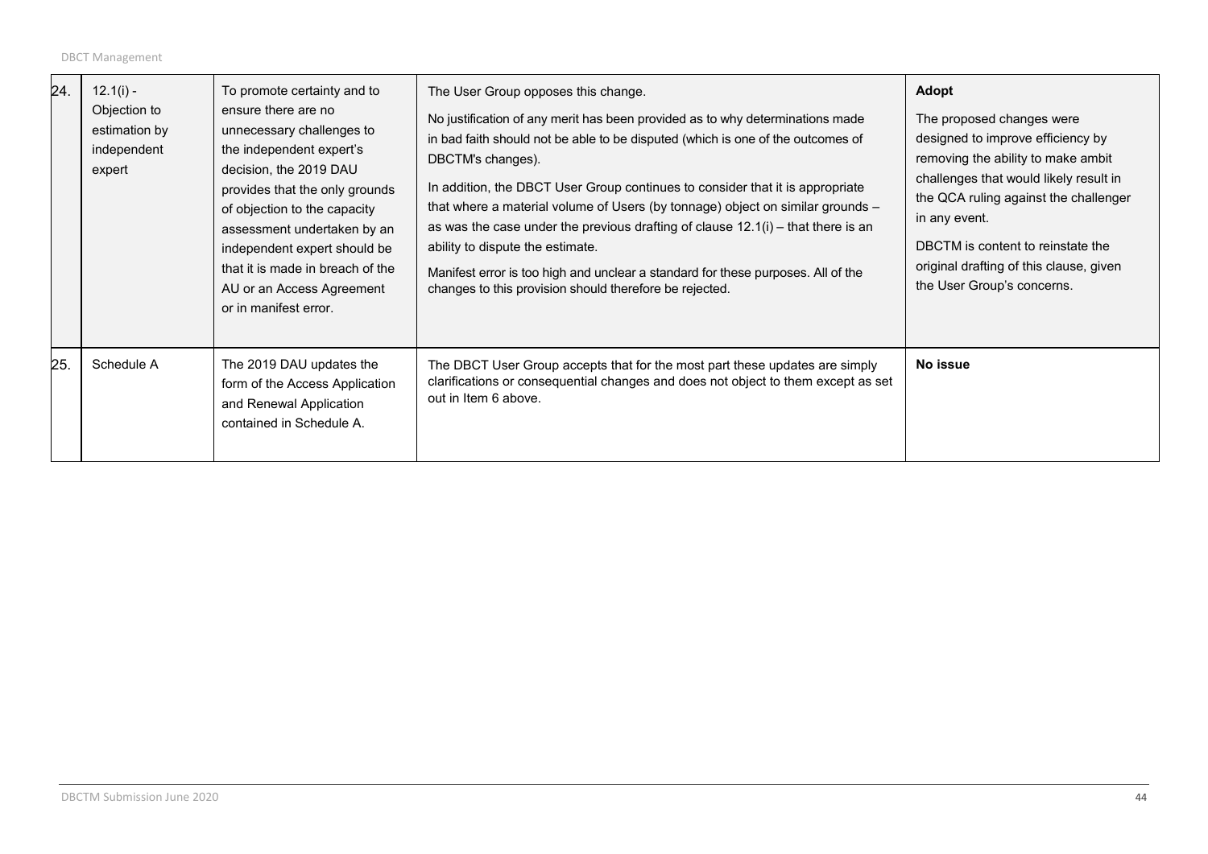| | | | | |
|---|---|---|---|---|
| 24. | 12.1(i) - Objection to estimation by independent expert | To promote certainty and to ensure there are no unnecessary challenges to the independent expert's decision, the 2019 DAU provides that the only grounds of objection to the capacity assessment undertaken by an independent expert should be that it is made in breach of the AU or an Access Agreement or in manifest error. | The User Group opposes this change.<br><br>No justification of any merit has been provided as to why determinations made in bad faith should not be able to be disputed (which is one of the outcomes of DBCTM's changes).<br><br>In addition, the DBCT User Group continues to consider that it is appropriate that where a material volume of Users (by tonnage) object on similar grounds – as was the case under the previous drafting of clause 12.1(i) – that there is an ability to dispute the estimate.<br><br>Manifest error is too high and unclear a standard for these purposes. All of the changes to this provision should therefore be rejected. | **Adopt**<br><br>The proposed changes were designed to improve efficiency by removing the ability to make ambit challenges that would likely result in the QCA ruling against the challenger in any event.<br><br>DBCTM is content to reinstate the original drafting of this clause, given the User Group's concerns. |
| 25. | Schedule A | The 2019 DAU updates the form of the Access Application and Renewal Application contained in Schedule A. | The DBCT User Group accepts that for the most part these updates are simply clarifications or consequential changes and does not object to them except as set out in Item 6 above. | **No issue** |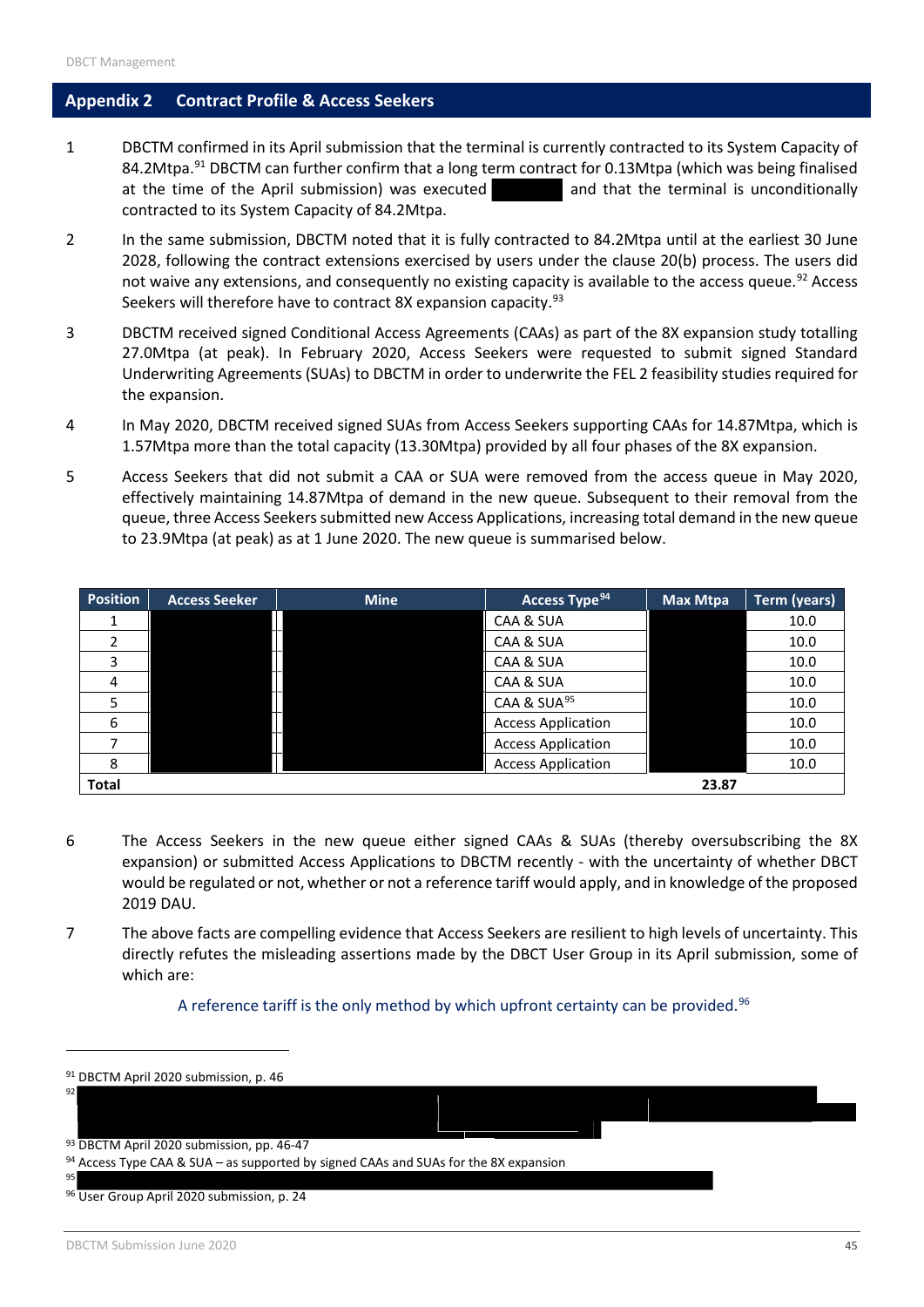## Appendix 2 Contract Profile & Access Seekers

1 DBCTM confirmed in its April submission that the terminal is currently contracted to its System Capacity of 84.2Mtpa.[91] DBCTM can further confirm that a long term contract for 0.13Mtpa (which was being finalised at the time of the April submission) was executed and that the terminal is unconditionally contracted to its System Capacity of 84.2Mtpa.

2 In the same submission, DBCTM noted that it is fully contracted to 84.2Mtpa until at the earliest 30 June 2028, following the contract extensions exercised by users under the clause 20(b) process. The users did not waive any extensions, and consequently no existing capacity is available to the access queue.[92] Access Seekers will therefore have to contract 8X expansion capacity.[93]

3 DBCTM received signed Conditional Access Agreements (CAAs) as part of the 8X expansion study totalling 27.0Mtpa (at peak). In February 2020, Access Seekers were requested to submit signed Standard Underwriting Agreements (SUAs) to DBCTM in order to underwrite the FEL 2 feasibility studies required for the expansion.

4 In May 2020, DBCTM received signed SUAs from Access Seekers supporting CAAs for 14.87Mtpa, which is 1.57Mtpa more than the total capacity (13.30Mtpa) provided by all four phases of the 8X expansion.

5 Access Seekers that did not submit a CAA or SUA were removed from the access queue in May 2020, effectively maintaining 14.87Mtpa of demand in the new queue. Subsequent to their removal from the queue, three Access Seekers submitted new Access Applications, increasing total demand in the new queue to 23.9Mtpa (at peak) as at 1 June 2020. The new queue is summarised below.

| Position | Access Seeker | Mine | Access Type[94] | Max Mtpa | Term (years) |
|---|---|---|---|---|---|
| 1 | | | CAA & SUA | | 10.0 |
| 2 | | | CAA & SUA | | 10.0 |
| 3 | | | CAA & SUA | | 10.0 |
| 4 | | | CAA & SUA | | 10.0 |
| 5 | | | CAA & SUA[95] | | 10.0 |
| 6 | | | Access Application | | 10.0 |
| 7 | | | Access Application | | 10.0 |
| 8 | | | Access Application | | 10.0 |
| **Total** | | | | **23.87** | |

6 The Access Seekers in the new queue either signed CAAs & SUAs (thereby oversubscribing the 8X expansion) or submitted Access Applications to DBCTM recently - with the uncertainty of whether DBCT would be regulated or not, whether or not a reference tariff would apply, and in knowledge of the proposed 2019 DAU.

7 The above facts are compelling evidence that Access Seekers are resilient to high levels of uncertainty. This directly refutes the misleading assertions made by the DBCT User Group in its April submission, some of which are:

> A reference tariff is the only method by which upfront certainty can be provided.[96]

---

[91] DBCTM April 2020 submission, p. 46

[92]

[93] DBCTM April 2020 submission, pp. 46-47

[94] Access Type CAA & SUA – as supported by signed CAAs and SUAs for the 8X expansion

[95]

[96] User Group April 2020 submission, p. 24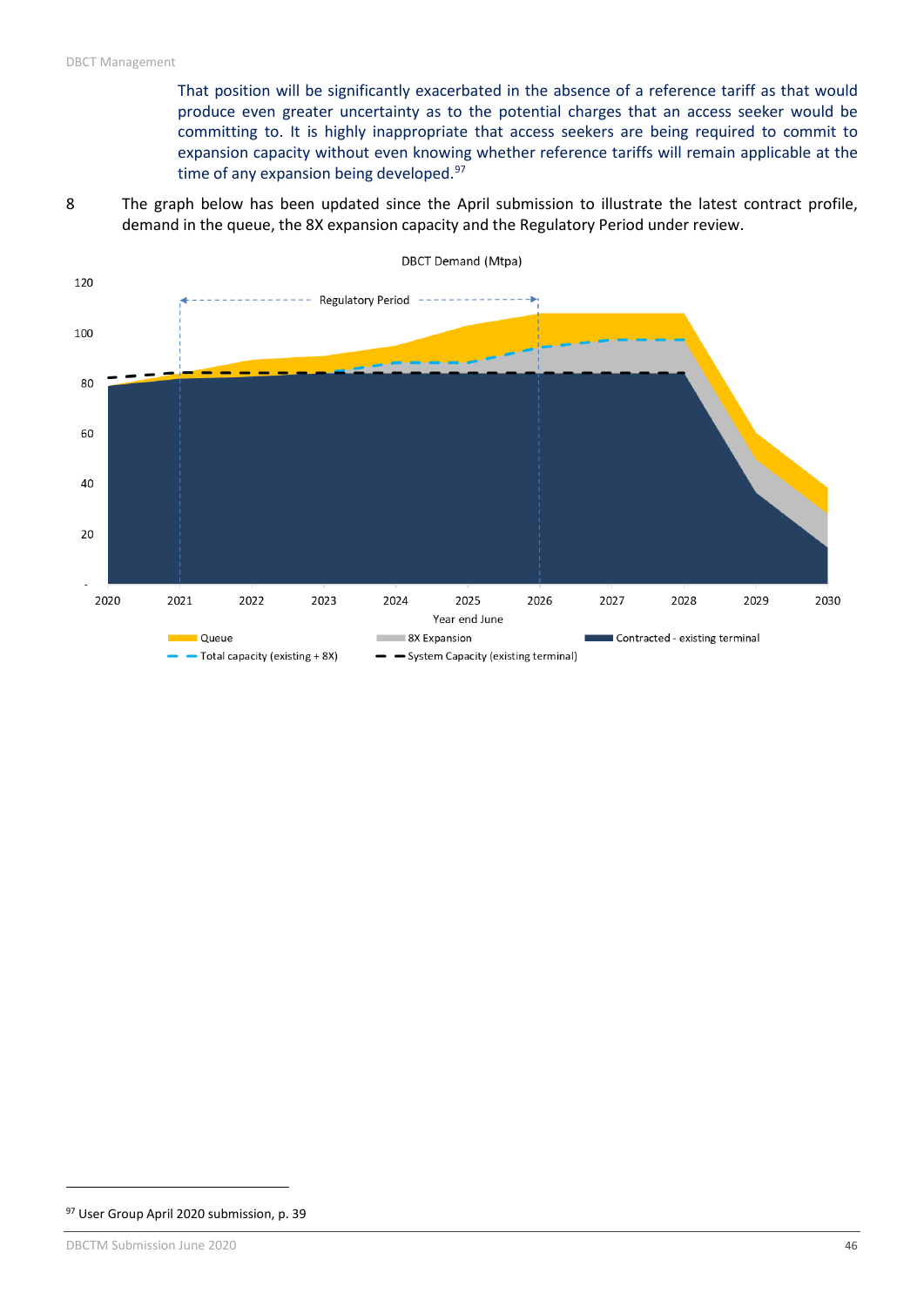That position will be significantly exacerbated in the absence of a reference tariff as that would produce even greater uncertainty as to the potential charges that an access seeker would be committing to. It is highly inappropriate that access seekers are being required to commit to expansion capacity without even knowing whether reference tariffs will remain applicable at the time of any expansion being developed.[97]

8 The graph below has been updated since the April submission to illustrate the latest contract profile, demand in the queue, the 8X expansion capacity and the Regulatory Period under review.

[97] User Group April 2020 submission, p. 39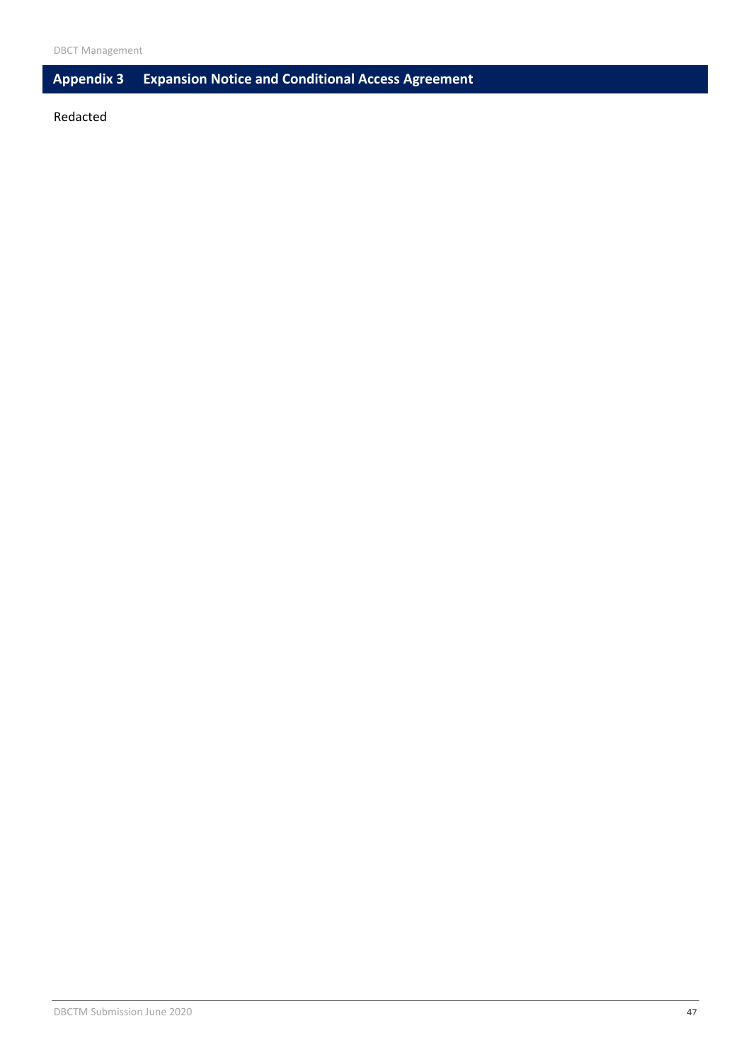## Appendix 3 Expansion Notice and Conditional Access Agreement

Redacted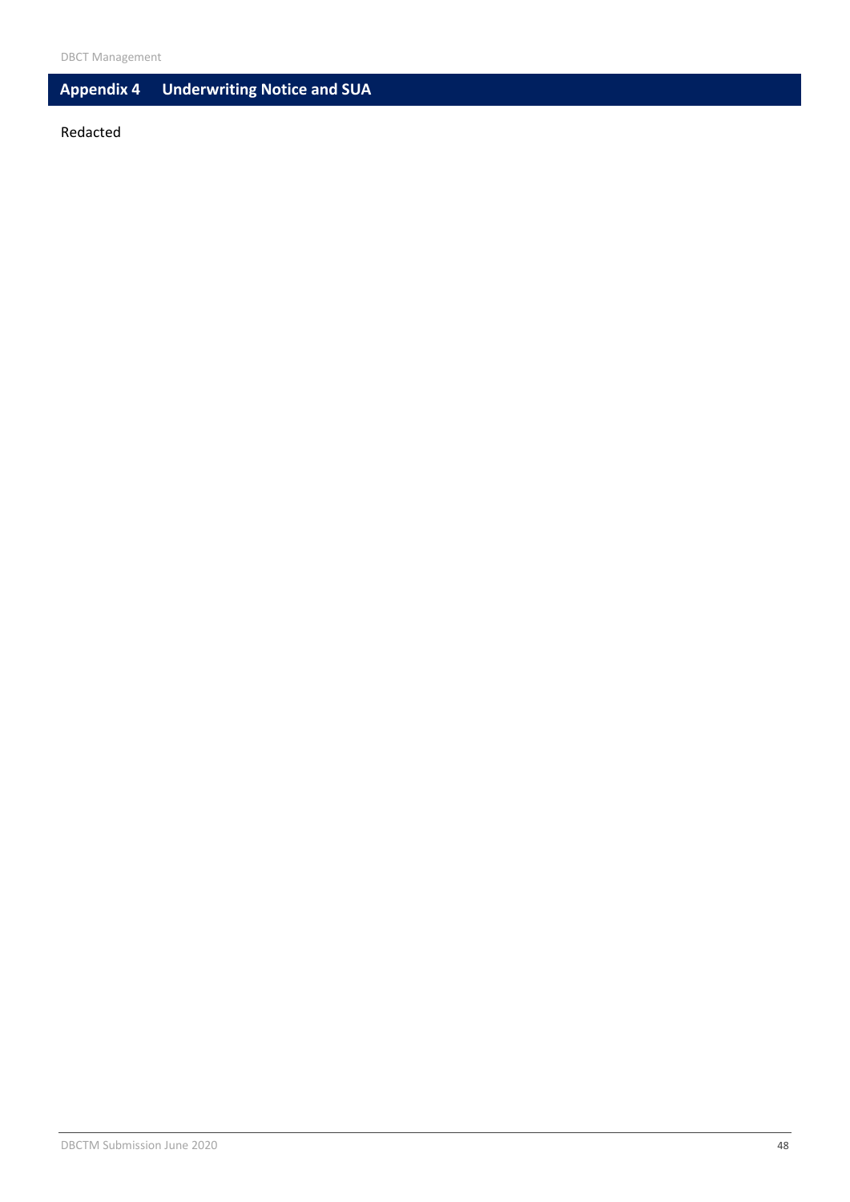# Appendix 4 Underwriting Notice and SUA

Redacted